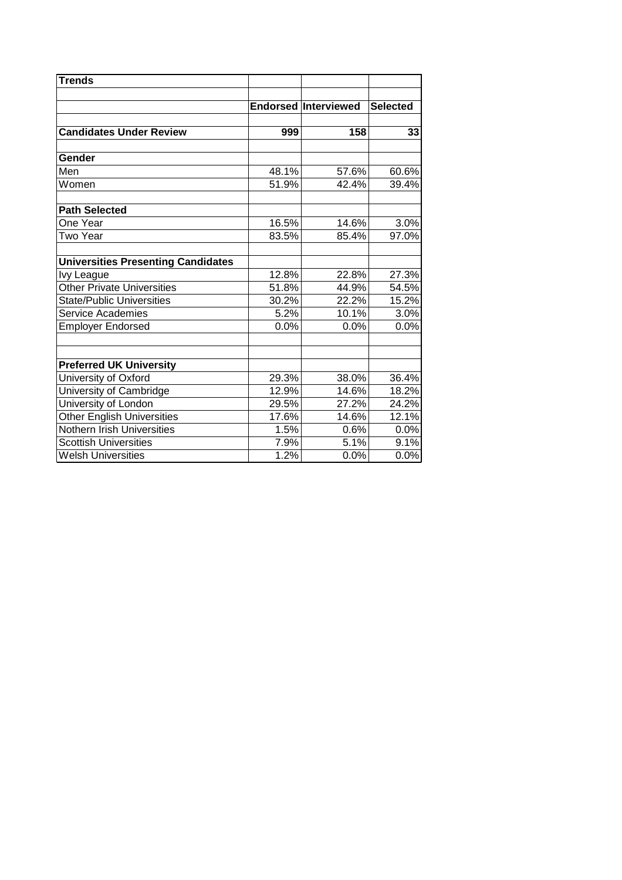| Trends | | | |
| --- | --- | --- | --- |
| | **Endorsed** | **Interviewed** | **Selected** |
| **Candidates Under Review** | **999** | **158** | **33** |
| **Gender** | | | |
| Men | 48.1% | 57.6% | 60.6% |
| Women | 51.9% | 42.4% | 39.4% |
| **Path Selected** | | | |
| One Year | 16.5% | 14.6% | 3.0% |
| Two Year | 83.5% | 85.4% | 97.0% |
| **Universities Presenting Candidates** | | | |
| Ivy League | 12.8% | 22.8% | 27.3% |
| Other Private Universities | 51.8% | 44.9% | 54.5% |
| State/Public Universities | 30.2% | 22.2% | 15.2% |
| Service Academies | 5.2% | 10.1% | 3.0% |
| Employer Endorsed | 0.0% | 0.0% | 0.0% |
| **Preferred UK University** | | | |
| University of Oxford | 29.3% | 38.0% | 36.4% |
| University of Cambridge | 12.9% | 14.6% | 18.2% |
| University of London | 29.5% | 27.2% | 24.2% |
| Other English Universities | 17.6% | 14.6% | 12.1% |
| Nothern Irish Universities | 1.5% | 0.6% | 0.0% |
| Scottish Universities | 7.9% | 5.1% | 9.1% |
| Welsh Universities | 1.2% | 0.0% | 0.0% |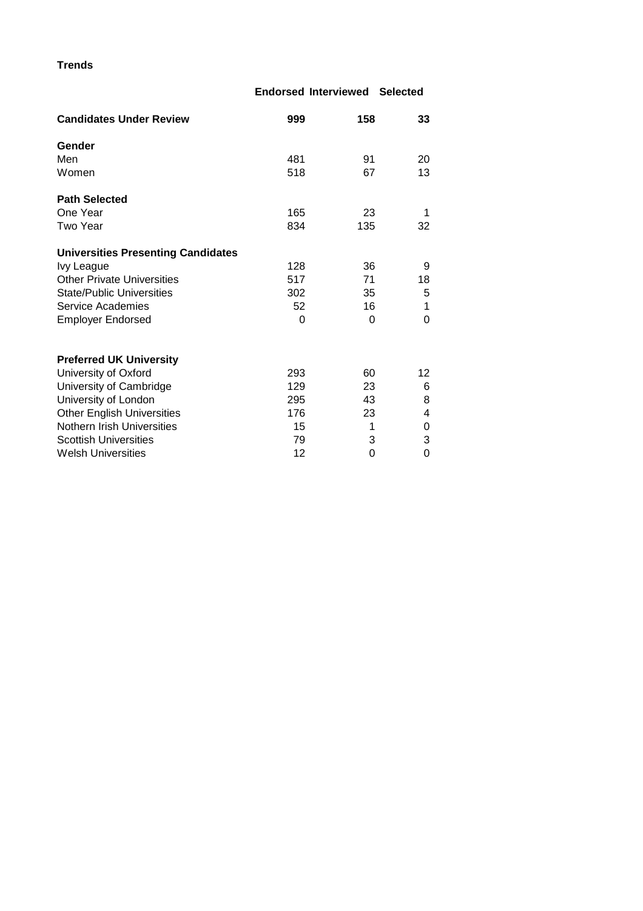**Trends**

| | Endorsed | Interviewed | Selected |
|---|---|---|---|
| **Candidates Under Review** | **999** | **158** | **33** |
| **Gender** | | | |
| Men | 481 | 91 | 20 |
| Women | 518 | 67 | 13 |
| **Path Selected** | | | |
| One Year | 165 | 23 | 1 |
| Two Year | 834 | 135 | 32 |
| **Universities Presenting Candidates** | | | |
| Ivy League | 128 | 36 | 9 |
| Other Private Universities | 517 | 71 | 18 |
| State/Public Universities | 302 | 35 | 5 |
| Service Academies | 52 | 16 | 1 |
| Employer Endorsed | 0 | 0 | 0 |
| **Preferred UK University** | | | |
| University of Oxford | 293 | 60 | 12 |
| University of Cambridge | 129 | 23 | 6 |
| University of London | 295 | 43 | 8 |
| Other English Universities | 176 | 23 | 4 |
| Nothern Irish Universities | 15 | 1 | 0 |
| Scottish Universities | 79 | 3 | 3 |
| Welsh Universities | 12 | 0 | 0 |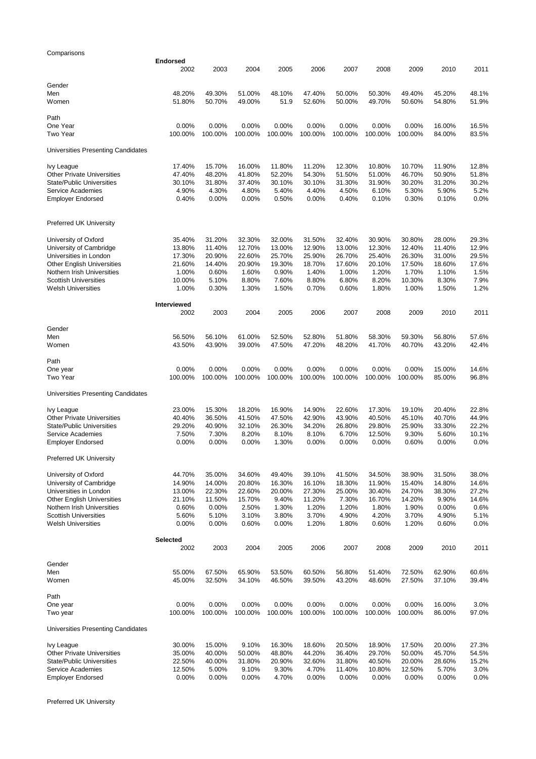Comparisons

| Endorsed | 2002 | 2003 | 2004 | 2005 | 2006 | 2007 | 2008 | 2009 | 2010 | 2011 |
|---|---|---|---|---|---|---|---|---|---|---|
| Gender | | | | | | | | | | |
| Men | 48.20% | 49.30% | 51.00% | 48.10% | 47.40% | 50.00% | 50.30% | 49.40% | 45.20% | 48.1% |
| Women | 51.80% | 50.70% | 49.00% | 51.9 | 52.60% | 50.00% | 49.70% | 50.60% | 54.80% | 51.9% |
| Path | | | | | | | | | | |
| One Year | 0.00% | 0.00% | 0.00% | 0.00% | 0.00% | 0.00% | 0.00% | 0.00% | 16.00% | 16.5% |
| Two Year | 100.00% | 100.00% | 100.00% | 100.00% | 100.00% | 100.00% | 100.00% | 100.00% | 84.00% | 83.5% |
| Universities Presenting Candidates | | | | | | | | | | |
| Ivy League | 17.40% | 15.70% | 16.00% | 11.80% | 11.20% | 12.30% | 10.80% | 10.70% | 11.90% | 12.8% |
| Other Private Universities | 47.40% | 48.20% | 41.80% | 52.20% | 54.30% | 51.50% | 51.00% | 46.70% | 50.90% | 51.8% |
| State/Public Universities | 30.10% | 31.80% | 37.40% | 30.10% | 30.10% | 31.30% | 31.90% | 30.20% | 31.20% | 30.2% |
| Service Academies | 4.90% | 4.30% | 4.80% | 5.40% | 4.40% | 4.50% | 6.10% | 5.30% | 5.90% | 5.2% |
| Employer Endorsed | 0.40% | 0.00% | 0.00% | 0.50% | 0.00% | 0.40% | 0.10% | 0.30% | 0.10% | 0.0% |
| Preferred UK University | | | | | | | | | | |
| University of Oxford | 35.40% | 31.20% | 32.30% | 32.00% | 31.50% | 32.40% | 30.90% | 30.80% | 28.00% | 29.3% |
| University of Cambridge | 13.80% | 11.40% | 12.70% | 13.00% | 12.90% | 13.00% | 12.30% | 12.40% | 11.40% | 12.9% |
| Universities in London | 17.30% | 20.90% | 22.60% | 25.70% | 25.90% | 26.70% | 25.40% | 26.30% | 31.00% | 29.5% |
| Other English Universities | 21.60% | 14.40% | 20.90% | 19.30% | 18.70% | 17.60% | 20.10% | 17.50% | 18.60% | 17.6% |
| Nothern Irish Universities | 1.00% | 0.60% | 1.60% | 0.90% | 1.40% | 1.00% | 1.20% | 1.70% | 1.10% | 1.5% |
| Scottish Universities | 10.00% | 5.10% | 8.80% | 7.60% | 8.80% | 6.80% | 8.20% | 10.30% | 8.30% | 7.9% |
| Welsh Universities | 1.00% | 0.30% | 1.30% | 1.50% | 0.70% | 0.60% | 1.80% | 1.00% | 1.50% | 1.2% |

| Interviewed | 2002 | 2003 | 2004 | 2005 | 2006 | 2007 | 2008 | 2009 | 2010 | 2011 |
|---|---|---|---|---|---|---|---|---|---|---|
| Gender | | | | | | | | | | |
| Men | 56.50% | 56.10% | 61.00% | 52.50% | 52.80% | 51.80% | 58.30% | 59.30% | 56.80% | 57.6% |
| Women | 43.50% | 43.90% | 39.00% | 47.50% | 47.20% | 48.20% | 41.70% | 40.70% | 43.20% | 42.4% |
| Path | | | | | | | | | | |
| One year | 0.00% | 0.00% | 0.00% | 0.00% | 0.00% | 0.00% | 0.00% | 0.00% | 15.00% | 14.6% |
| Two Year | 100.00% | 100.00% | 100.00% | 100.00% | 100.00% | 100.00% | 100.00% | 100.00% | 85.00% | 96.8% |
| Universities Presenting Candidates | | | | | | | | | | |
| Ivy League | 23.00% | 15.30% | 18.20% | 16.90% | 14.90% | 22.60% | 17.30% | 19.10% | 20.40% | 22.8% |
| Other Private Universities | 40.40% | 36.50% | 41.50% | 47.50% | 42.90% | 43.90% | 40.50% | 45.10% | 40.70% | 44.9% |
| State/Public Universities | 29.20% | 40.90% | 32.10% | 26.30% | 34.20% | 26.80% | 29.80% | 25.90% | 33.30% | 22.2% |
| Service Academies | 7.50% | 7.30% | 8.20% | 8.10% | 8.10% | 6.70% | 12.50% | 9.30% | 5.60% | 10.1% |
| Employer Endorsed | 0.00% | 0.00% | 0.00% | 1.30% | 0.00% | 0.00% | 0.00% | 0.60% | 0.00% | 0.0% |
| Preferred UK University | | | | | | | | | | |
| University of Oxford | 44.70% | 35.00% | 34.60% | 49.40% | 39.10% | 41.50% | 34.50% | 38.90% | 31.50% | 38.0% |
| University of Cambridge | 14.90% | 14.00% | 20.80% | 16.30% | 16.10% | 18.30% | 11.90% | 15.40% | 14.80% | 14.6% |
| Universities in London | 13.00% | 22.30% | 22.60% | 20.00% | 27.30% | 25.00% | 30.40% | 24.70% | 38.30% | 27.2% |
| Other English Universities | 21.10% | 11.50% | 15.70% | 9.40% | 11.20% | 7.30% | 16.70% | 14.20% | 9.90% | 14.6% |
| Nothern Irish Universities | 0.60% | 0.00% | 2.50% | 1.30% | 1.20% | 1.20% | 1.80% | 1.90% | 0.00% | 0.6% |
| Scottish Universities | 5.60% | 5.10% | 3.10% | 3.80% | 3.70% | 4.90% | 4.20% | 3.70% | 4.90% | 5.1% |
| Welsh Universities | 0.00% | 0.00% | 0.60% | 0.00% | 1.20% | 1.80% | 0.60% | 1.20% | 0.60% | 0.0% |

| Selected | 2002 | 2003 | 2004 | 2005 | 2006 | 2007 | 2008 | 2009 | 2010 | 2011 |
|---|---|---|---|---|---|---|---|---|---|---|
| Gender | | | | | | | | | | |
| Men | 55.00% | 67.50% | 65.90% | 53.50% | 60.50% | 56.80% | 51.40% | 72.50% | 62.90% | 60.6% |
| Women | 45.00% | 32.50% | 34.10% | 46.50% | 39.50% | 43.20% | 48.60% | 27.50% | 37.10% | 39.4% |
| Path | | | | | | | | | | |
| One year | 0.00% | 0.00% | 0.00% | 0.00% | 0.00% | 0.00% | 0.00% | 0.00% | 16.00% | 3.0% |
| Two year | 100.00% | 100.00% | 100.00% | 100.00% | 100.00% | 100.00% | 100.00% | 100.00% | 86.00% | 97.0% |
| Universities Presenting Candidates | | | | | | | | | | |
| Ivy League | 30.00% | 15.00% | 9.10% | 16.30% | 18.60% | 20.50% | 18.90% | 17.50% | 20.00% | 27.3% |
| Other Private Universities | 35.00% | 40.00% | 50.00% | 48.80% | 44.20% | 36.40% | 29.70% | 50.00% | 45.70% | 54.5% |
| State/Public Universities | 22.50% | 40.00% | 31.80% | 20.90% | 32.60% | 31.80% | 40.50% | 20.00% | 28.60% | 15.2% |
| Service Academies | 12.50% | 5.00% | 9.10% | 9.30% | 4.70% | 11.40% | 10.80% | 12.50% | 5.70% | 3.0% |
| Employer Endorsed | 0.00% | 0.00% | 0.00% | 4.70% | 0.00% | 0.00% | 0.00% | 0.00% | 0.00% | 0.0% |

Preferred UK University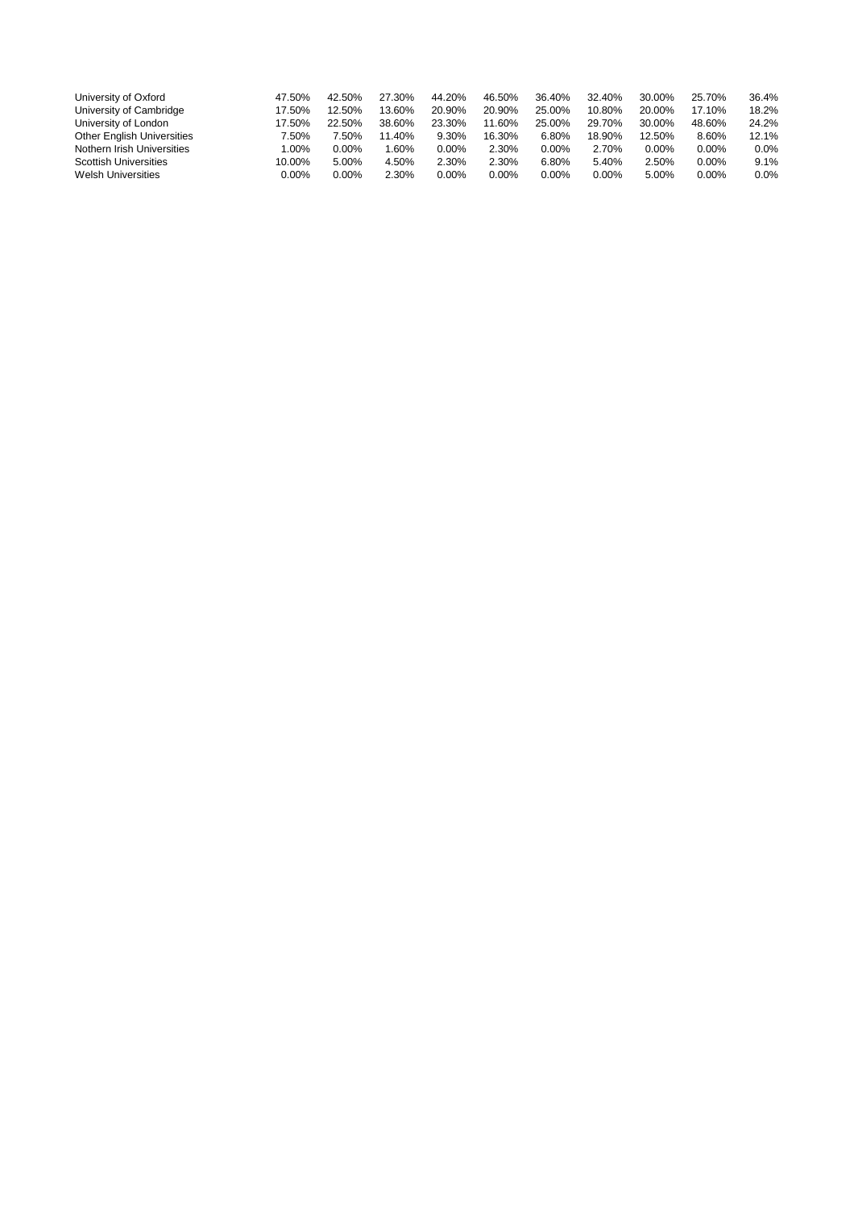| | | | | | | | | | | |
|---|---|---|---|---|---|---|---|---|---|---|
| University of Oxford | 47.50% | 42.50% | 27.30% | 44.20% | 46.50% | 36.40% | 32.40% | 30.00% | 25.70% | 36.4% |
| University of Cambridge | 17.50% | 12.50% | 13.60% | 20.90% | 20.90% | 25.00% | 10.80% | 20.00% | 17.10% | 18.2% |
| University of London | 17.50% | 22.50% | 38.60% | 23.30% | 11.60% | 25.00% | 29.70% | 30.00% | 48.60% | 24.2% |
| Other English Universities | 7.50% | 7.50% | 11.40% | 9.30% | 16.30% | 6.80% | 18.90% | 12.50% | 8.60% | 12.1% |
| Nothern Irish Universities | 1.00% | 0.00% | 1.60% | 0.00% | 2.30% | 0.00% | 2.70% | 0.00% | 0.00% | 0.0% |
| Scottish Universities | 10.00% | 5.00% | 4.50% | 2.30% | 2.30% | 6.80% | 5.40% | 2.50% | 0.00% | 9.1% |
| Welsh Universities | 0.00% | 0.00% | 2.30% | 0.00% | 0.00% | 0.00% | 0.00% | 5.00% | 0.00% | 0.0% |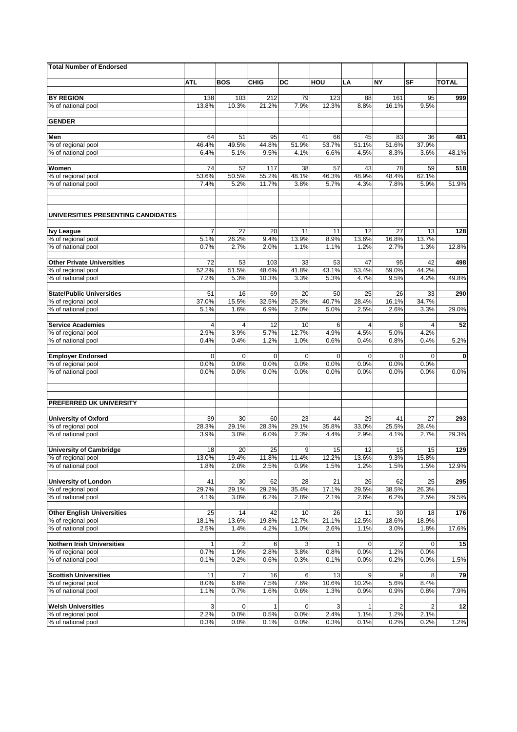| Total Number of Endorsed | | | | | | | | | |
|---|---|---|---|---|---|---|---|---|---|
| | **ATL** | **BOS** | **CHIG** | **DC** | **HOU** | **LA** | **NY** | **SF** | **TOTAL** |
| **BY REGION** | 138 | 103 | 212 | 79 | 123 | 88 | 161 | 95 | **999** |
| % of national pool | 13.8% | 10.3% | 21.2% | 7.9% | 12.3% | 8.8% | 16.1% | 9.5% | |
| **GENDER** | | | | | | | | | |
| **Men** | 64 | 51 | 95 | 41 | 66 | 45 | 83 | 36 | **481** |
| % of regional pool | 46.4% | 49.5% | 44.8% | 51.9% | 53.7% | 51.1% | 51.6% | 37.9% | |
| % of national pool | 6.4% | 5.1% | 9.5% | 4.1% | 6.6% | 4.5% | 8.3% | 3.6% | 48.1% |
| **Women** | 74 | 52 | 117 | 38 | 57 | 43 | 78 | 59 | **518** |
| % of regional pool | 53.6% | 50.5% | 55.2% | 48.1% | 46.3% | 48.9% | 48.4% | 62.1% | |
| % of national pool | 7.4% | 5.2% | 11.7% | 3.8% | 5.7% | 4.3% | 7.8% | 5.9% | 51.9% |
| **UNIVERSITIES PRESENTING CANDIDATES** | | | | | | | | | |
| **Ivy League** | 7 | 27 | 20 | 11 | 11 | 12 | 27 | 13 | **128** |
| % of regional pool | 5.1% | 26.2% | 9.4% | 13.9% | 8.9% | 13.6% | 16.8% | 13.7% | |
| % of national pool | 0.7% | 2.7% | 2.0% | 1.1% | 1.1% | 1.2% | 2.7% | 1.3% | 12.8% |
| **Other Private Universities** | 72 | 53 | 103 | 33 | 53 | 47 | 95 | 42 | **498** |
| % of regional pool | 52.2% | 51.5% | 48.6% | 41.8% | 43.1% | 53.4% | 59.0% | 44.2% | |
| % of national pool | 7.2% | 5.3% | 10.3% | 3.3% | 5.3% | 4.7% | 9.5% | 4.2% | 49.8% |
| **State/Public Universities** | 51 | 16 | 69 | 20 | 50 | 25 | 26 | 33 | **290** |
| % of regional pool | 37.0% | 15.5% | 32.5% | 25.3% | 40.7% | 28.4% | 16.1% | 34.7% | |
| % of national pool | 5.1% | 1.6% | 6.9% | 2.0% | 5.0% | 2.5% | 2.6% | 3.3% | 29.0% |
| **Service Academies** | 4 | 4 | 12 | 10 | 6 | 4 | 8 | 4 | **52** |
| % of regional pool | 2.9% | 3.9% | 5.7% | 12.7% | 4.9% | 4.5% | 5.0% | 4.2% | |
| % of national pool | 0.4% | 0.4% | 1.2% | 1.0% | 0.6% | 0.4% | 0.8% | 0.4% | 5.2% |
| **Employer Endorsed** | 0 | 0 | 0 | 0 | 0 | 0 | 0 | 0 | **0** |
| % of regional pool | 0.0% | 0.0% | 0.0% | 0.0% | 0.0% | 0.0% | 0.0% | 0.0% | |
| % of national pool | 0.0% | 0.0% | 0.0% | 0.0% | 0.0% | 0.0% | 0.0% | 0.0% | 0.0% |
| **PREFERRED UK UNIVERSITY** | | | | | | | | | |
| **University of Oxford** | 39 | 30 | 60 | 23 | 44 | 29 | 41 | 27 | **293** |
| % of regional pool | 28.3% | 29.1% | 28.3% | 29.1% | 35.8% | 33.0% | 25.5% | 28.4% | |
| % of national pool | 3.9% | 3.0% | 6.0% | 2.3% | 4.4% | 2.9% | 4.1% | 2.7% | 29.3% |
| **University of Cambridge** | 18 | 20 | 25 | 9 | 15 | 12 | 15 | 15 | **129** |
| % of regional pool | 13.0% | 19.4% | 11.8% | 11.4% | 12.2% | 13.6% | 9.3% | 15.8% | |
| % of national pool | 1.8% | 2.0% | 2.5% | 0.9% | 1.5% | 1.2% | 1.5% | 1.5% | 12.9% |
| **University of London** | 41 | 30 | 62 | 28 | 21 | 26 | 62 | 25 | **295** |
| % of regional pool | 29.7% | 29.1% | 29.2% | 35.4% | 17.1% | 29.5% | 38.5% | 26.3% | |
| % of national pool | 4.1% | 3.0% | 6.2% | 2.8% | 2.1% | 2.6% | 6.2% | 2.5% | 29.5% |
| **Other English Universities** | 25 | 14 | 42 | 10 | 26 | 11 | 30 | 18 | **176** |
| % of regional pool | 18.1% | 13.6% | 19.8% | 12.7% | 21.1% | 12.5% | 18.6% | 18.9% | |
| % of national pool | 2.5% | 1.4% | 4.2% | 1.0% | 2.6% | 1.1% | 3.0% | 1.8% | 17.6% |
| **Nothern Irish Universities** | 1 | 2 | 6 | 3 | 1 | 0 | 2 | 0 | **15** |
| % of regional pool | 0.7% | 1.9% | 2.8% | 3.8% | 0.8% | 0.0% | 1.2% | 0.0% | |
| % of national pool | 0.1% | 0.2% | 0.6% | 0.3% | 0.1% | 0.0% | 0.2% | 0.0% | 1.5% |
| **Scottish Universities** | 11 | 7 | 16 | 6 | 13 | 9 | 9 | 8 | **79** |
| % of regional pool | 8.0% | 6.8% | 7.5% | 7.6% | 10.6% | 10.2% | 5.6% | 8.4% | |
| % of national pool | 1.1% | 0.7% | 1.6% | 0.6% | 1.3% | 0.9% | 0.9% | 0.8% | 7.9% |
| **Welsh Universities** | 3 | 0 | 1 | 0 | 3 | 1 | 2 | 2 | **12** |
| % of regional pool | 2.2% | 0.0% | 0.5% | 0.0% | 2.4% | 1.1% | 1.2% | 2.1% | |
| % of national pool | 0.3% | 0.0% | 0.1% | 0.0% | 0.3% | 0.1% | 0.2% | 0.2% | 1.2% |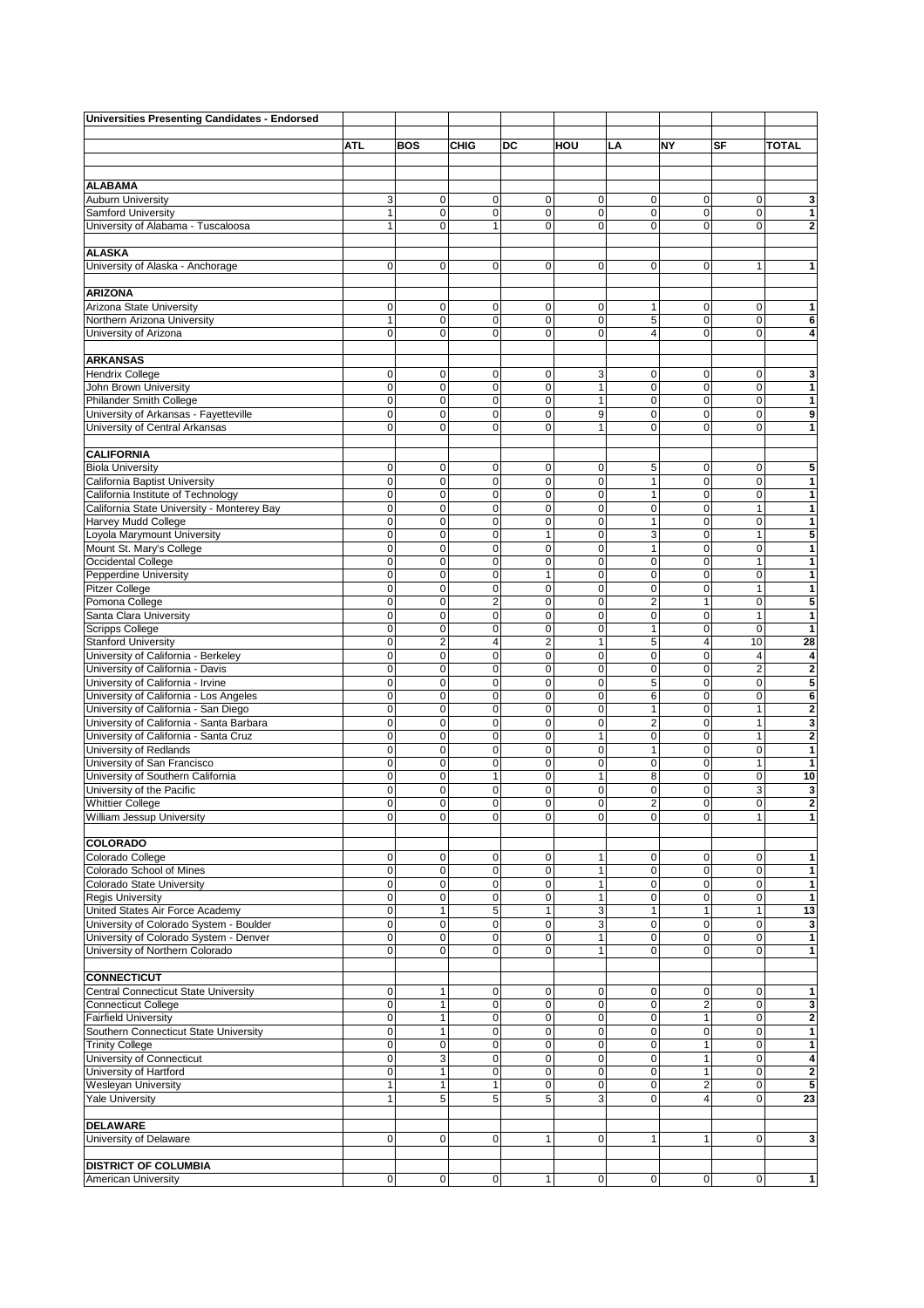| Universities Presenting Candidates - Endorsed | | | | | | | | | |
|---|---|---|---|---|---|---|---|---|---|
| | ATL | BOS | CHIG | DC | HOU | LA | NY | SF | TOTAL |
| **ALABAMA** | | | | | | | | | |
| Auburn University | 3 | 0 | 0 | 0 | 0 | 0 | 0 | 0 | **3** |
| Samford University | 1 | 0 | 0 | 0 | 0 | 0 | 0 | 0 | **1** |
| University of Alabama - Tuscaloosa | 1 | 0 | 1 | 0 | 0 | 0 | 0 | 0 | **2** |
| **ALASKA** | | | | | | | | | |
| University of Alaska - Anchorage | 0 | 0 | 0 | 0 | 0 | 0 | 0 | 1 | **1** |
| **ARIZONA** | | | | | | | | | |
| Arizona State University | 0 | 0 | 0 | 0 | 0 | 1 | 0 | 0 | **1** |
| Northern Arizona University | 1 | 0 | 0 | 0 | 0 | 5 | 0 | 0 | **6** |
| University of Arizona | 0 | 0 | 0 | 0 | 0 | 4 | 0 | 0 | **4** |
| **ARKANSAS** | | | | | | | | | |
| Hendrix College | 0 | 0 | 0 | 0 | 3 | 0 | 0 | 0 | **3** |
| John Brown University | 0 | 0 | 0 | 0 | 1 | 0 | 0 | 0 | **1** |
| Philander Smith College | 0 | 0 | 0 | 0 | 1 | 0 | 0 | 0 | **1** |
| University of Arkansas - Fayetteville | 0 | 0 | 0 | 0 | 9 | 0 | 0 | 0 | **9** |
| University of Central Arkansas | 0 | 0 | 0 | 0 | 1 | 0 | 0 | 0 | **1** |
| **CALIFORNIA** | | | | | | | | | |
| Biola University | 0 | 0 | 0 | 0 | 0 | 5 | 0 | 0 | **5** |
| California Baptist University | 0 | 0 | 0 | 0 | 0 | 1 | 0 | 0 | **1** |
| California Institute of Technology | 0 | 0 | 0 | 0 | 0 | 1 | 0 | 0 | **1** |
| California State University - Monterey Bay | 0 | 0 | 0 | 0 | 0 | 0 | 0 | 1 | **1** |
| Harvey Mudd College | 0 | 0 | 0 | 0 | 0 | 1 | 0 | 0 | **1** |
| Loyola Marymount University | 0 | 0 | 0 | 1 | 0 | 3 | 0 | 1 | **5** |
| Mount St. Mary's College | 0 | 0 | 0 | 0 | 0 | 1 | 0 | 0 | **1** |
| Occidental College | 0 | 0 | 0 | 0 | 0 | 0 | 0 | 1 | **1** |
| Pepperdine University | 0 | 0 | 0 | 1 | 0 | 0 | 0 | 0 | **1** |
| Pitzer College | 0 | 0 | 0 | 0 | 0 | 0 | 0 | 1 | **1** |
| Pomona College | 0 | 0 | 2 | 0 | 0 | 2 | 1 | 0 | **5** |
| Santa Clara University | 0 | 0 | 0 | 0 | 0 | 0 | 0 | 1 | **1** |
| Scripps College | 0 | 0 | 0 | 0 | 0 | 1 | 0 | 0 | **1** |
| Stanford University | 0 | 2 | 4 | 2 | 1 | 5 | 4 | 10 | **28** |
| University of California - Berkeley | 0 | 0 | 0 | 0 | 0 | 0 | 0 | 4 | **4** |
| University of California - Davis | 0 | 0 | 0 | 0 | 0 | 0 | 0 | 2 | **2** |
| University of California - Irvine | 0 | 0 | 0 | 0 | 0 | 5 | 0 | 0 | **5** |
| University of California - Los Angeles | 0 | 0 | 0 | 0 | 0 | 6 | 0 | 0 | **6** |
| University of California - San Diego | 0 | 0 | 0 | 0 | 0 | 1 | 0 | 1 | **2** |
| University of California - Santa Barbara | 0 | 0 | 0 | 0 | 0 | 2 | 0 | 1 | **3** |
| University of California - Santa Cruz | 0 | 0 | 0 | 0 | 1 | 0 | 0 | 1 | **2** |
| University of Redlands | 0 | 0 | 0 | 0 | 0 | 1 | 0 | 0 | **1** |
| University of San Francisco | 0 | 0 | 0 | 0 | 0 | 0 | 0 | 1 | **1** |
| University of Southern California | 0 | 0 | 1 | 0 | 1 | 8 | 0 | 0 | **10** |
| University of the Pacific | 0 | 0 | 0 | 0 | 0 | 0 | 0 | 3 | **3** |
| Whittier College | 0 | 0 | 0 | 0 | 0 | 2 | 0 | 0 | **2** |
| William Jessup University | 0 | 0 | 0 | 0 | 0 | 0 | 0 | 1 | **1** |
| **COLORADO** | | | | | | | | | |
| Colorado College | 0 | 0 | 0 | 0 | 1 | 0 | 0 | 0 | **1** |
| Colorado School of Mines | 0 | 0 | 0 | 0 | 1 | 0 | 0 | 0 | **1** |
| Colorado State University | 0 | 0 | 0 | 0 | 1 | 0 | 0 | 0 | **1** |
| Regis University | 0 | 0 | 0 | 0 | 1 | 0 | 0 | 0 | **1** |
| United States Air Force Academy | 0 | 1 | 5 | 1 | 3 | 1 | 1 | 1 | **13** |
| University of Colorado System - Boulder | 0 | 0 | 0 | 0 | 3 | 0 | 0 | 0 | **3** |
| University of Colorado System - Denver | 0 | 0 | 0 | 0 | 1 | 0 | 0 | 0 | **1** |
| University of Northern Colorado | 0 | 0 | 0 | 0 | 1 | 0 | 0 | 0 | **1** |
| **CONNECTICUT** | | | | | | | | | |
| Central Connecticut State University | 0 | 1 | 0 | 0 | 0 | 0 | 0 | 0 | **1** |
| Connecticut College | 0 | 1 | 0 | 0 | 0 | 0 | 2 | 0 | **3** |
| Fairfield University | 0 | 1 | 0 | 0 | 0 | 0 | 1 | 0 | **2** |
| Southern Connecticut State University | 0 | 1 | 0 | 0 | 0 | 0 | 0 | 0 | **1** |
| Trinity College | 0 | 0 | 0 | 0 | 0 | 0 | 1 | 0 | **1** |
| University of Connecticut | 0 | 3 | 0 | 0 | 0 | 0 | 1 | 0 | **4** |
| University of Hartford | 0 | 1 | 0 | 0 | 0 | 0 | 1 | 0 | **2** |
| Wesleyan University | 1 | 1 | 1 | 0 | 0 | 0 | 2 | 0 | **5** |
| Yale University | 1 | 5 | 5 | 5 | 3 | 0 | 4 | 0 | **23** |
| **DELAWARE** | | | | | | | | | |
| University of Delaware | 0 | 0 | 0 | 1 | 0 | 1 | 1 | 0 | **3** |
| **DISTRICT OF COLUMBIA** | | | | | | | | | |
| American University | 0 | 0 | 0 | 1 | 0 | 0 | 0 | 0 | **1** |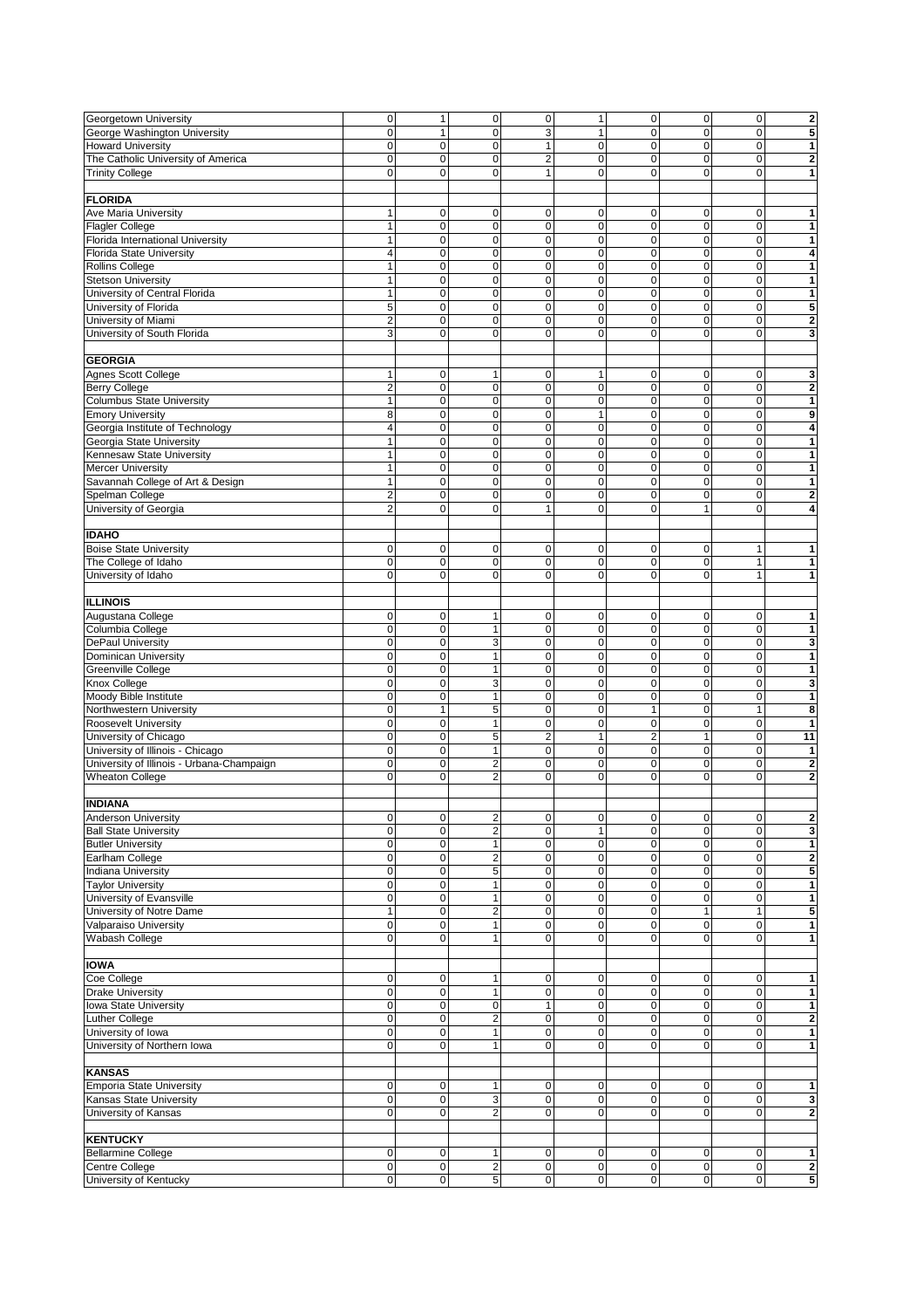| | | | | | | | | | |
|---|---|---|---|---|---|---|---|---|---|
| Georgetown University | 0 | 1 | 0 | 0 | 1 | 0 | 0 | 0 | **2** |
| George Washington University | 0 | 1 | 0 | 3 | 1 | 0 | 0 | 0 | **5** |
| Howard University | 0 | 0 | 0 | 1 | 0 | 0 | 0 | 0 | **1** |
| The Catholic University of America | 0 | 0 | 0 | 2 | 0 | 0 | 0 | 0 | **2** |
| Trinity College | 0 | 0 | 0 | 1 | 0 | 0 | 0 | 0 | **1** |
| | | | | | | | | | |
| **FLORIDA** | | | | | | | | | |
| Ave Maria University | 1 | 0 | 0 | 0 | 0 | 0 | 0 | 0 | **1** |
| Flagler College | 1 | 0 | 0 | 0 | 0 | 0 | 0 | 0 | **1** |
| Florida International University | 1 | 0 | 0 | 0 | 0 | 0 | 0 | 0 | **1** |
| Florida State University | 4 | 0 | 0 | 0 | 0 | 0 | 0 | 0 | **4** |
| Rollins College | 1 | 0 | 0 | 0 | 0 | 0 | 0 | 0 | **1** |
| Stetson University | 1 | 0 | 0 | 0 | 0 | 0 | 0 | 0 | **1** |
| University of Central Florida | 1 | 0 | 0 | 0 | 0 | 0 | 0 | 0 | **1** |
| University of Florida | 5 | 0 | 0 | 0 | 0 | 0 | 0 | 0 | **5** |
| University of Miami | 2 | 0 | 0 | 0 | 0 | 0 | 0 | 0 | **2** |
| University of South Florida | 3 | 0 | 0 | 0 | 0 | 0 | 0 | 0 | **3** |
| | | | | | | | | | |
| **GEORGIA** | | | | | | | | | |
| Agnes Scott College | 1 | 0 | 1 | 0 | 1 | 0 | 0 | 0 | **3** |
| Berry College | 2 | 0 | 0 | 0 | 0 | 0 | 0 | 0 | **2** |
| Columbus State University | 1 | 0 | 0 | 0 | 0 | 0 | 0 | 0 | **1** |
| Emory University | 8 | 0 | 0 | 0 | 1 | 0 | 0 | 0 | **9** |
| Georgia Institute of Technology | 4 | 0 | 0 | 0 | 0 | 0 | 0 | 0 | **4** |
| Georgia State University | 1 | 0 | 0 | 0 | 0 | 0 | 0 | 0 | **1** |
| Kennesaw State University | 1 | 0 | 0 | 0 | 0 | 0 | 0 | 0 | **1** |
| Mercer University | 1 | 0 | 0 | 0 | 0 | 0 | 0 | 0 | **1** |
| Savannah College of Art & Design | 1 | 0 | 0 | 0 | 0 | 0 | 0 | 0 | **1** |
| Spelman College | 2 | 0 | 0 | 0 | 0 | 0 | 0 | 0 | **2** |
| University of Georgia | 2 | 0 | 0 | 1 | 0 | 0 | 1 | 0 | **4** |
| | | | | | | | | | |
| **IDAHO** | | | | | | | | | |
| Boise State University | 0 | 0 | 0 | 0 | 0 | 0 | 0 | 1 | **1** |
| The College of Idaho | 0 | 0 | 0 | 0 | 0 | 0 | 0 | 1 | **1** |
| University of Idaho | 0 | 0 | 0 | 0 | 0 | 0 | 0 | 1 | **1** |
| | | | | | | | | | |
| **ILLINOIS** | | | | | | | | | |
| Augustana College | 0 | 0 | 1 | 0 | 0 | 0 | 0 | 0 | **1** |
| Columbia College | 0 | 0 | 1 | 0 | 0 | 0 | 0 | 0 | **1** |
| DePaul University | 0 | 0 | 3 | 0 | 0 | 0 | 0 | 0 | **3** |
| Dominican University | 0 | 0 | 1 | 0 | 0 | 0 | 0 | 0 | **1** |
| Greenville College | 0 | 0 | 1 | 0 | 0 | 0 | 0 | 0 | **1** |
| Knox College | 0 | 0 | 3 | 0 | 0 | 0 | 0 | 0 | **3** |
| Moody Bible Institute | 0 | 0 | 1 | 0 | 0 | 0 | 0 | 0 | **1** |
| Northwestern University | 0 | 1 | 5 | 0 | 0 | 1 | 0 | 1 | **8** |
| Roosevelt University | 0 | 0 | 1 | 0 | 0 | 0 | 0 | 0 | **1** |
| University of Chicago | 0 | 0 | 5 | 2 | 1 | 2 | 1 | 0 | **11** |
| University of Illinois - Chicago | 0 | 0 | 1 | 0 | 0 | 0 | 0 | 0 | **1** |
| University of Illinois - Urbana-Champaign | 0 | 0 | 2 | 0 | 0 | 0 | 0 | 0 | **2** |
| Wheaton College | 0 | 0 | 2 | 0 | 0 | 0 | 0 | 0 | **2** |
| | | | | | | | | | |
| **INDIANA** | | | | | | | | | |
| Anderson University | 0 | 0 | 2 | 0 | 0 | 0 | 0 | 0 | **2** |
| Ball State University | 0 | 0 | 2 | 0 | 1 | 0 | 0 | 0 | **3** |
| Butler University | 0 | 0 | 1 | 0 | 0 | 0 | 0 | 0 | **1** |
| Earlham College | 0 | 0 | 2 | 0 | 0 | 0 | 0 | 0 | **2** |
| Indiana University | 0 | 0 | 5 | 0 | 0 | 0 | 0 | 0 | **5** |
| Taylor University | 0 | 0 | 1 | 0 | 0 | 0 | 0 | 0 | **1** |
| University of Evansville | 0 | 0 | 1 | 0 | 0 | 0 | 0 | 0 | **1** |
| University of Notre Dame | 1 | 0 | 2 | 0 | 0 | 0 | 1 | 1 | **5** |
| Valparaiso University | 0 | 0 | 1 | 0 | 0 | 0 | 0 | 0 | **1** |
| Wabash College | 0 | 0 | 1 | 0 | 0 | 0 | 0 | 0 | **1** |
| | | | | | | | | | |
| **IOWA** | | | | | | | | | |
| Coe College | 0 | 0 | 1 | 0 | 0 | 0 | 0 | 0 | **1** |
| Drake University | 0 | 0 | 1 | 0 | 0 | 0 | 0 | 0 | **1** |
| Iowa State University | 0 | 0 | 0 | 1 | 0 | 0 | 0 | 0 | **1** |
| Luther College | 0 | 0 | 2 | 0 | 0 | 0 | 0 | 0 | **2** |
| University of Iowa | 0 | 0 | 1 | 0 | 0 | 0 | 0 | 0 | **1** |
| University of Northern Iowa | 0 | 0 | 1 | 0 | 0 | 0 | 0 | 0 | **1** |
| | | | | | | | | | |
| **KANSAS** | | | | | | | | | |
| Emporia State University | 0 | 0 | 1 | 0 | 0 | 0 | 0 | 0 | **1** |
| Kansas State University | 0 | 0 | 3 | 0 | 0 | 0 | 0 | 0 | **3** |
| University of Kansas | 0 | 0 | 2 | 0 | 0 | 0 | 0 | 0 | **2** |
| | | | | | | | | | |
| **KENTUCKY** | | | | | | | | | |
| Bellarmine College | 0 | 0 | 1 | 0 | 0 | 0 | 0 | 0 | **1** |
| Centre College | 0 | 0 | 2 | 0 | 0 | 0 | 0 | 0 | **2** |
| University of Kentucky | 0 | 0 | 5 | 0 | 0 | 0 | 0 | 0 | **5** |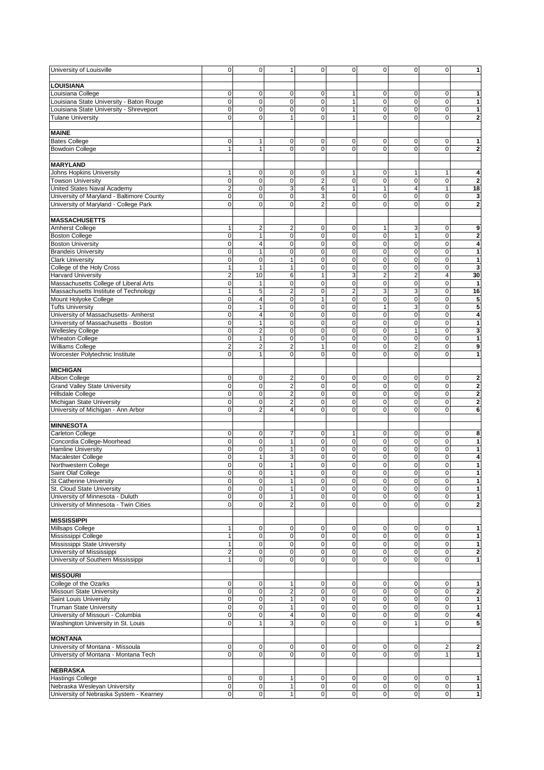| | | | | | | | | | |
|---|---|---|---|---|---|---|---|---|---|
| University of Louisville | 0 | 0 | 1 | 0 | 0 | 0 | 0 | 0 | **1** |
| | | | | | | | | | |
| **LOUISIANA** | | | | | | | | | |
| Louisiana College | 0 | 0 | 0 | 0 | 1 | 0 | 0 | 0 | **1** |
| Louisiana State University - Baton Rouge | 0 | 0 | 0 | 0 | 1 | 0 | 0 | 0 | **1** |
| Louisiana State University - Shreveport | 0 | 0 | 0 | 0 | 1 | 0 | 0 | 0 | **1** |
| Tulane University | 0 | 0 | 1 | 0 | 1 | 0 | 0 | 0 | **2** |
| | | | | | | | | | |
| **MAINE** | | | | | | | | | |
| Bates College | 0 | 1 | 0 | 0 | 0 | 0 | 0 | 0 | **1** |
| Bowdoin College | 1 | 1 | 0 | 0 | 0 | 0 | 0 | 0 | **2** |
| | | | | | | | | | |
| **MARYLAND** | | | | | | | | | |
| Johns Hopkins University | 1 | 0 | 0 | 0 | 1 | 0 | 1 | 1 | **4** |
| Towson University | 0 | 0 | 0 | 2 | 0 | 0 | 0 | 0 | **2** |
| United States Naval Academy | 2 | 0 | 3 | 6 | 1 | 1 | 4 | 1 | **18** |
| University of Maryland - Baltimore County | 0 | 0 | 0 | 3 | 0 | 0 | 0 | 0 | **3** |
| University of Maryland - College Park | 0 | 0 | 0 | 2 | 0 | 0 | 0 | 0 | **2** |
| | | | | | | | | | |
| **MASSACHUSETTS** | | | | | | | | | |
| Amherst College | 1 | 2 | 2 | 0 | 0 | 1 | 3 | 0 | **9** |
| Boston College | 0 | 1 | 0 | 0 | 0 | 0 | 1 | 0 | **2** |
| Boston University | 0 | 4 | 0 | 0 | 0 | 0 | 0 | 0 | **4** |
| Brandeis University | 0 | 1 | 0 | 0 | 0 | 0 | 0 | 0 | **1** |
| Clark University | 0 | 0 | 1 | 0 | 0 | 0 | 0 | 0 | **1** |
| College of the Holy Cross | 1 | 1 | 1 | 0 | 0 | 0 | 0 | 0 | **3** |
| Harvard University | 2 | 10 | 6 | 1 | 3 | 2 | 2 | 4 | **30** |
| Massachusetts College of Liberal Arts | 0 | 1 | 0 | 0 | 0 | 0 | 0 | 0 | **1** |
| Massachusetts Institute of Technology | 1 | 5 | 2 | 0 | 2 | 3 | 3 | 0 | **16** |
| Mount Holyoke College | 0 | 4 | 0 | 1 | 0 | 0 | 0 | 0 | **5** |
| Tufts University | 0 | 1 | 0 | 0 | 0 | 1 | 3 | 0 | **5** |
| University of Massachusetts- Amherst | 0 | 4 | 0 | 0 | 0 | 0 | 0 | 0 | **4** |
| University of Massachusetts - Boston | 0 | 1 | 0 | 0 | 0 | 0 | 0 | 0 | **1** |
| Wellesley College | 0 | 2 | 0 | 0 | 0 | 0 | 1 | 0 | **3** |
| Wheaton College | 0 | 1 | 0 | 0 | 0 | 0 | 0 | 0 | **1** |
| Williams College | 2 | 2 | 2 | 1 | 0 | 0 | 2 | 0 | **9** |
| Worcester Polytechnic Institute | 0 | 1 | 0 | 0 | 0 | 0 | 0 | 0 | **1** |
| | | | | | | | | | |
| **MICHIGAN** | | | | | | | | | |
| Albion College | 0 | 0 | 2 | 0 | 0 | 0 | 0 | 0 | **2** |
| Grand Valley State University | 0 | 0 | 2 | 0 | 0 | 0 | 0 | 0 | **2** |
| Hillsdale College | 0 | 0 | 2 | 0 | 0 | 0 | 0 | 0 | **2** |
| Michigan State University | 0 | 0 | 2 | 0 | 0 | 0 | 0 | 0 | **2** |
| University of Michigan - Ann Arbor | 0 | 2 | 4 | 0 | 0 | 0 | 0 | 0 | **6** |
| | | | | | | | | | |
| **MINNESOTA** | | | | | | | | | |
| Carleton College | 0 | 0 | 7 | 0 | 1 | 0 | 0 | 0 | **8** |
| Concordia College-Moorhead | 0 | 0 | 1 | 0 | 0 | 0 | 0 | 0 | **1** |
| Hamline University | 0 | 0 | 1 | 0 | 0 | 0 | 0 | 0 | **1** |
| Macalester College | 0 | 1 | 3 | 0 | 0 | 0 | 0 | 0 | **4** |
| Northwestern College | 0 | 0 | 1 | 0 | 0 | 0 | 0 | 0 | **1** |
| Saint Olaf College | 0 | 0 | 1 | 0 | 0 | 0 | 0 | 0 | **1** |
| St Catherine University | 0 | 0 | 1 | 0 | 0 | 0 | 0 | 0 | **1** |
| St. Cloud State University | 0 | 0 | 1 | 0 | 0 | 0 | 0 | 0 | **1** |
| University of Minnesota - Duluth | 0 | 0 | 1 | 0 | 0 | 0 | 0 | 0 | **1** |
| University of Minnesota - Twin Cities | 0 | 0 | 2 | 0 | 0 | 0 | 0 | 0 | **2** |
| | | | | | | | | | |
| **MISSISSIPPI** | | | | | | | | | |
| Millsaps College | 1 | 0 | 0 | 0 | 0 | 0 | 0 | 0 | **1** |
| Mississippi College | 1 | 0 | 0 | 0 | 0 | 0 | 0 | 0 | **1** |
| Mississippi State University | 1 | 0 | 0 | 0 | 0 | 0 | 0 | 0 | **1** |
| University of Mississippi | 2 | 0 | 0 | 0 | 0 | 0 | 0 | 0 | **2** |
| University of Southern Mississippi | 1 | 0 | 0 | 0 | 0 | 0 | 0 | 0 | **1** |
| | | | | | | | | | |
| **MISSOURI** | | | | | | | | | |
| College of the Ozarks | 0 | 0 | 1 | 0 | 0 | 0 | 0 | 0 | **1** |
| Missouri State University | 0 | 0 | 2 | 0 | 0 | 0 | 0 | 0 | **2** |
| Saint Louis University | 0 | 0 | 1 | 0 | 0 | 0 | 0 | 0 | **1** |
| Truman State University | 0 | 0 | 1 | 0 | 0 | 0 | 0 | 0 | **1** |
| University of Missouri - Columbia | 0 | 0 | 4 | 0 | 0 | 0 | 0 | 0 | **4** |
| Washington University in St. Louis | 0 | 1 | 3 | 0 | 0 | 0 | 1 | 0 | **5** |
| | | | | | | | | | |
| **MONTANA** | | | | | | | | | |
| University of Montana - Missoula | 0 | 0 | 0 | 0 | 0 | 0 | 0 | 2 | **2** |
| University of Montana - Montana Tech | 0 | 0 | 0 | 0 | 0 | 0 | 0 | 1 | **1** |
| | | | | | | | | | |
| **NEBRASKA** | | | | | | | | | |
| Hastings College | 0 | 0 | 1 | 0 | 0 | 0 | 0 | 0 | **1** |
| Nebraska Wesleyan University | 0 | 0 | 1 | 0 | 0 | 0 | 0 | 0 | **1** |
| University of Nebraska System - Kearney | 0 | 0 | 1 | 0 | 0 | 0 | 0 | 0 | **1** |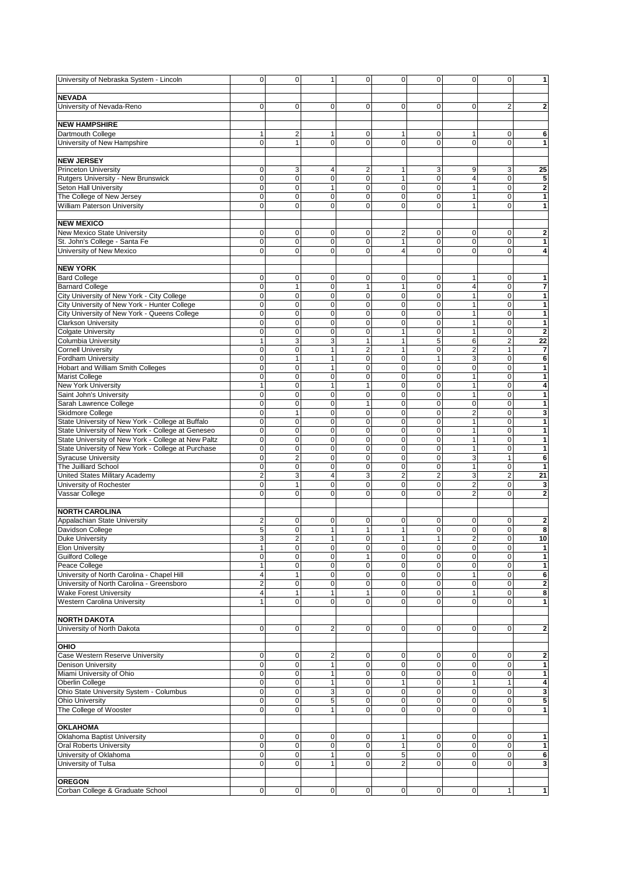| | | | | | | | | | |
|---|---|---|---|---|---|---|---|---|---|
| University of Nebraska System - Lincoln | 0 | 0 | 1 | 0 | 0 | 0 | 0 | 0 | **1** |
| | | | | | | | | | |
| **NEVADA** | | | | | | | | | |
| University of Nevada-Reno | 0 | 0 | 0 | 0 | 0 | 0 | 0 | 2 | **2** |
| | | | | | | | | | |
| **NEW HAMPSHIRE** | | | | | | | | | |
| Dartmouth College | 1 | 2 | 1 | 0 | 1 | 0 | 1 | 0 | **6** |
| University of New Hampshire | 0 | 1 | 0 | 0 | 0 | 0 | 0 | 0 | **1** |
| | | | | | | | | | |
| **NEW JERSEY** | | | | | | | | | |
| Princeton University | 0 | 3 | 4 | 2 | 1 | 3 | 9 | 3 | **25** |
| Rutgers University - New Brunswick | 0 | 0 | 0 | 0 | 1 | 0 | 4 | 0 | **5** |
| Seton Hall University | 0 | 0 | 1 | 0 | 0 | 0 | 1 | 0 | **2** |
| The College of New Jersey | 0 | 0 | 0 | 0 | 0 | 0 | 1 | 0 | **1** |
| William Paterson University | 0 | 0 | 0 | 0 | 0 | 0 | 1 | 0 | **1** |
| | | | | | | | | | |
| **NEW MEXICO** | | | | | | | | | |
| New Mexico State University | 0 | 0 | 0 | 0 | 2 | 0 | 0 | 0 | **2** |
| St. John's College - Santa Fe | 0 | 0 | 0 | 0 | 1 | 0 | 0 | 0 | **1** |
| University of New Mexico | 0 | 0 | 0 | 0 | 4 | 0 | 0 | 0 | **4** |
| | | | | | | | | | |
| **NEW YORK** | | | | | | | | | |
| Bard College | 0 | 0 | 0 | 0 | 0 | 0 | 1 | 0 | **1** |
| Barnard College | 0 | 1 | 0 | 1 | 1 | 0 | 4 | 0 | **7** |
| City University of New York - City College | 0 | 0 | 0 | 0 | 0 | 0 | 1 | 0 | **1** |
| City University of New York - Hunter College | 0 | 0 | 0 | 0 | 0 | 0 | 1 | 0 | **1** |
| City University of New York - Queens College | 0 | 0 | 0 | 0 | 0 | 0 | 1 | 0 | **1** |
| Clarkson University | 0 | 0 | 0 | 0 | 0 | 0 | 1 | 0 | **1** |
| Colgate University | 0 | 0 | 0 | 0 | 1 | 0 | 1 | 0 | **2** |
| Columbia University | 1 | 3 | 3 | 1 | 1 | 5 | 6 | 2 | **22** |
| Cornell University | 0 | 0 | 1 | 2 | 1 | 0 | 2 | 1 | **7** |
| Fordham University | 0 | 1 | 1 | 0 | 0 | 1 | 3 | 0 | **6** |
| Hobart and William Smith Colleges | 0 | 0 | 1 | 0 | 0 | 0 | 0 | 0 | **1** |
| Marist College | 0 | 0 | 0 | 0 | 0 | 0 | 1 | 0 | **1** |
| New York University | 1 | 0 | 1 | 1 | 0 | 0 | 1 | 0 | **4** |
| Saint John's University | 0 | 0 | 0 | 0 | 0 | 0 | 1 | 0 | **1** |
| Sarah Lawrence College | 0 | 0 | 0 | 1 | 0 | 0 | 0 | 0 | **1** |
| Skidmore College | 0 | 1 | 0 | 0 | 0 | 0 | 2 | 0 | **3** |
| State University of New York - College at Buffalo | 0 | 0 | 0 | 0 | 0 | 0 | 1 | 0 | **1** |
| State University of New York - College at Geneseo | 0 | 0 | 0 | 0 | 0 | 0 | 1 | 0 | **1** |
| State University of New York - College at New Paltz | 0 | 0 | 0 | 0 | 0 | 0 | 1 | 0 | **1** |
| State University of New York - College at Purchase | 0 | 0 | 0 | 0 | 0 | 0 | 1 | 0 | **1** |
| Syracuse University | 0 | 2 | 0 | 0 | 0 | 0 | 3 | 1 | **6** |
| The Juilliard School | 0 | 0 | 0 | 0 | 0 | 0 | 1 | 0 | **1** |
| United States Military Academy | 2 | 3 | 4 | 3 | 2 | 2 | 3 | 2 | **21** |
| University of Rochester | 0 | 1 | 0 | 0 | 0 | 0 | 2 | 0 | **3** |
| Vassar College | 0 | 0 | 0 | 0 | 0 | 0 | 2 | 0 | **2** |
| | | | | | | | | | |
| **NORTH CAROLINA** | | | | | | | | | |
| Appalachian State University | 2 | 0 | 0 | 0 | 0 | 0 | 0 | 0 | **2** |
| Davidson College | 5 | 0 | 1 | 1 | 1 | 0 | 0 | 0 | **8** |
| Duke University | 3 | 2 | 1 | 0 | 1 | 1 | 2 | 0 | **10** |
| Elon University | 1 | 0 | 0 | 0 | 0 | 0 | 0 | 0 | **1** |
| Guilford College | 0 | 0 | 0 | 1 | 0 | 0 | 0 | 0 | **1** |
| Peace College | 1 | 0 | 0 | 0 | 0 | 0 | 0 | 0 | **1** |
| University of North Carolina - Chapel Hill | 4 | 1 | 0 | 0 | 0 | 0 | 1 | 0 | **6** |
| University of North Carolina - Greensboro | 2 | 0 | 0 | 0 | 0 | 0 | 0 | 0 | **2** |
| Wake Forest University | 4 | 1 | 1 | 1 | 0 | 0 | 1 | 0 | **8** |
| Western Carolina University | 1 | 0 | 0 | 0 | 0 | 0 | 0 | 0 | **1** |
| | | | | | | | | | |
| **NORTH DAKOTA** | | | | | | | | | |
| University of North Dakota | 0 | 0 | 2 | 0 | 0 | 0 | 0 | 0 | **2** |
| | | | | | | | | | |
| **OHIO** | | | | | | | | | |
| Case Western Reserve University | 0 | 0 | 2 | 0 | 0 | 0 | 0 | 0 | **2** |
| Denison University | 0 | 0 | 1 | 0 | 0 | 0 | 0 | 0 | **1** |
| Miami University of Ohio | 0 | 0 | 1 | 0 | 0 | 0 | 0 | 0 | **1** |
| Oberlin College | 0 | 0 | 1 | 0 | 1 | 0 | 1 | 1 | **4** |
| Ohio State University System - Columbus | 0 | 0 | 3 | 0 | 0 | 0 | 0 | 0 | **3** |
| Ohio University | 0 | 0 | 5 | 0 | 0 | 0 | 0 | 0 | **5** |
| The College of Wooster | 0 | 0 | 1 | 0 | 0 | 0 | 0 | 0 | **1** |
| | | | | | | | | | |
| **OKLAHOMA** | | | | | | | | | |
| Oklahoma Baptist University | 0 | 0 | 0 | 0 | 1 | 0 | 0 | 0 | **1** |
| Oral Roberts University | 0 | 0 | 0 | 0 | 1 | 0 | 0 | 0 | **1** |
| University of Oklahoma | 0 | 0 | 1 | 0 | 5 | 0 | 0 | 0 | **6** |
| University of Tulsa | 0 | 0 | 1 | 0 | 2 | 0 | 0 | 0 | **3** |
| | | | | | | | | | |
| **OREGON** | | | | | | | | | |
| Corban College & Graduate School | 0 | 0 | 0 | 0 | 0 | 0 | 0 | 1 | **1** |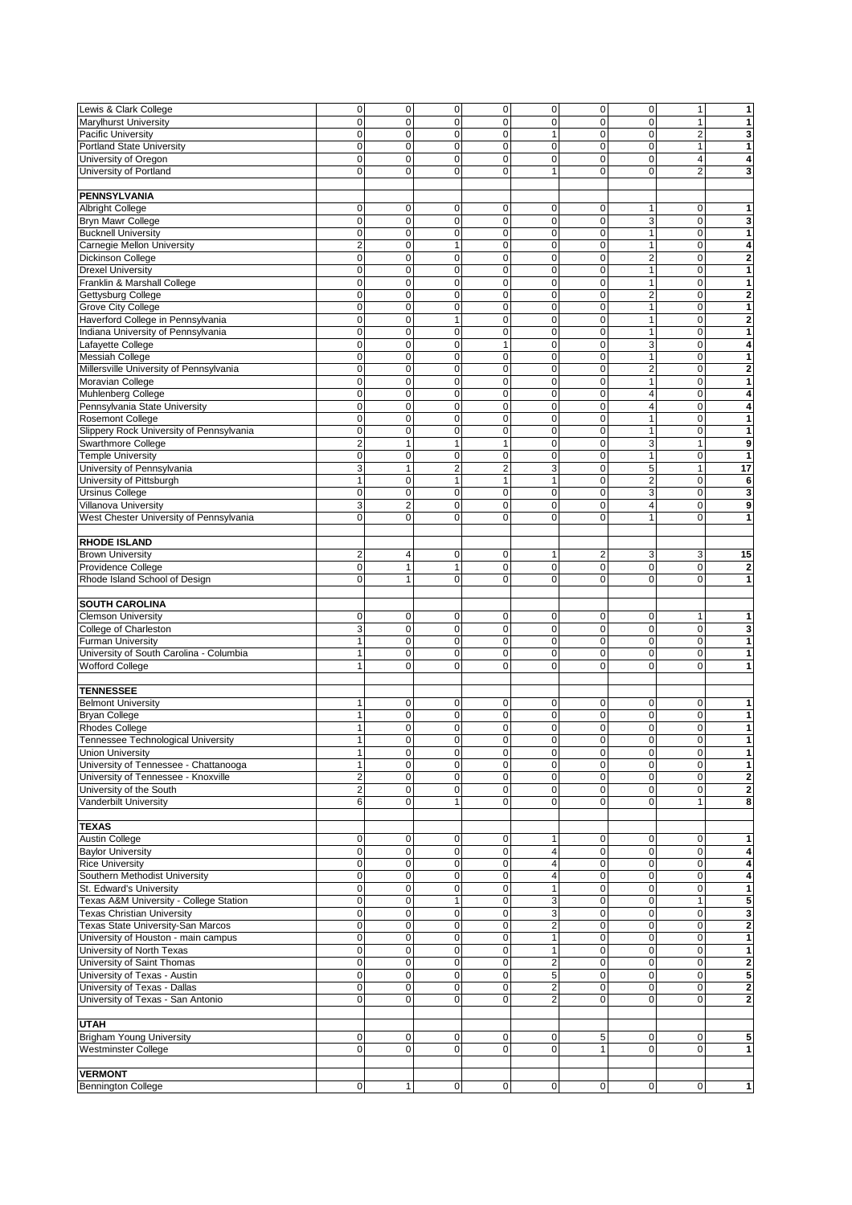| | | | | | | | | | |
|---|---|---|---|---|---|---|---|---|---|
| Lewis & Clark College | 0 | 0 | 0 | 0 | 0 | 0 | 0 | 1 | **1** |
| Marylhurst University | 0 | 0 | 0 | 0 | 0 | 0 | 0 | 1 | **1** |
| Pacific University | 0 | 0 | 0 | 0 | 1 | 0 | 0 | 2 | **3** |
| Portland State University | 0 | 0 | 0 | 0 | 0 | 0 | 0 | 1 | **1** |
| University of Oregon | 0 | 0 | 0 | 0 | 0 | 0 | 0 | 4 | **4** |
| University of Portland | 0 | 0 | 0 | 0 | 1 | 0 | 0 | 2 | **3** |
| | | | | | | | | | |
| **PENNSYLVANIA** | | | | | | | | | |
| Albright College | 0 | 0 | 0 | 0 | 0 | 0 | 1 | 0 | **1** |
| Bryn Mawr College | 0 | 0 | 0 | 0 | 0 | 0 | 3 | 0 | **3** |
| Bucknell University | 0 | 0 | 0 | 0 | 0 | 0 | 1 | 0 | **1** |
| Carnegie Mellon University | 2 | 0 | 1 | 0 | 0 | 0 | 1 | 0 | **4** |
| Dickinson College | 0 | 0 | 0 | 0 | 0 | 0 | 2 | 0 | **2** |
| Drexel University | 0 | 0 | 0 | 0 | 0 | 0 | 1 | 0 | **1** |
| Franklin & Marshall College | 0 | 0 | 0 | 0 | 0 | 0 | 1 | 0 | **1** |
| Gettysburg College | 0 | 0 | 0 | 0 | 0 | 0 | 2 | 0 | **2** |
| Grove City College | 0 | 0 | 0 | 0 | 0 | 0 | 1 | 0 | **1** |
| Haverford College in Pennsylvania | 0 | 0 | 1 | 0 | 0 | 0 | 1 | 0 | **2** |
| Indiana University of Pennsylvania | 0 | 0 | 0 | 0 | 0 | 0 | 1 | 0 | **1** |
| Lafayette College | 0 | 0 | 0 | 1 | 0 | 0 | 3 | 0 | **4** |
| Messiah College | 0 | 0 | 0 | 0 | 0 | 0 | 1 | 0 | **1** |
| Millersville University of Pennsylvania | 0 | 0 | 0 | 0 | 0 | 0 | 2 | 0 | **2** |
| Moravian College | 0 | 0 | 0 | 0 | 0 | 0 | 1 | 0 | **1** |
| Muhlenberg College | 0 | 0 | 0 | 0 | 0 | 0 | 4 | 0 | **4** |
| Pennsylvania State University | 0 | 0 | 0 | 0 | 0 | 0 | 4 | 0 | **4** |
| Rosemont College | 0 | 0 | 0 | 0 | 0 | 0 | 1 | 0 | **1** |
| Slippery Rock University of Pennsylvania | 0 | 0 | 0 | 0 | 0 | 0 | 1 | 0 | **1** |
| Swarthmore College | 2 | 1 | 1 | 1 | 0 | 0 | 3 | 1 | **9** |
| Temple University | 0 | 0 | 0 | 0 | 0 | 0 | 1 | 0 | **1** |
| University of Pennsylvania | 3 | 1 | 2 | 2 | 3 | 0 | 5 | 1 | **17** |
| University of Pittsburgh | 1 | 0 | 1 | 1 | 1 | 0 | 2 | 0 | **6** |
| Ursinus College | 0 | 0 | 0 | 0 | 0 | 0 | 3 | 0 | **3** |
| Villanova University | 3 | 2 | 0 | 0 | 0 | 0 | 4 | 0 | **9** |
| West Chester University of Pennsylvania | 0 | 0 | 0 | 0 | 0 | 0 | 1 | 0 | **1** |
| | | | | | | | | | |
| **RHODE ISLAND** | | | | | | | | | |
| Brown University | 2 | 4 | 0 | 0 | 1 | 2 | 3 | 3 | **15** |
| Providence College | 0 | 1 | 1 | 0 | 0 | 0 | 0 | 0 | **2** |
| Rhode Island School of Design | 0 | 1 | 0 | 0 | 0 | 0 | 0 | 0 | **1** |
| | | | | | | | | | |
| **SOUTH CAROLINA** | | | | | | | | | |
| Clemson University | 0 | 0 | 0 | 0 | 0 | 0 | 0 | 1 | **1** |
| College of Charleston | 3 | 0 | 0 | 0 | 0 | 0 | 0 | 0 | **3** |
| Furman University | 1 | 0 | 0 | 0 | 0 | 0 | 0 | 0 | **1** |
| University of South Carolina - Columbia | 1 | 0 | 0 | 0 | 0 | 0 | 0 | 0 | **1** |
| Wofford College | 1 | 0 | 0 | 0 | 0 | 0 | 0 | 0 | **1** |
| | | | | | | | | | |
| **TENNESSEE** | | | | | | | | | |
| Belmont University | 1 | 0 | 0 | 0 | 0 | 0 | 0 | 0 | **1** |
| Bryan College | 1 | 0 | 0 | 0 | 0 | 0 | 0 | 0 | **1** |
| Rhodes College | 1 | 0 | 0 | 0 | 0 | 0 | 0 | 0 | **1** |
| Tennessee Technological University | 1 | 0 | 0 | 0 | 0 | 0 | 0 | 0 | **1** |
| Union University | 1 | 0 | 0 | 0 | 0 | 0 | 0 | 0 | **1** |
| University of Tennessee - Chattanooga | 1 | 0 | 0 | 0 | 0 | 0 | 0 | 0 | **1** |
| University of Tennessee - Knoxville | 2 | 0 | 0 | 0 | 0 | 0 | 0 | 0 | **2** |
| University of the South | 2 | 0 | 0 | 0 | 0 | 0 | 0 | 0 | **2** |
| Vanderbilt University | 6 | 0 | 1 | 0 | 0 | 0 | 0 | 1 | **8** |
| | | | | | | | | | |
| **TEXAS** | | | | | | | | | |
| Austin College | 0 | 0 | 0 | 0 | 1 | 0 | 0 | 0 | **1** |
| Baylor University | 0 | 0 | 0 | 0 | 4 | 0 | 0 | 0 | **4** |
| Rice University | 0 | 0 | 0 | 0 | 4 | 0 | 0 | 0 | **4** |
| Southern Methodist University | 0 | 0 | 0 | 0 | 4 | 0 | 0 | 0 | **4** |
| St. Edward's University | 0 | 0 | 0 | 0 | 1 | 0 | 0 | 0 | **1** |
| Texas A&M University - College Station | 0 | 0 | 1 | 0 | 3 | 0 | 0 | 1 | **5** |
| Texas Christian University | 0 | 0 | 0 | 0 | 3 | 0 | 0 | 0 | **3** |
| Texas State University-San Marcos | 0 | 0 | 0 | 0 | 2 | 0 | 0 | 0 | **2** |
| University of Houston - main campus | 0 | 0 | 0 | 0 | 1 | 0 | 0 | 0 | **1** |
| University of North Texas | 0 | 0 | 0 | 0 | 1 | 0 | 0 | 0 | **1** |
| University of Saint Thomas | 0 | 0 | 0 | 0 | 2 | 0 | 0 | 0 | **2** |
| University of Texas - Austin | 0 | 0 | 0 | 0 | 5 | 0 | 0 | 0 | **5** |
| University of Texas - Dallas | 0 | 0 | 0 | 0 | 2 | 0 | 0 | 0 | **2** |
| University of Texas - San Antonio | 0 | 0 | 0 | 0 | 2 | 0 | 0 | 0 | **2** |
| | | | | | | | | | |
| **UTAH** | | | | | | | | | |
| Brigham Young University | 0 | 0 | 0 | 0 | 0 | 5 | 0 | 0 | **5** |
| Westminster College | 0 | 0 | 0 | 0 | 0 | 1 | 0 | 0 | **1** |
| | | | | | | | | | |
| **VERMONT** | | | | | | | | | |
| Bennington College | 0 | 1 | 0 | 0 | 0 | 0 | 0 | 0 | **1** |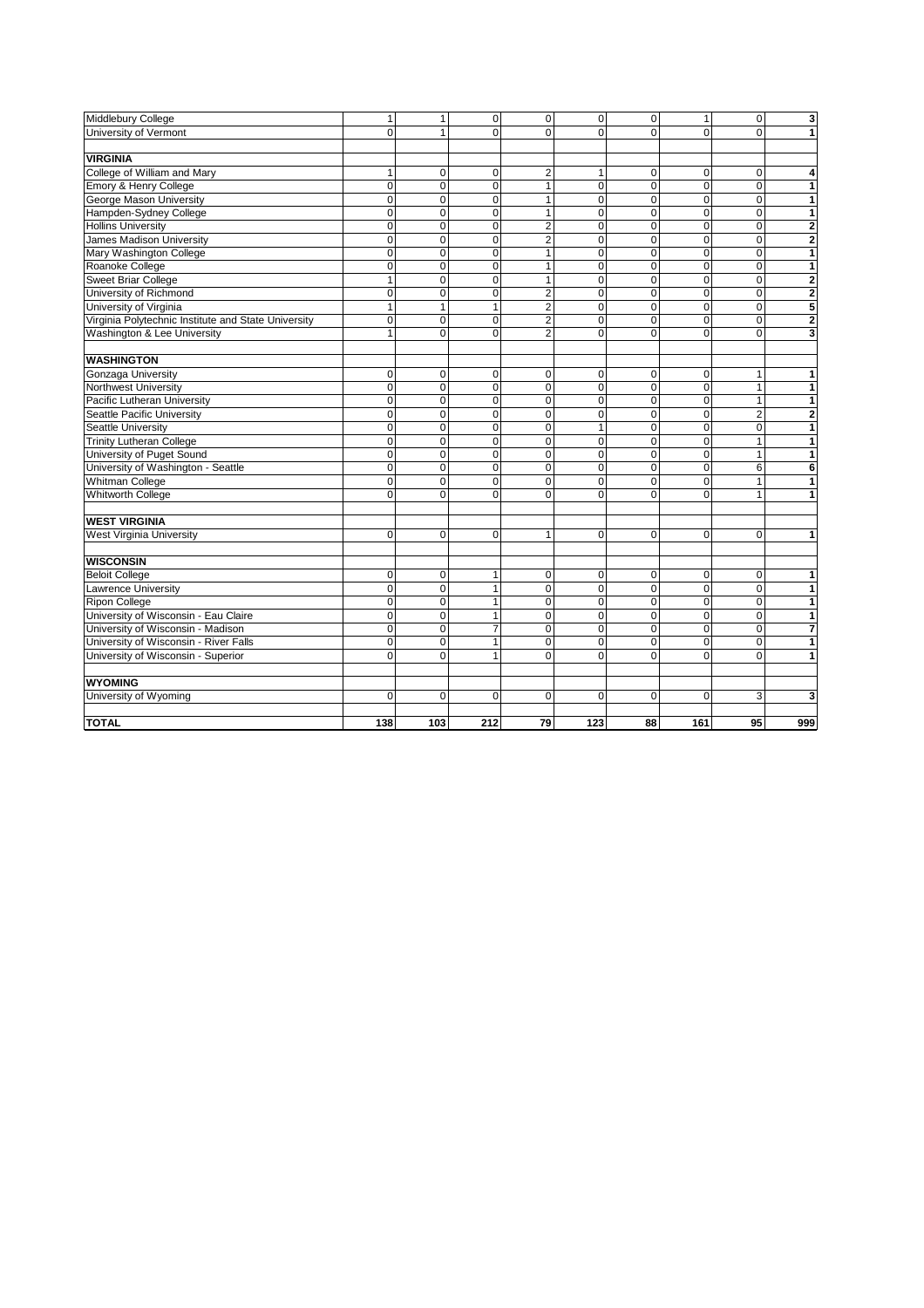| | | | | | | | | | |
|---|---|---|---|---|---|---|---|---|---|
| Middlebury College | 1 | 1 | 0 | 0 | 0 | 0 | 1 | 0 | **3** |
| University of Vermont | 0 | 1 | 0 | 0 | 0 | 0 | 0 | 0 | **1** |
| | | | | | | | | | |
| **VIRGINIA** | | | | | | | | | |
| College of William and Mary | 1 | 0 | 0 | 2 | 1 | 0 | 0 | 0 | **4** |
| Emory & Henry College | 0 | 0 | 0 | 1 | 0 | 0 | 0 | 0 | **1** |
| George Mason University | 0 | 0 | 0 | 1 | 0 | 0 | 0 | 0 | **1** |
| Hampden-Sydney College | 0 | 0 | 0 | 1 | 0 | 0 | 0 | 0 | **1** |
| Hollins University | 0 | 0 | 0 | 2 | 0 | 0 | 0 | 0 | **2** |
| James Madison University | 0 | 0 | 0 | 2 | 0 | 0 | 0 | 0 | **2** |
| Mary Washington College | 0 | 0 | 0 | 1 | 0 | 0 | 0 | 0 | **1** |
| Roanoke College | 0 | 0 | 0 | 1 | 0 | 0 | 0 | 0 | **1** |
| Sweet Briar College | 1 | 0 | 0 | 1 | 0 | 0 | 0 | 0 | **2** |
| University of Richmond | 0 | 0 | 0 | 2 | 0 | 0 | 0 | 0 | **2** |
| University of Virginia | 1 | 1 | 1 | 2 | 0 | 0 | 0 | 0 | **5** |
| Virginia Polytechnic Institute and State University | 0 | 0 | 0 | 2 | 0 | 0 | 0 | 0 | **2** |
| Washington & Lee University | 1 | 0 | 0 | 2 | 0 | 0 | 0 | 0 | **3** |
| | | | | | | | | | |
| **WASHINGTON** | | | | | | | | | |
| Gonzaga University | 0 | 0 | 0 | 0 | 0 | 0 | 0 | 1 | **1** |
| Northwest University | 0 | 0 | 0 | 0 | 0 | 0 | 0 | 1 | **1** |
| Pacific Lutheran University | 0 | 0 | 0 | 0 | 0 | 0 | 0 | 1 | **1** |
| Seattle Pacific University | 0 | 0 | 0 | 0 | 0 | 0 | 0 | 2 | **2** |
| Seattle University | 0 | 0 | 0 | 0 | 1 | 0 | 0 | 0 | **1** |
| Trinity Lutheran College | 0 | 0 | 0 | 0 | 0 | 0 | 0 | 1 | **1** |
| University of Puget Sound | 0 | 0 | 0 | 0 | 0 | 0 | 0 | 1 | **1** |
| University of Washington - Seattle | 0 | 0 | 0 | 0 | 0 | 0 | 0 | 6 | **6** |
| Whitman College | 0 | 0 | 0 | 0 | 0 | 0 | 0 | 1 | **1** |
| Whitworth College | 0 | 0 | 0 | 0 | 0 | 0 | 0 | 1 | **1** |
| | | | | | | | | | |
| **WEST VIRGINIA** | | | | | | | | | |
| West Virginia University | 0 | 0 | 0 | 1 | 0 | 0 | 0 | 0 | **1** |
| | | | | | | | | | |
| **WISCONSIN** | | | | | | | | | |
| Beloit College | 0 | 0 | 1 | 0 | 0 | 0 | 0 | 0 | **1** |
| Lawrence University | 0 | 0 | 1 | 0 | 0 | 0 | 0 | 0 | **1** |
| Ripon College | 0 | 0 | 1 | 0 | 0 | 0 | 0 | 0 | **1** |
| University of Wisconsin - Eau Claire | 0 | 0 | 1 | 0 | 0 | 0 | 0 | 0 | **1** |
| University of Wisconsin - Madison | 0 | 0 | 7 | 0 | 0 | 0 | 0 | 0 | **7** |
| University of Wisconsin - River Falls | 0 | 0 | 1 | 0 | 0 | 0 | 0 | 0 | **1** |
| University of Wisconsin - Superior | 0 | 0 | 1 | 0 | 0 | 0 | 0 | 0 | **1** |
| | | | | | | | | | |
| **WYOMING** | | | | | | | | | |
| University of Wyoming | 0 | 0 | 0 | 0 | 0 | 0 | 0 | 3 | **3** |
| | | | | | | | | | |
| **TOTAL** | **138** | **103** | **212** | **79** | **123** | **88** | **161** | **95** | **999** |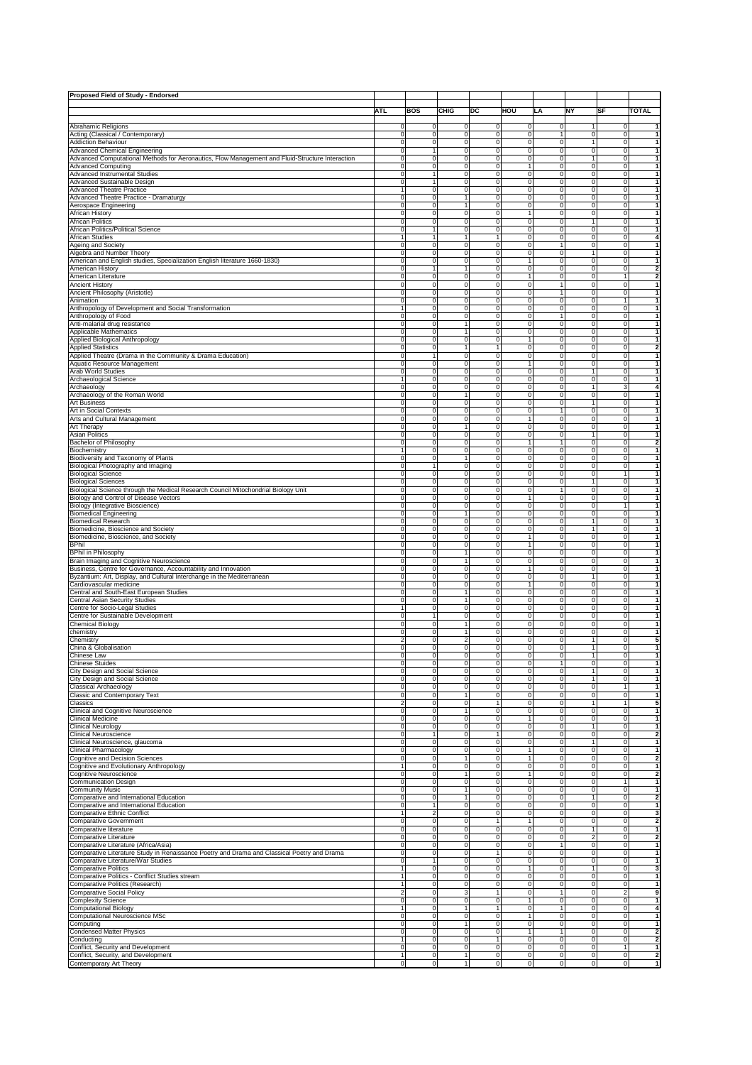| Proposed Field of Study - Endorsed | | | | | | | | | |
|---|---|---|---|---|---|---|---|---|---|
| | ATL | BOS | CHIG | DC | HOU | LA | NY | SF | TOTAL |
| Abrahamic Religions | 0 | 0 | 0 | 0 | 0 | 0 | 1 | 0 | 1 |
| Acting (Classical / Contemporary) | 0 | 0 | 0 | 0 | 0 | 1 | 0 | 0 | 1 |
| Addiction Behaviour | 0 | 0 | 0 | 0 | 0 | 0 | 1 | 0 | 1 |
| Advanced Chemical Engineering | 0 | 1 | 0 | 0 | 0 | 0 | 0 | 0 | 1 |
| Advanced Computational Methods for Aeronautics, Flow Management and Fluid-Structure Interaction | 0 | 0 | 0 | 0 | 0 | 0 | 1 | 0 | 1 |
| Advanced Computing | 0 | 0 | 0 | 0 | 1 | 0 | 0 | 0 | 1 |
| Advanced Instrumental Studies | 0 | 1 | 0 | 0 | 0 | 0 | 0 | 0 | 1 |
| Advanced Sustainable Design | 0 | 1 | 0 | 0 | 0 | 0 | 0 | 0 | 1 |
| Advanced Theatre Practice | 1 | 0 | 0 | 0 | 0 | 0 | 0 | 0 | 1 |
| Advanced Theatre Practice - Dramaturgy | 0 | 0 | 1 | 0 | 0 | 0 | 0 | 0 | 1 |
| Aerospace Engineering | 0 | 0 | 1 | 0 | 0 | 0 | 0 | 0 | 1 |
| African History | 0 | 0 | 0 | 0 | 1 | 0 | 0 | 0 | 1 |
| African Politics | 0 | 0 | 0 | 0 | 0 | 0 | 1 | 0 | 1 |
| African Politics/Political Science | 0 | 1 | 0 | 0 | 0 | 0 | 0 | 0 | 1 |
| African Studies | 1 | 1 | 1 | 1 | 0 | 0 | 0 | 0 | 4 |
| Ageing and Society | 0 | 0 | 0 | 0 | 0 | 1 | 0 | 0 | 1 |
| Algebra and Number Theory | 0 | 0 | 0 | 0 | 0 | 0 | 1 | 0 | 1 |
| American and English studies, Specialization English literature 1660-1830) | 0 | 0 | 0 | 0 | 1 | 0 | 0 | 0 | 1 |
| American History | 0 | 1 | 1 | 0 | 0 | 0 | 0 | 0 | 2 |
| American Literature | 0 | 0 | 0 | 0 | 1 | 0 | 0 | 1 | 2 |
| Ancient History | 0 | 0 | 0 | 0 | 0 | 1 | 0 | 0 | 1 |
| Ancient Philosophy (Aristotle) | 0 | 0 | 0 | 0 | 0 | 1 | 0 | 0 | 1 |
| Animation | 0 | 0 | 0 | 0 | 0 | 0 | 0 | 1 | 1 |
| Anthropology of Development and Social Transformation | 1 | 0 | 0 | 0 | 0 | 0 | 0 | 0 | 1 |
| Anthropology of Food | 0 | 0 | 0 | 0 | 0 | 1 | 0 | 0 | 1 |
| Anti-malarial drug resistance | 0 | 0 | 1 | 0 | 0 | 0 | 0 | 0 | 1 |
| Applicable Mathematics | 0 | 0 | 1 | 0 | 0 | 0 | 0 | 0 | 1 |
| Applied Biological Anthropology | 0 | 0 | 0 | 0 | 1 | 0 | 0 | 0 | 1 |
| Applied Statistics | 0 | 0 | 1 | 1 | 0 | 0 | 0 | 0 | 2 |
| Applied Theatre (Drama in the Community & Drama Education) | 0 | 1 | 0 | 0 | 0 | 0 | 0 | 0 | 1 |
| Aquatic Resource Management | 0 | 0 | 0 | 0 | 1 | 0 | 0 | 0 | 1 |
| Arab World Studies | 0 | 0 | 0 | 0 | 0 | 0 | 1 | 0 | 1 |
| Archaeological Science | 1 | 0 | 0 | 0 | 0 | 0 | 0 | 0 | 1 |
| Archaeology | 0 | 0 | 0 | 0 | 0 | 0 | 1 | 3 | 4 |
| Archaeology of the Roman World | 0 | 0 | 1 | 0 | 0 | 0 | 0 | 0 | 1 |
| Art Business | 0 | 0 | 0 | 0 | 0 | 0 | 1 | 0 | 1 |
| Art in Social Contexts | 0 | 0 | 0 | 0 | 0 | 1 | 0 | 0 | 1 |
| Arts and Cultural Management | 0 | 0 | 0 | 0 | 1 | 0 | 0 | 0 | 1 |
| Art Therapy | 0 | 0 | 1 | 0 | 0 | 0 | 0 | 0 | 1 |
| Asian Politics | 0 | 0 | 0 | 0 | 0 | 0 | 1 | 0 | 1 |
| Bachelor of Philosophy | 0 | 0 | 0 | 0 | 1 | 1 | 0 | 0 | 2 |
| Biochemistry | 1 | 0 | 0 | 0 | 0 | 0 | 0 | 0 | 1 |
| Biodiversity and Taxonomy of Plants | 0 | 0 | 1 | 0 | 0 | 0 | 0 | 0 | 1 |
| Biological Photography and Imaging | 0 | 1 | 0 | 0 | 0 | 0 | 0 | 0 | 1 |
| Biological Science | 0 | 0 | 0 | 0 | 0 | 0 | 0 | 1 | 1 |
| Biological Sciences | 0 | 0 | 0 | 0 | 0 | 0 | 1 | 0 | 1 |
| Biological Science through the Medical Research Council Mitochondrial Biology Unit | 0 | 0 | 0 | 0 | 0 | 1 | 0 | 0 | 1 |
| Biology and Control of Disease Vectors | 0 | 0 | 0 | 0 | 1 | 0 | 0 | 0 | 1 |
| Biology (Integrative Bioscience) | 0 | 0 | 0 | 0 | 0 | 0 | 0 | 1 | 1 |
| Biomedical Engineering | 0 | 0 | 1 | 0 | 0 | 0 | 0 | 0 | 1 |
| Biomedical Research | 0 | 0 | 0 | 0 | 0 | 0 | 1 | 0 | 1 |
| Biomedicine, Bioscience and Society | 0 | 0 | 0 | 0 | 0 | 0 | 1 | 0 | 1 |
| Biomedicine, Bioscience, and Society | 0 | 0 | 0 | 0 | 1 | 0 | 0 | 0 | 1 |
| BPhil | 0 | 0 | 0 | 0 | 1 | 0 | 0 | 0 | 1 |
| BPhil in Philosophy | 0 | 0 | 1 | 0 | 0 | 0 | 0 | 0 | 1 |
| Brain Imaging and Cognitive Neuroscience | 0 | 0 | 1 | 0 | 0 | 0 | 0 | 0 | 1 |
| Business, Centre for Governance, Accountability and Innovation | 0 | 0 | 0 | 0 | 1 | 0 | 0 | 0 | 1 |
| Byzantium: Art, Display, and Cultural Interchange in the Mediterranean | 0 | 0 | 0 | 0 | 0 | 0 | 1 | 0 | 1 |
| Cardiovascular medicine | 0 | 0 | 0 | 0 | 1 | 0 | 0 | 0 | 1 |
| Central and South-East European Studies | 0 | 0 | 1 | 0 | 0 | 0 | 0 | 0 | 1 |
| Central Asian Security Studies | 0 | 0 | 1 | 0 | 0 | 0 | 0 | 0 | 1 |
| Centre for Socio-Legal Studies | 1 | 0 | 0 | 0 | 0 | 0 | 0 | 0 | 1 |
| Centre for Sustainable Development | 0 | 1 | 0 | 0 | 0 | 0 | 0 | 0 | 1 |
| Chemical Biology | 0 | 0 | 1 | 0 | 0 | 0 | 0 | 0 | 1 |
| chemistry | 0 | 0 | 1 | 0 | 0 | 0 | 0 | 0 | 1 |
| Chemistry | 2 | 0 | 2 | 0 | 0 | 0 | 1 | 0 | 5 |
| China & Globalisation | 0 | 0 | 0 | 0 | 0 | 0 | 1 | 0 | 1 |
| Chinese Law | 0 | 0 | 0 | 0 | 0 | 0 | 1 | 0 | 1 |
| Chinese Stuides | 0 | 0 | 0 | 0 | 0 | 1 | 0 | 0 | 1 |
| City Design and Social Science | 0 | 0 | 0 | 0 | 0 | 0 | 1 | 0 | 1 |
| City Design and Social Science | 0 | 0 | 0 | 0 | 0 | 0 | 1 | 0 | 1 |
| Classical Archaeology | 0 | 0 | 0 | 0 | 0 | 0 | 0 | 1 | 1 |
| Classic and Contemporary Text | 0 | 0 | 1 | 0 | 0 | 0 | 0 | 0 | 1 |
| Classics | 2 | 0 | 0 | 1 | 0 | 0 | 1 | 1 | 5 |
| Clinical and Cognitive Neuroscience | 0 | 0 | 1 | 0 | 0 | 0 | 0 | 0 | 1 |
| Clinical Medicine | 0 | 0 | 0 | 0 | 1 | 0 | 0 | 0 | 1 |
| Clinical Neurology | 0 | 0 | 0 | 0 | 0 | 0 | 1 | 0 | 1 |
| Clinical Neuroscience | 0 | 1 | 0 | 1 | 0 | 0 | 0 | 0 | 2 |
| Clinical Neuroscience, glaucoma | 0 | 0 | 0 | 0 | 0 | 0 | 1 | 0 | 1 |
| Clinical Pharmacology | 0 | 0 | 0 | 0 | 1 | 0 | 0 | 0 | 1 |
| Cognitive and Decision Sciences | 0 | 0 | 1 | 0 | 1 | 0 | 0 | 0 | 2 |
| Cognitive and Evolutionary Anthropology | 1 | 0 | 0 | 0 | 0 | 0 | 0 | 0 | 1 |
| Cognitive Neuroscience | 0 | 0 | 1 | 0 | 1 | 0 | 0 | 0 | 2 |
| Communication Design | 0 | 0 | 0 | 0 | 0 | 0 | 0 | 1 | 1 |
| Community Music | 0 | 0 | 1 | 0 | 0 | 0 | 0 | 0 | 1 |
| Comparative and International Education | 0 | 0 | 1 | 0 | 0 | 0 | 1 | 0 | 2 |
| Comparative and International Education | 0 | 1 | 0 | 0 | 0 | 0 | 0 | 0 | 1 |
| Comparative Ethnic Conflict | 1 | 2 | 0 | 0 | 0 | 0 | 0 | 0 | 3 |
| Comparative Government | 0 | 0 | 0 | 1 | 1 | 0 | 0 | 0 | 2 |
| Comparative literature | 0 | 0 | 0 | 0 | 0 | 0 | 1 | 0 | 1 |
| Comparative Literature | 0 | 0 | 0 | 0 | 0 | 0 | 2 | 0 | 2 |
| Comparative Literature (Africa/Asia) | 0 | 0 | 0 | 0 | 0 | 1 | 0 | 0 | 1 |
| Comparative Literature Study in Renaissance Poetry and Drama and Classical Poetry and Drama | 0 | 0 | 0 | 1 | 0 | 0 | 0 | 0 | 1 |
| Comparative Literature/War Studies | 0 | 1 | 0 | 0 | 0 | 0 | 0 | 0 | 1 |
| Comparative Politics | 1 | 0 | 0 | 0 | 1 | 0 | 1 | 0 | 3 |
| Comparative Politics - Conflict Studies stream | 1 | 0 | 0 | 0 | 0 | 0 | 0 | 0 | 1 |
| Comparative Politics (Research) | 1 | 0 | 0 | 0 | 0 | 0 | 0 | 0 | 1 |
| Comparative Social Policy | 2 | 0 | 3 | 1 | 0 | 1 | 0 | 2 | 9 |
| Complexity Science | 0 | 0 | 0 | 0 | 1 | 0 | 0 | 0 | 1 |
| Computational Biology | 1 | 0 | 1 | 1 | 0 | 1 | 0 | 0 | 4 |
| Computational Neuroscience MSc | 0 | 0 | 0 | 0 | 1 | 0 | 0 | 0 | 1 |
| Computing | 0 | 0 | 1 | 0 | 0 | 0 | 0 | 0 | 1 |
| Condensed Matter Physics | 0 | 0 | 0 | 0 | 1 | 1 | 0 | 0 | 2 |
| Conducting | 1 | 0 | 0 | 1 | 0 | 0 | 0 | 0 | 2 |
| Conflict, Security and Development | 0 | 0 | 0 | 0 | 0 | 0 | 0 | 1 | 1 |
| Conflict, Security, and Development | 1 | 0 | 1 | 0 | 0 | 0 | 0 | 0 | 2 |
| Contemporary Art Theory | 0 | 0 | 1 | 0 | 0 | 0 | 0 | 0 | 1 |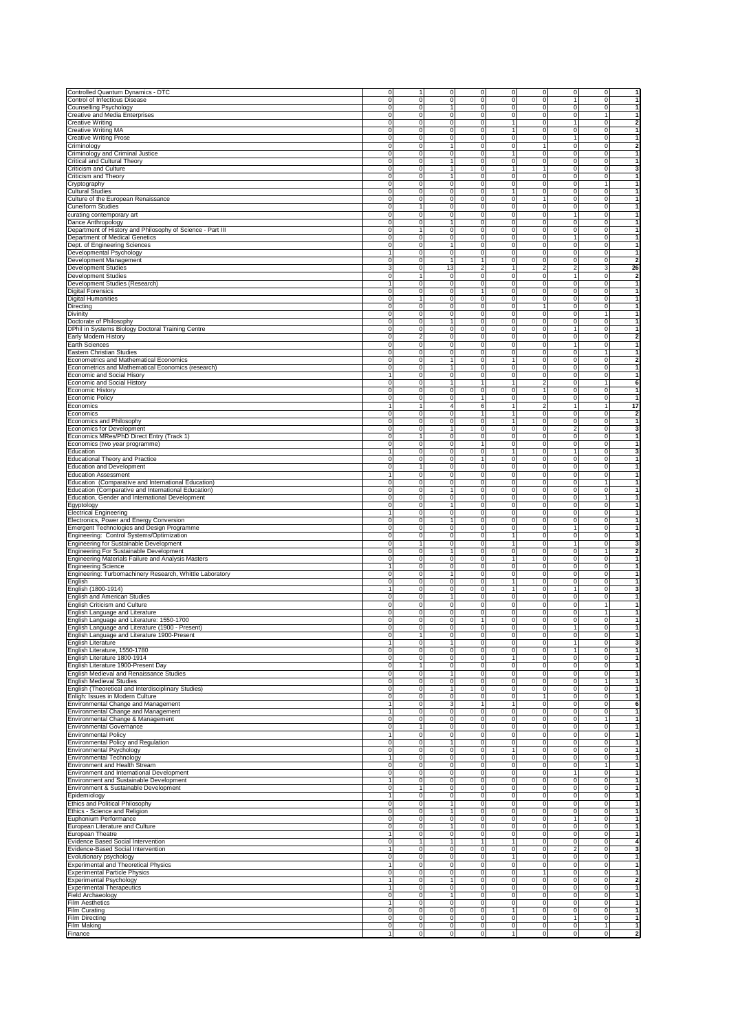| | | | | | | | | | |
|---|---|---|---|---|---|---|---|---|---|
| Controlled Quantum Dynamics - DTC | 0 | 1 | 0 | 0 | 0 | 0 | 0 | 0 | 1 |
| Control of Infectious Disease | 0 | 0 | 0 | 0 | 0 | 0 | 1 | 0 | 1 |
| Counselling Psychology | 0 | 0 | 1 | 0 | 0 | 0 | 0 | 0 | 1 |
| Creative and Media Enterprises | 0 | 0 | 0 | 0 | 0 | 0 | 0 | 1 | 1 |
| Creative Writing | 0 | 0 | 0 | 0 | 1 | 0 | 1 | 0 | 2 |
| Creative Writing MA | 0 | 0 | 0 | 0 | 1 | 0 | 0 | 0 | 1 |
| Creative Writing Prose | 0 | 0 | 0 | 0 | 0 | 0 | 1 | 0 | 1 |
| Criminology | 0 | 0 | 1 | 0 | 0 | 1 | 0 | 0 | 2 |
| Criminology and Criminal Justice | 0 | 0 | 0 | 0 | 1 | 0 | 0 | 0 | 1 |
| Critical and Cultural Theory | 0 | 0 | 1 | 0 | 0 | 0 | 0 | 0 | 1 |
| Criticism and Culture | 0 | 0 | 1 | 0 | 1 | 1 | 0 | 0 | 3 |
| Criticism and Theory | 0 | 0 | 1 | 0 | 0 | 0 | 0 | 0 | 1 |
| Cryptography | 0 | 0 | 0 | 0 | 0 | 0 | 0 | 1 | 1 |
| Cultural Studies | 0 | 0 | 0 | 0 | 1 | 0 | 0 | 0 | 1 |
| Culture of the European Renaissance | 0 | 0 | 0 | 0 | 0 | 1 | 0 | 0 | 1 |
| Cuneiform Studies | 0 | 1 | 0 | 0 | 0 | 0 | 0 | 0 | 1 |
| curating contemporary art | 0 | 0 | 0 | 0 | 0 | 0 | 1 | 0 | 1 |
| Dance Anthropology | 0 | 0 | 1 | 0 | 0 | 0 | 0 | 0 | 1 |
| Department of History and Philosophy of Science - Part III | 0 | 1 | 0 | 0 | 0 | 0 | 0 | 0 | 1 |
| Department of Medical Genetics | 0 | 0 | 0 | 0 | 0 | 0 | 1 | 0 | 1 |
| Dept. of Engineering Sciences | 0 | 0 | 1 | 0 | 0 | 0 | 0 | 0 | 1 |
| Developmental Psychology | 1 | 0 | 0 | 0 | 0 | 0 | 0 | 0 | 1 |
| Development Management | 0 | 0 | 1 | 1 | 0 | 0 | 0 | 0 | 2 |
| Development Studies | 3 | 0 | 13 | 2 | 1 | 2 | 2 | 3 | 26 |
| Development Studies | 0 | 1 | 0 | 0 | 0 | 0 | 1 | 0 | 2 |
| Development Studies (Research) | 1 | 0 | 0 | 0 | 0 | 0 | 0 | 0 | 1 |
| Digital Forensics | 0 | 0 | 0 | 1 | 0 | 0 | 0 | 0 | 1 |
| Digital Humanities | 0 | 1 | 0 | 0 | 0 | 0 | 0 | 0 | 1 |
| Directing | 0 | 0 | 0 | 0 | 0 | 1 | 0 | 0 | 1 |
| Divinity | 0 | 0 | 0 | 0 | 0 | 0 | 0 | 1 | 1 |
| Doctorate of Philosophy | 0 | 0 | 1 | 0 | 0 | 0 | 0 | 0 | 1 |
| DPhil in Systems Biology Doctoral Training Centre | 0 | 0 | 0 | 0 | 0 | 0 | 1 | 0 | 1 |
| Early Modern History | 0 | 2 | 0 | 0 | 0 | 0 | 0 | 0 | 2 |
| Earth Sciences | 0 | 0 | 0 | 0 | 0 | 0 | 1 | 0 | 1 |
| Eastern Christian Studies | 0 | 0 | 0 | 0 | 0 | 0 | 0 | 1 | 1 |
| Econometrics and Mathematical Economics | 0 | 0 | 1 | 0 | 1 | 0 | 0 | 0 | 2 |
| Econometrics and Mathematical Economics (research) | 0 | 0 | 1 | 0 | 0 | 0 | 0 | 0 | 1 |
| Economic and Social Hisory | 1 | 0 | 0 | 0 | 0 | 0 | 0 | 0 | 1 |
| Economic and Social History | 0 | 0 | 1 | 1 | 1 | 2 | 0 | 1 | 6 |
| Economic History | 0 | 0 | 0 | 0 | 0 | 1 | 0 | 0 | 1 |
| Economic Policy | 0 | 0 | 0 | 1 | 0 | 0 | 0 | 0 | 1 |
| Economics | 1 | 1 | 4 | 6 | 1 | 2 | 1 | 1 | 17 |
| Economics | 0 | 0 | 0 | 1 | 1 | 0 | 0 | 0 | 2 |
| Economics and Philosophy | 0 | 0 | 0 | 0 | 1 | 0 | 0 | 0 | 1 |
| Economics for Development | 0 | 0 | 1 | 0 | 0 | 0 | 2 | 0 | 3 |
| Economics MRes/PhD Direct Entry (Track 1) | 0 | 1 | 0 | 0 | 0 | 0 | 0 | 0 | 1 |
| Economics (two year programme) | 0 | 0 | 0 | 1 | 0 | 0 | 0 | 0 | 1 |
| Education | 1 | 0 | 0 | 0 | 1 | 0 | 1 | 0 | 3 |
| Educational Theory and Practice | 0 | 0 | 0 | 1 | 0 | 0 | 0 | 0 | 1 |
| Education and Development | 0 | 1 | 0 | 0 | 0 | 0 | 0 | 0 | 1 |
| Education Assessment | 1 | 0 | 0 | 0 | 0 | 0 | 0 | 0 | 1 |
| Education (Comparative and International Education) | 0 | 0 | 0 | 0 | 0 | 0 | 0 | 1 | 1 |
| Education (Comparative and International Education) | 0 | 0 | 1 | 0 | 0 | 0 | 0 | 0 | 1 |
| Education, Gender and International Development | 0 | 0 | 0 | 0 | 0 | 0 | 0 | 1 | 1 |
| Egyptology | 0 | 0 | 1 | 0 | 0 | 0 | 0 | 0 | 1 |
| Electrical Engineering | 1 | 0 | 0 | 0 | 0 | 0 | 0 | 0 | 1 |
| Electronics, Power and Energy Conversion | 0 | 0 | 1 | 0 | 0 | 0 | 0 | 0 | 1 |
| Emergent Technologies and Design Programme | 0 | 0 | 0 | 0 | 0 | 0 | 1 | 0 | 1 |
| Engineering: Control Systems/Optimization | 0 | 0 | 0 | 0 | 1 | 0 | 0 | 0 | 1 |
| Engineering for Sustainable Development | 0 | 1 | 0 | 0 | 1 | 0 | 1 | 0 | 3 |
| Engineering For Sustainable Development | 0 | 0 | 1 | 0 | 0 | 0 | 0 | 1 | 2 |
| Engineering Materials Failure and Analysis Masters | 0 | 0 | 0 | 0 | 1 | 0 | 0 | 0 | 1 |
| Engineering Science | 1 | 0 | 0 | 0 | 0 | 0 | 0 | 0 | 1 |
| Engineering: Turbomachinery Research, Whittle Laboratory | 0 | 0 | 1 | 0 | 0 | 0 | 0 | 0 | 1 |
| English | 0 | 0 | 0 | 0 | 1 | 0 | 0 | 0 | 1 |
| English (1800-1914) | 1 | 0 | 0 | 0 | 1 | 0 | 1 | 0 | 3 |
| English and American Studies | 0 | 0 | 1 | 0 | 0 | 0 | 0 | 0 | 1 |
| English Criticism and Culture | 0 | 0 | 0 | 0 | 0 | 0 | 0 | 1 | 1 |
| English Language and Literature | 0 | 0 | 0 | 0 | 0 | 0 | 0 | 1 | 1 |
| English Language and Literature: 1550-1700 | 0 | 0 | 0 | 1 | 0 | 0 | 0 | 0 | 1 |
| English Language and Literature (1900 - Present) | 0 | 0 | 0 | 0 | 0 | 0 | 1 | 0 | 1 |
| English Language and Literature 1900-Present | 0 | 1 | 0 | 0 | 0 | 0 | 0 | 0 | 1 |
| English Literature | 1 | 0 | 1 | 0 | 0 | 0 | 1 | 0 | 3 |
| English Literature, 1550-1780 | 0 | 0 | 0 | 0 | 0 | 0 | 1 | 0 | 1 |
| English Literature 1800-1914 | 0 | 0 | 0 | 0 | 1 | 0 | 0 | 0 | 1 |
| English Literature 1900-Present Day | 0 | 1 | 0 | 0 | 0 | 0 | 0 | 0 | 1 |
| English Medieval and Renaissance Studies | 0 | 0 | 1 | 0 | 0 | 0 | 0 | 0 | 1 |
| English Medieval Studies | 0 | 0 | 0 | 0 | 0 | 0 | 0 | 1 | 1 |
| English (Theoretical and Interdisciplinary Studies) | 0 | 0 | 1 | 0 | 0 | 0 | 0 | 0 | 1 |
| Enligh: Issues in Modern Culture | 0 | 0 | 0 | 0 | 0 | 1 | 0 | 0 | 1 |
| Environmental Change and Management | 1 | 0 | 3 | 1 | 1 | 0 | 0 | 0 | 6 |
| Environmental Change and Management | 1 | 0 | 0 | 0 | 0 | 0 | 0 | 0 | 1 |
| Environmental Change & Management | 0 | 0 | 0 | 0 | 0 | 0 | 0 | 1 | 1 |
| Environmental Governance | 0 | 1 | 0 | 0 | 0 | 0 | 0 | 0 | 1 |
| Environmental Policy | 1 | 0 | 0 | 0 | 0 | 0 | 0 | 0 | 1 |
| Environmental Policy and Regulation | 0 | 0 | 1 | 0 | 0 | 0 | 0 | 0 | 1 |
| Environmental Psychology | 0 | 0 | 0 | 0 | 1 | 0 | 0 | 0 | 1 |
| Environmental Technology | 1 | 0 | 0 | 0 | 0 | 0 | 0 | 0 | 1 |
| Environment and Health Stream | 0 | 0 | 0 | 0 | 0 | 0 | 0 | 1 | 1 |
| Environment and International Development | 0 | 0 | 0 | 0 | 0 | 0 | 1 | 0 | 1 |
| Environment and Sustainable Development | 1 | 0 | 0 | 0 | 0 | 0 | 0 | 0 | 1 |
| Environment & Sustainable Development | 0 | 1 | 0 | 0 | 0 | 0 | 0 | 0 | 1 |
| Epidemiology | 1 | 0 | 0 | 0 | 0 | 0 | 0 | 0 | 1 |
| Ethics and Political Philosophy | 0 | 0 | 1 | 0 | 0 | 0 | 0 | 0 | 1 |
| Ethics - Science and Religion | 0 | 0 | 1 | 0 | 0 | 0 | 0 | 0 | 1 |
| Euphonium Performance | 0 | 0 | 0 | 0 | 0 | 0 | 1 | 0 | 1 |
| European Literature and Culture | 0 | 0 | 1 | 0 | 0 | 0 | 0 | 0 | 1 |
| European Theatre | 1 | 0 | 0 | 0 | 0 | 0 | 0 | 0 | 1 |
| Evidence Based Social Intervention | 0 | 1 | 1 | 1 | 1 | 0 | 0 | 0 | 4 |
| Evidence-Based Social Intervention | 1 | 0 | 0 | 0 | 0 | 0 | 2 | 0 | 3 |
| Evolutionary psychology | 0 | 0 | 0 | 0 | 1 | 0 | 0 | 0 | 1 |
| Experimental and Theoretical Physics | 1 | 0 | 0 | 0 | 0 | 0 | 0 | 0 | 1 |
| Experimental Particle Physics | 0 | 0 | 0 | 0 | 0 | 1 | 0 | 0 | 1 |
| Experimental Psychology | 1 | 0 | 1 | 0 | 0 | 0 | 0 | 0 | 2 |
| Experimental Therapeutics | 1 | 0 | 0 | 0 | 0 | 0 | 0 | 0 | 1 |
| Field Archaeology | 0 | 0 | 1 | 0 | 0 | 0 | 0 | 0 | 1 |
| Film Aesthetics | 1 | 0 | 0 | 0 | 0 | 0 | 0 | 0 | 1 |
| Film Curating | 0 | 0 | 0 | 0 | 1 | 0 | 0 | 0 | 1 |
| Film Directing | 0 | 0 | 0 | 0 | 0 | 0 | 1 | 0 | 1 |
| Film Making | 0 | 0 | 0 | 0 | 0 | 0 | 0 | 1 | 1 |
| Finance | 1 | 0 | 0 | 0 | 1 | 0 | 0 | 0 | 2 |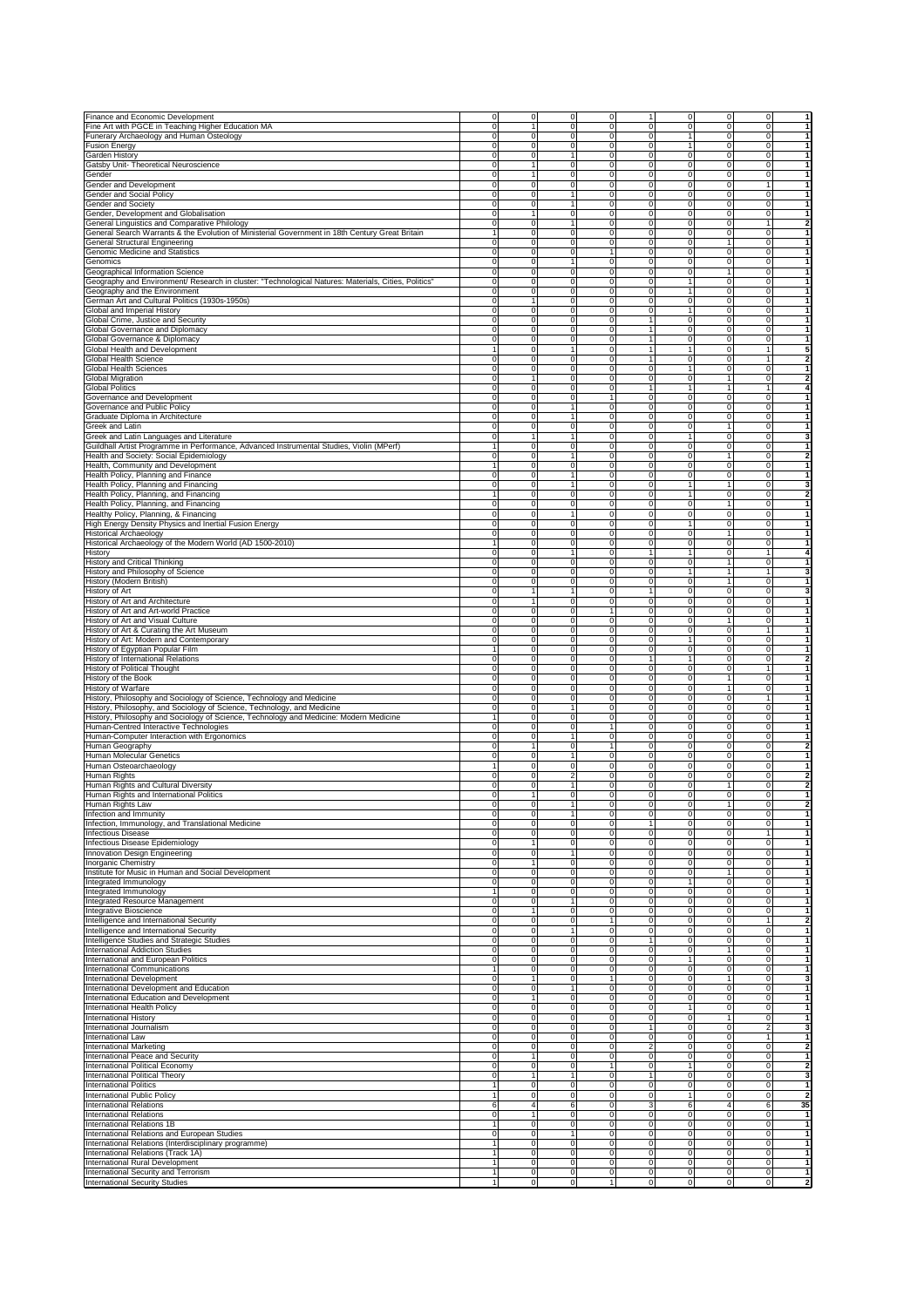| | | | | | | | | | |
|---|---|---|---|---|---|---|---|---|---|
| Finance and Economic Development | 0 | 0 | 0 | 0 | 1 | 0 | 0 | 0 | 1 |
| Fine Art with PGCE in Teaching Higher Education MA | 0 | 1 | 0 | 0 | 0 | 0 | 0 | 0 | 1 |
| Funerary Archaeology and Human Osteology | 0 | 0 | 0 | 0 | 0 | 1 | 0 | 0 | 1 |
| Fusion Energy | 0 | 0 | 0 | 0 | 0 | 1 | 0 | 0 | 1 |
| Garden History | 0 | 0 | 1 | 0 | 0 | 0 | 0 | 0 | 1 |
| Gatsby Unit- Theoretical Neuroscience | 0 | 1 | 0 | 0 | 0 | 0 | 0 | 0 | 1 |
| Gender | 0 | 1 | 0 | 0 | 0 | 0 | 0 | 0 | 1 |
| Gender and Development | 0 | 0 | 0 | 0 | 0 | 0 | 0 | 1 | 1 |
| Gender and Social Policy | 0 | 0 | 1 | 0 | 0 | 0 | 0 | 0 | 1 |
| Gender and Society | 0 | 0 | 1 | 0 | 0 | 0 | 0 | 0 | 1 |
| Gender, Development and Globalisation | 0 | 1 | 0 | 0 | 0 | 0 | 0 | 0 | 1 |
| General Linguistics and Comparative Philology | 0 | 0 | 1 | 0 | 0 | 0 | 0 | 1 | 2 |
| General Search Warrants & the Evolution of Ministerial Government in 18th Century Great Britain | 1 | 0 | 0 | 0 | 0 | 0 | 0 | 0 | 1 |
| General Structural Engineering | 0 | 0 | 0 | 0 | 0 | 0 | 1 | 0 | 1 |
| Genomic Medicine and Statistics | 0 | 0 | 0 | 1 | 0 | 0 | 0 | 0 | 1 |
| Genomics | 0 | 0 | 1 | 0 | 0 | 0 | 0 | 0 | 1 |
| Geographical Information Science | 0 | 0 | 0 | 0 | 0 | 0 | 1 | 0 | 1 |
| Geography and Environment/ Research in cluster: "Technological Natures: Materials, Cities, Politics" | 0 | 0 | 0 | 0 | 0 | 1 | 0 | 0 | 1 |
| Geography and the Environment | 0 | 0 | 0 | 0 | 0 | 1 | 0 | 0 | 1 |
| German Art and Cultural Politics (1930s-1950s) | 0 | 1 | 0 | 0 | 0 | 0 | 0 | 0 | 1 |
| Global and Imperial History | 0 | 0 | 0 | 0 | 0 | 1 | 0 | 0 | 1 |
| Global Crime, Justice and Security | 0 | 0 | 0 | 0 | 1 | 0 | 0 | 0 | 1 |
| Global Governance and Diplomacy | 0 | 0 | 0 | 0 | 1 | 0 | 0 | 0 | 1 |
| Global Governance & Diplomacy | 0 | 0 | 0 | 0 | 1 | 0 | 0 | 0 | 1 |
| Global Health and Development | 1 | 0 | 1 | 0 | 1 | 1 | 0 | 1 | 5 |
| Global Health Science | 0 | 0 | 0 | 0 | 1 | 0 | 0 | 1 | 2 |
| Global Health Sciences | 0 | 0 | 0 | 0 | 0 | 1 | 0 | 0 | 1 |
| Global Migration | 0 | 1 | 0 | 0 | 0 | 0 | 1 | 0 | 2 |
| Global Politics | 0 | 0 | 0 | 0 | 1 | 1 | 1 | 1 | 4 |
| Governance and Development | 0 | 0 | 0 | 1 | 0 | 0 | 0 | 0 | 1 |
| Governance and Public Policy | 0 | 0 | 1 | 0 | 0 | 0 | 0 | 0 | 1 |
| Graduate Diploma in Architecture | 0 | 0 | 1 | 0 | 0 | 0 | 0 | 0 | 1 |
| Greek and Latin | 0 | 0 | 0 | 0 | 0 | 0 | 1 | 0 | 1 |
| Greek and Latin Languages and Literature | 0 | 1 | 1 | 0 | 0 | 1 | 0 | 0 | 3 |
| Guildhall Artist Programme in Performance, Advanced Instrumental Studies, Violin (MPerf) | 1 | 0 | 0 | 0 | 0 | 0 | 0 | 0 | 1 |
| Health and Society: Social Epidemiology | 0 | 0 | 1 | 0 | 0 | 0 | 1 | 0 | 2 |
| Health, Community and Development | 1 | 0 | 0 | 0 | 0 | 0 | 0 | 0 | 1 |
| Health Policy, Planning and Finance | 0 | 0 | 1 | 0 | 0 | 0 | 0 | 0 | 1 |
| Health Policy, Planning and Financing | 0 | 0 | 1 | 0 | 0 | 1 | 1 | 0 | 3 |
| Health Policy, Planning, and Financing | 1 | 0 | 0 | 0 | 0 | 1 | 0 | 0 | 2 |
| Health Policy, Planning, and Financing | 0 | 0 | 0 | 0 | 0 | 0 | 1 | 0 | 1 |
| Healthy Policy, Planning, & Financing | 0 | 0 | 1 | 0 | 0 | 0 | 0 | 0 | 1 |
| High Energy Density Physics and Inertial Fusion Energy | 0 | 0 | 0 | 0 | 0 | 1 | 0 | 0 | 1 |
| Historical Archaeology | 0 | 0 | 0 | 0 | 0 | 0 | 1 | 0 | 1 |
| Historical Archaeology of the Modern World (AD 1500-2010) | 1 | 0 | 0 | 0 | 0 | 0 | 0 | 0 | 1 |
| History | 0 | 0 | 1 | 0 | 1 | 1 | 0 | 1 | 4 |
| History and Critical Thinking | 0 | 0 | 0 | 0 | 0 | 0 | 1 | 0 | 1 |
| History and Philosophy of Science | 0 | 0 | 0 | 0 | 0 | 1 | 1 | 1 | 3 |
| History (Modern British) | 0 | 0 | 0 | 0 | 0 | 0 | 1 | 0 | 1 |
| History of Art | 0 | 1 | 1 | 0 | 1 | 0 | 0 | 0 | 3 |
| History of Art and Architecture | 0 | 1 | 0 | 0 | 0 | 0 | 0 | 0 | 1 |
| History of Art and Art-world Practice | 0 | 0 | 0 | 1 | 0 | 0 | 0 | 0 | 1 |
| History of Art and Visual Culture | 0 | 0 | 0 | 0 | 0 | 0 | 1 | 0 | 1 |
| History of Art & Curating the Art Museum | 0 | 0 | 0 | 0 | 0 | 0 | 0 | 1 | 1 |
| History of Art: Modern and Contemporary | 0 | 0 | 0 | 0 | 0 | 1 | 0 | 0 | 1 |
| History of Egyptian Popular Film | 1 | 0 | 0 | 0 | 0 | 0 | 0 | 0 | 1 |
| History of International Relations | 0 | 0 | 0 | 0 | 1 | 1 | 0 | 0 | 2 |
| History of Political Thought | 0 | 0 | 0 | 0 | 0 | 0 | 0 | 1 | 1 |
| History of the Book | 0 | 0 | 0 | 0 | 0 | 0 | 1 | 0 | 1 |
| History of Warfare | 0 | 0 | 0 | 0 | 0 | 0 | 1 | 0 | 1 |
| History, Philosophy and Sociology of Science, Technology and Medicine | 0 | 0 | 0 | 0 | 0 | 0 | 0 | 1 | 1 |
| History, Philosophy, and Sociology of Science, Technology, and Medicine | 0 | 0 | 1 | 0 | 0 | 0 | 0 | 0 | 1 |
| History, Philosophy and Sociology of Science, Technology and Medicine: Modern Medicine | 1 | 0 | 0 | 0 | 0 | 0 | 0 | 0 | 1 |
| Human-Centred Interactive Technologies | 0 | 0 | 0 | 1 | 0 | 0 | 0 | 0 | 1 |
| Human-Computer Interaction with Ergonomics | 0 | 0 | 1 | 0 | 0 | 0 | 0 | 0 | 1 |
| Human Geography | 0 | 1 | 0 | 1 | 0 | 0 | 0 | 0 | 2 |
| Human Molecular Genetics | 0 | 0 | 1 | 0 | 0 | 0 | 0 | 0 | 1 |
| Human Osteoarchaeology | 1 | 0 | 0 | 0 | 0 | 0 | 0 | 0 | 1 |
| Human Rights | 0 | 0 | 2 | 0 | 0 | 0 | 0 | 0 | 2 |
| Human Rights and Cultural Diversity | 0 | 0 | 1 | 0 | 0 | 0 | 1 | 0 | 2 |
| Human Rights and International Politics | 0 | 1 | 0 | 0 | 0 | 0 | 0 | 0 | 1 |
| Human Rights Law | 0 | 0 | 1 | 0 | 0 | 0 | 1 | 0 | 2 |
| Infection and Immunity | 0 | 0 | 1 | 0 | 0 | 0 | 0 | 0 | 1 |
| Infection, Immunology, and Translational Medicine | 0 | 0 | 0 | 0 | 1 | 0 | 0 | 0 | 1 |
| Infectious Disease | 0 | 0 | 0 | 0 | 0 | 0 | 0 | 1 | 1 |
| Infectious Disease Epidemiology | 0 | 1 | 0 | 0 | 0 | 0 | 0 | 0 | 1 |
| Innovation Design Engineering | 0 | 0 | 1 | 0 | 0 | 0 | 0 | 0 | 1 |
| Inorganic Chemistry | 0 | 1 | 0 | 0 | 0 | 0 | 0 | 0 | 1 |
| Institute for Music in Human and Social Development | 0 | 0 | 0 | 0 | 0 | 0 | 1 | 0 | 1 |
| Integrated Immunology | 0 | 0 | 0 | 0 | 0 | 1 | 0 | 0 | 1 |
| Integrated Immunology | 1 | 0 | 0 | 0 | 0 | 0 | 0 | 0 | 1 |
| Integrated Resource Management | 0 | 0 | 1 | 0 | 0 | 0 | 0 | 0 | 1 |
| Integrative Bioscience | 0 | 1 | 0 | 0 | 0 | 0 | 0 | 0 | 1 |
| Intelligence and International Security | 0 | 0 | 0 | 1 | 0 | 0 | 0 | 1 | 2 |
| Intelligence and International Security | 0 | 0 | 1 | 0 | 0 | 0 | 0 | 0 | 1 |
| Intelligence Studies and Strategic Studies | 0 | 0 | 0 | 0 | 1 | 0 | 0 | 0 | 1 |
| International Addiction Studies | 0 | 0 | 0 | 0 | 0 | 0 | 1 | 0 | 1 |
| International and European Politics | 0 | 0 | 0 | 0 | 0 | 1 | 0 | 0 | 1 |
| International Communications | 1 | 0 | 0 | 0 | 0 | 0 | 0 | 0 | 1 |
| International Development | 0 | 1 | 0 | 1 | 0 | 0 | 1 | 0 | 3 |
| International Development and Education | 0 | 0 | 1 | 0 | 0 | 0 | 0 | 0 | 1 |
| International Education and Development | 0 | 1 | 0 | 0 | 0 | 0 | 0 | 0 | 1 |
| International Health Policy | 0 | 0 | 0 | 0 | 0 | 1 | 0 | 0 | 1 |
| International History | 0 | 0 | 0 | 0 | 0 | 0 | 1 | 0 | 1 |
| International Journalism | 0 | 0 | 0 | 0 | 1 | 0 | 0 | 2 | 3 |
| International Law | 0 | 0 | 0 | 0 | 0 | 0 | 0 | 1 | 1 |
| International Marketing | 0 | 0 | 0 | 0 | 2 | 0 | 0 | 0 | 2 |
| International Peace and Security | 0 | 1 | 0 | 0 | 0 | 0 | 0 | 0 | 1 |
| International Political Economy | 0 | 0 | 0 | 1 | 0 | 1 | 0 | 0 | 2 |
| International Political Theory | 0 | 1 | 1 | 0 | 1 | 0 | 0 | 0 | 3 |
| International Politics | 1 | 0 | 0 | 0 | 0 | 0 | 0 | 0 | 1 |
| International Public Policy | 1 | 0 | 0 | 0 | 0 | 1 | 0 | 0 | 2 |
| International Relations | 6 | 4 | 6 | 0 | 3 | 6 | 4 | 6 | 35 |
| International Relations | 0 | 1 | 0 | 0 | 0 | 0 | 0 | 0 | 1 |
| International Relations 1B | 1 | 0 | 0 | 0 | 0 | 0 | 0 | 0 | 1 |
| International Relations and European Studies | 0 | 0 | 1 | 0 | 0 | 0 | 0 | 0 | 1 |
| International Relations (Interdisciplinary programme) | 1 | 0 | 0 | 0 | 0 | 0 | 0 | 0 | 1 |
| International Relations (Track 1A) | 1 | 0 | 0 | 0 | 0 | 0 | 0 | 0 | 1 |
| International Rural Development | 1 | 0 | 0 | 0 | 0 | 0 | 0 | 0 | 1 |
| International Security and Terrorism | 1 | 0 | 0 | 0 | 0 | 0 | 0 | 0 | 1 |
| International Security Studies | 1 | 0 | 0 | 1 | 0 | 0 | 0 | 0 | 2 |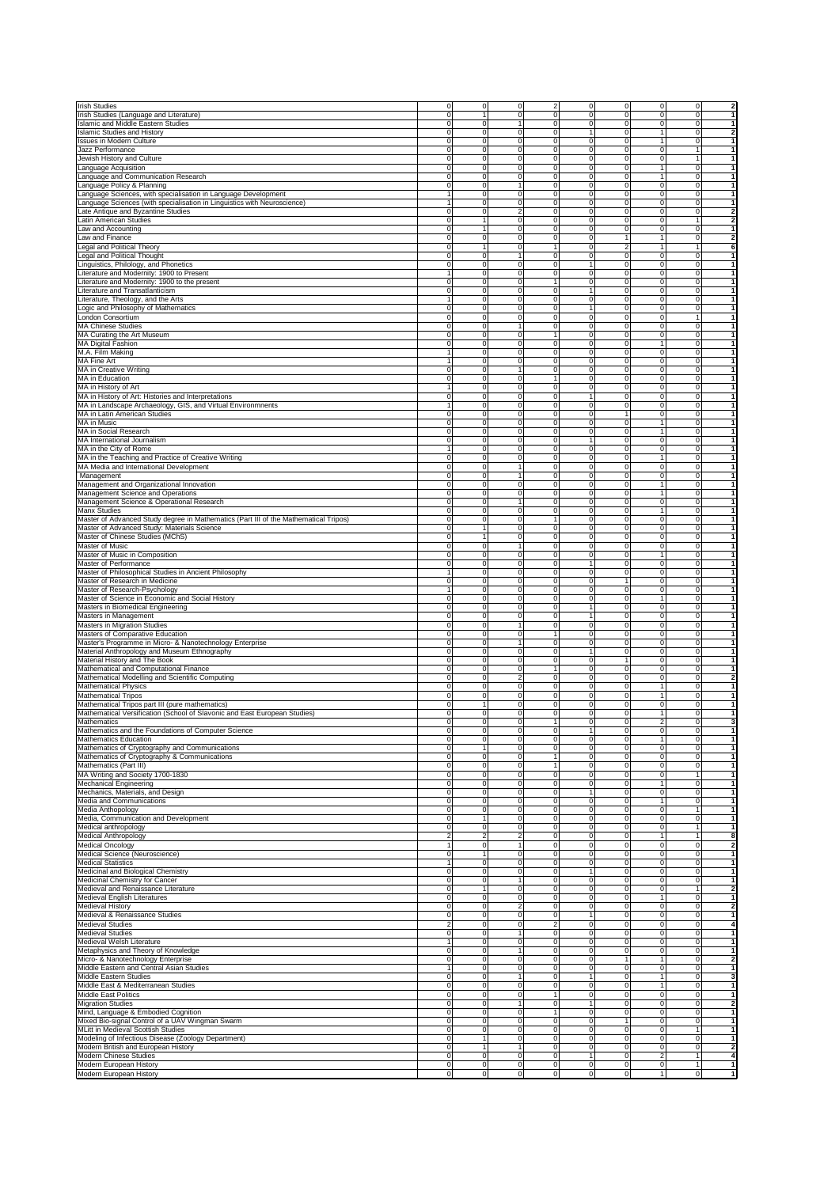| | | | | | | | | | |
|---|---|---|---|---|---|---|---|---|---|
| Irish Studies | 0 | 0 | 0 | 2 | 0 | 0 | 0 | 0 | 2 |
| Irish Studies (Language and Literature) | 0 | 1 | 0 | 0 | 0 | 0 | 0 | 0 | 1 |
| Islamic and Middle Eastern Studies | 0 | 0 | 1 | 0 | 0 | 0 | 0 | 0 | 1 |
| Islamic Studies and History | 0 | 0 | 0 | 0 | 1 | 0 | 1 | 0 | 2 |
| Issues in Modern Culture | 0 | 0 | 0 | 0 | 0 | 0 | 1 | 0 | 1 |
| Jazz Performance | 0 | 0 | 0 | 0 | 0 | 0 | 0 | 1 | 1 |
| Jewish History and Culture | 0 | 0 | 0 | 0 | 0 | 0 | 0 | 1 | 1 |
| Language Acquisition | 0 | 0 | 0 | 0 | 0 | 0 | 1 | 0 | 1 |
| Language and Communication Research | 0 | 0 | 0 | 0 | 0 | 0 | 1 | 0 | 1 |
| Language Policy & Planning | 0 | 0 | 1 | 0 | 0 | 0 | 0 | 0 | 1 |
| Language Sciences, with specialisation in Language Development | 1 | 0 | 0 | 0 | 0 | 0 | 0 | 0 | 1 |
| Language Sciences (with specialisation in Linguistics with Neuroscience) | 1 | 0 | 0 | 0 | 0 | 0 | 0 | 0 | 1 |
| Late Antique and Byzantine Studies | 0 | 0 | 2 | 0 | 0 | 0 | 0 | 0 | 2 |
| Latin American Studies | 0 | 1 | 0 | 0 | 0 | 0 | 0 | 1 | 2 |
| Law and Accounting | 0 | 1 | 0 | 0 | 0 | 0 | 0 | 0 | 1 |
| Law and Finance | 0 | 0 | 0 | 0 | 0 | 1 | 1 | 0 | 2 |
| Legal and Political Theory | 0 | 1 | 0 | 1 | 0 | 2 | 1 | 1 | 6 |
| Legal and Political Thought | 0 | 0 | 1 | 0 | 0 | 0 | 0 | 0 | 1 |
| Linguistics, Philology, and Phonetics | 0 | 0 | 0 | 0 | 1 | 0 | 0 | 0 | 1 |
| Literature and Modernity: 1900 to Present | 1 | 0 | 0 | 0 | 0 | 0 | 0 | 0 | 1 |
| Literature and Modernity: 1900 to the present | 0 | 0 | 0 | 1 | 0 | 0 | 0 | 0 | 1 |
| Literature and Transatlanticism | 0 | 0 | 0 | 0 | 1 | 0 | 0 | 0 | 1 |
| Literature, Theology, and the Arts | 1 | 0 | 0 | 0 | 0 | 0 | 0 | 0 | 1 |
| Logic and Philosophy of Mathematics | 0 | 0 | 0 | 0 | 1 | 0 | 0 | 0 | 1 |
| London Consortium | 0 | 0 | 0 | 0 | 0 | 0 | 0 | 1 | 1 |
| MA Chinese Studies | 0 | 0 | 1 | 0 | 0 | 0 | 0 | 0 | 1 |
| MA Curating the Art Museum | 0 | 0 | 0 | 1 | 0 | 0 | 0 | 0 | 1 |
| MA Digital Fashion | 0 | 0 | 0 | 0 | 0 | 0 | 1 | 0 | 1 |
| M.A. Film Making | 1 | 0 | 0 | 0 | 0 | 0 | 0 | 0 | 1 |
| MA Fine Art | 1 | 0 | 0 | 0 | 0 | 0 | 0 | 0 | 1 |
| MA in Creative Writing | 0 | 0 | 1 | 0 | 0 | 0 | 0 | 0 | 1 |
| MA in Education | 0 | 0 | 0 | 1 | 0 | 0 | 0 | 0 | 1 |
| MA in History of Art | 1 | 0 | 0 | 0 | 0 | 0 | 0 | 0 | 1 |
| MA in History of Art: Histories and Interpretations | 0 | 0 | 0 | 0 | 1 | 0 | 0 | 0 | 1 |
| MA in Landscape Archaeology, GIS, and Virtual Environmnents | 1 | 0 | 0 | 0 | 0 | 0 | 0 | 0 | 1 |
| MA in Latin American Studies | 0 | 0 | 0 | 0 | 0 | 1 | 0 | 0 | 1 |
| MA in Music | 0 | 0 | 0 | 0 | 0 | 0 | 1 | 0 | 1 |
| MA in Social Research | 0 | 0 | 0 | 0 | 0 | 0 | 1 | 0 | 1 |
| MA International Journalism | 0 | 0 | 0 | 0 | 1 | 0 | 0 | 0 | 1 |
| MA in the City of Rome | 1 | 0 | 0 | 0 | 0 | 0 | 0 | 0 | 1 |
| MA in the Teaching and Practice of Creative Writing | 0 | 0 | 0 | 0 | 0 | 0 | 1 | 0 | 1 |
| MA Media and International Development | 0 | 0 | 1 | 0 | 0 | 0 | 0 | 0 | 1 |
| Management | 0 | 0 | 1 | 0 | 0 | 0 | 0 | 0 | 1 |
| Management and Organizational Innovation | 0 | 0 | 0 | 0 | 0 | 0 | 1 | 0 | 1 |
| Management Science and Operations | 0 | 0 | 0 | 0 | 0 | 0 | 1 | 0 | 1 |
| Management Science & Operational Research | 0 | 0 | 1 | 0 | 0 | 0 | 0 | 0 | 1 |
| Manx Studies | 0 | 0 | 0 | 0 | 0 | 0 | 1 | 0 | 1 |
| Master of Advanced Study degree in Mathematics (Part III of the Mathematical Tripos) | 0 | 0 | 0 | 1 | 0 | 0 | 0 | 0 | 1 |
| Master of Advanced Study: Materials Science | 0 | 1 | 0 | 0 | 0 | 0 | 0 | 0 | 1 |
| Master of Chinese Studies (MChS) | 0 | 1 | 0 | 0 | 0 | 0 | 0 | 0 | 1 |
| Master of Music | 0 | 0 | 1 | 0 | 0 | 0 | 0 | 0 | 1 |
| Master of Music in Composition | 0 | 0 | 0 | 0 | 0 | 0 | 1 | 0 | 1 |
| Master of Performance | 0 | 0 | 0 | 0 | 1 | 0 | 0 | 0 | 1 |
| Master of Philosophical Studies in Ancient Philosophy | 1 | 0 | 0 | 0 | 0 | 0 | 0 | 0 | 1 |
| Master of Research in Medicine | 0 | 0 | 0 | 0 | 0 | 1 | 0 | 0 | 1 |
| Master of Research-Psychology | 1 | 0 | 0 | 0 | 0 | 0 | 0 | 0 | 1 |
| Master of Science in Economic and Social History | 0 | 0 | 0 | 0 | 0 | 0 | 1 | 0 | 1 |
| Masters in Biomedical Engineering | 0 | 0 | 0 | 0 | 1 | 0 | 0 | 0 | 1 |
| Masters in Management | 0 | 0 | 0 | 0 | 1 | 0 | 0 | 0 | 1 |
| Masters in Migration Studies | 0 | 0 | 1 | 0 | 0 | 0 | 0 | 0 | 1 |
| Masters of Comparative Education | 0 | 0 | 0 | 1 | 0 | 0 | 0 | 0 | 1 |
| Master's Programme in Micro- & Nanotechnology Enterprise | 0 | 0 | 1 | 0 | 0 | 0 | 0 | 0 | 1 |
| Material Anthropology and Museum Ethnography | 0 | 0 | 0 | 0 | 1 | 0 | 0 | 0 | 1 |
| Material History and The Book | 0 | 0 | 0 | 0 | 0 | 1 | 0 | 0 | 1 |
| Mathematical and Computational Finance | 0 | 0 | 0 | 1 | 0 | 0 | 0 | 0 | 1 |
| Mathematical Modelling and Scientific Computing | 0 | 0 | 2 | 0 | 0 | 0 | 0 | 0 | 2 |
| Mathematical Physics | 0 | 0 | 0 | 0 | 0 | 0 | 1 | 0 | 1 |
| Mathematical Tripos | 0 | 0 | 0 | 0 | 0 | 0 | 1 | 0 | 1 |
| Mathematical Tripos part III (pure mathematics) | 0 | 1 | 0 | 0 | 0 | 0 | 0 | 0 | 1 |
| Mathematical Versification (School of Slavonic and East European Studies) | 0 | 0 | 0 | 0 | 0 | 0 | 1 | 0 | 1 |
| Mathematics | 0 | 0 | 0 | 1 | 0 | 0 | 2 | 0 | 3 |
| Mathematics and the Foundations of Computer Science | 0 | 0 | 0 | 0 | 1 | 0 | 0 | 0 | 1 |
| Mathematics Education | 0 | 0 | 0 | 0 | 0 | 0 | 1 | 0 | 1 |
| Mathematics of Cryptography and Communications | 0 | 1 | 0 | 0 | 0 | 0 | 0 | 0 | 1 |
| Mathematics of Cryptography & Communications | 0 | 0 | 0 | 1 | 0 | 0 | 0 | 0 | 1 |
| Mathematics (Part III) | 0 | 0 | 0 | 1 | 0 | 0 | 0 | 0 | 1 |
| MA Writing and Society 1700-1830 | 0 | 0 | 0 | 0 | 0 | 0 | 0 | 1 | 1 |
| Mechanical Engineering | 0 | 0 | 0 | 0 | 0 | 0 | 1 | 0 | 1 |
| Mechanics, Materials, and Design | 0 | 0 | 0 | 0 | 1 | 0 | 0 | 0 | 1 |
| Media and Communications | 0 | 0 | 0 | 0 | 0 | 0 | 1 | 0 | 1 |
| Media Anthopology | 0 | 0 | 0 | 0 | 0 | 0 | 0 | 1 | 1 |
| Media, Communication and Development | 0 | 1 | 0 | 0 | 0 | 0 | 0 | 0 | 1 |
| Medical anthropology | 0 | 0 | 0 | 0 | 0 | 0 | 0 | 1 | 1 |
| Medical Anthropology | 2 | 2 | 2 | 0 | 0 | 0 | 1 | 1 | 8 |
| Medical Oncology | 1 | 0 | 1 | 0 | 0 | 0 | 0 | 0 | 2 |
| Medical Science (Neuroscience) | 0 | 1 | 0 | 0 | 0 | 0 | 0 | 0 | 1 |
| Medical Statistics | 1 | 0 | 0 | 0 | 0 | 0 | 0 | 0 | 1 |
| Medicinal and Biological Chemistry | 0 | 0 | 0 | 0 | 1 | 0 | 0 | 0 | 1 |
| Medicinal Chemistry for Cancer | 0 | 0 | 1 | 0 | 0 | 0 | 0 | 0 | 1 |
| Medieval and Renaissance Literature | 0 | 1 | 0 | 0 | 0 | 0 | 0 | 1 | 2 |
| Medieval English Literatures | 0 | 0 | 0 | 0 | 0 | 0 | 1 | 0 | 1 |
| Medieval History | 0 | 0 | 2 | 0 | 0 | 0 | 0 | 0 | 2 |
| Medieval & Renaissance Studies | 0 | 0 | 0 | 0 | 1 | 0 | 0 | 0 | 1 |
| Medieval Studies | 2 | 0 | 0 | 2 | 0 | 0 | 0 | 0 | 4 |
| Medieval Studies | 0 | 0 | 1 | 0 | 0 | 0 | 0 | 0 | 1 |
| Medieval Welsh Literature | 1 | 0 | 0 | 0 | 0 | 0 | 0 | 0 | 1 |
| Metaphysics and Theory of Knowledge | 0 | 0 | 1 | 0 | 0 | 0 | 0 | 0 | 1 |
| Micro- & Nanotechnology Enterprise | 0 | 0 | 0 | 0 | 0 | 1 | 1 | 0 | 2 |
| Middle Eastern and Central Asian Studies | 1 | 0 | 0 | 0 | 0 | 0 | 0 | 0 | 1 |
| Middle Eastern Studies | 0 | 0 | 1 | 0 | 1 | 0 | 1 | 0 | 3 |
| Middle East & Mediterranean Studies | 0 | 0 | 0 | 0 | 0 | 0 | 1 | 0 | 1 |
| Middle East Politics | 0 | 0 | 0 | 1 | 0 | 0 | 0 | 0 | 1 |
| Migration Studies | 0 | 0 | 1 | 0 | 1 | 0 | 0 | 0 | 2 |
| Mind, Language & Embodied Cognition | 0 | 0 | 0 | 1 | 0 | 0 | 0 | 0 | 1 |
| Mixed Bio-signal Control of a UAV Wingman Swarm | 0 | 0 | 0 | 0 | 0 | 1 | 0 | 0 | 1 |
| MLitt in Medieval Scottish Studies | 0 | 0 | 0 | 0 | 0 | 0 | 0 | 1 | 1 |
| Modeling of Infectious Disease (Zoology Department) | 0 | 1 | 0 | 0 | 0 | 0 | 0 | 0 | 1 |
| Modern British and European History | 0 | 1 | 1 | 0 | 0 | 0 | 0 | 0 | 2 |
| Modern Chinese Studies | 0 | 0 | 0 | 0 | 1 | 0 | 2 | 1 | 4 |
| Modern European History | 0 | 0 | 0 | 0 | 0 | 0 | 0 | 1 | 1 |
| Modern European History | 0 | 0 | 0 | 0 | 0 | 0 | 1 | 0 | 1 |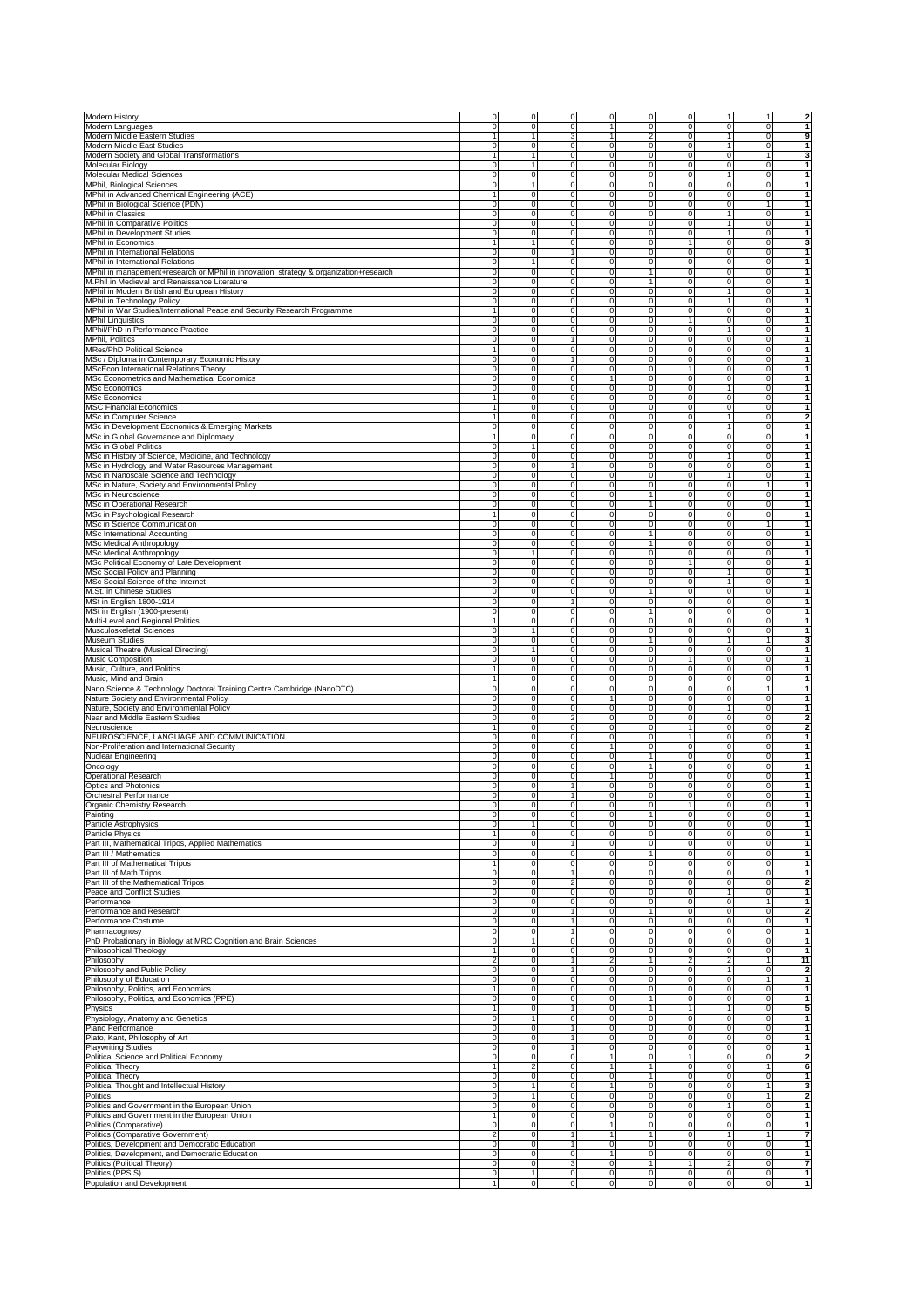| | | | | | | | | | |
|---|---|---|---|---|---|---|---|---|---|
| Modern History | 0 | 0 | 0 | 0 | 0 | 0 | 1 | 1 | 2 |
| Modern Languages | 0 | 0 | 0 | 1 | 0 | 0 | 0 | 0 | 1 |
| Modern Middle Eastern Studies | 1 | 1 | 3 | 1 | 2 | 0 | 1 | 0 | 9 |
| Modern Middle East Studies | 0 | 0 | 0 | 0 | 0 | 0 | 1 | 0 | 1 |
| Modern Society and Global Transformations | 1 | 1 | 0 | 0 | 0 | 0 | 0 | 1 | 3 |
| Molecular Biology | 0 | 1 | 0 | 0 | 0 | 0 | 0 | 0 | 1 |
| Molecular Medical Sciences | 0 | 0 | 0 | 0 | 0 | 0 | 1 | 0 | 1 |
| MPhil, Biological Sciences | 0 | 1 | 0 | 0 | 0 | 0 | 0 | 0 | 1 |
| MPhil in Advanced Chemical Engineering (ACE) | 1 | 0 | 0 | 0 | 0 | 0 | 0 | 0 | 1 |
| MPhil in Biological Science (PDN) | 0 | 0 | 0 | 0 | 0 | 0 | 0 | 1 | 1 |
| MPhil in Classics | 0 | 0 | 0 | 0 | 0 | 0 | 1 | 0 | 1 |
| MPhil in Comparative Politics | 0 | 0 | 0 | 0 | 0 | 0 | 1 | 0 | 1 |
| MPhil in Development Studies | 0 | 0 | 0 | 0 | 0 | 0 | 1 | 0 | 1 |
| MPhil in Economics | 1 | 1 | 0 | 0 | 0 | 1 | 0 | 0 | 3 |
| MPhil in International Relations | 0 | 0 | 1 | 0 | 0 | 0 | 0 | 0 | 1 |
| MPhil in International Relations | 0 | 1 | 0 | 0 | 0 | 0 | 0 | 0 | 1 |
| MPhil in management+research or MPhil in innovation, strategy & organization+research | 0 | 0 | 0 | 0 | 1 | 0 | 0 | 0 | 1 |
| M.Phil in Medieval and Renaissance Literature | 0 | 0 | 0 | 0 | 1 | 0 | 0 | 0 | 1 |
| MPhil in Modern British and European History | 0 | 0 | 0 | 0 | 0 | 0 | 1 | 0 | 1 |
| MPhil in Technology Policy | 0 | 0 | 0 | 0 | 0 | 0 | 1 | 0 | 1 |
| MPhil in War Studies/International Peace and Security Research Programme | 1 | 0 | 0 | 0 | 0 | 0 | 0 | 0 | 1 |
| MPhil Linguistics | 0 | 0 | 0 | 0 | 0 | 1 | 0 | 0 | 1 |
| MPhil/PhD in Performance Practice | 0 | 0 | 0 | 0 | 0 | 0 | 1 | 0 | 1 |
| MPhil, Politics | 0 | 0 | 1 | 0 | 0 | 0 | 0 | 0 | 1 |
| MRes/PhD Political Science | 1 | 0 | 0 | 0 | 0 | 0 | 0 | 0 | 1 |
| MSc / Diploma in Contemporary Economic History | 0 | 0 | 1 | 0 | 0 | 0 | 0 | 0 | 1 |
| MScEcon International Relations Theory | 0 | 0 | 0 | 0 | 0 | 1 | 0 | 0 | 1 |
| MSc Econometrics and Mathematical Economics | 0 | 0 | 0 | 1 | 0 | 0 | 0 | 0 | 1 |
| MSc Economics | 0 | 0 | 0 | 0 | 0 | 0 | 1 | 0 | 1 |
| MSc Economics | 1 | 0 | 0 | 0 | 0 | 0 | 0 | 0 | 1 |
| MSC Financial Economics | 1 | 0 | 0 | 0 | 0 | 0 | 0 | 0 | 1 |
| MSc in Computer Science | 1 | 0 | 0 | 0 | 0 | 0 | 1 | 0 | 2 |
| MSc in Development Economics & Emerging Markets | 0 | 0 | 0 | 0 | 0 | 0 | 1 | 0 | 1 |
| MSc in Global Governance and Diplomacy | 1 | 0 | 0 | 0 | 0 | 0 | 0 | 0 | 1 |
| MSc in Global Politics | 0 | 1 | 0 | 0 | 0 | 0 | 0 | 0 | 1 |
| MSc in History of Science, Medicine, and Technology | 0 | 0 | 0 | 0 | 0 | 0 | 1 | 0 | 1 |
| MSc in Hydrology and Water Resources Management | 0 | 0 | 1 | 0 | 0 | 0 | 0 | 0 | 1 |
| MSc in Nanoscale Science and Technology | 0 | 0 | 0 | 0 | 0 | 0 | 1 | 0 | 1 |
| MSc in Nature, Society and Environmental Policy | 0 | 0 | 0 | 0 | 0 | 0 | 0 | 1 | 1 |
| MSc in Neuroscience | 0 | 0 | 0 | 0 | 1 | 0 | 0 | 0 | 1 |
| MSc in Operational Research | 0 | 0 | 0 | 0 | 1 | 0 | 0 | 0 | 1 |
| MSc in Psychological Research | 1 | 0 | 0 | 0 | 0 | 0 | 0 | 0 | 1 |
| MSc in Science Communication | 0 | 0 | 0 | 0 | 0 | 0 | 0 | 1 | 1 |
| MSc International Accounting | 0 | 0 | 0 | 0 | 1 | 0 | 0 | 0 | 1 |
| MSc Medical Anthropology | 0 | 0 | 0 | 0 | 1 | 0 | 0 | 0 | 1 |
| MSc Medical Anthropology | 0 | 1 | 0 | 0 | 0 | 0 | 0 | 0 | 1 |
| MSc Political Economy of Late Development | 0 | 0 | 0 | 0 | 0 | 1 | 0 | 0 | 1 |
| MSc Social Policy and Planning | 0 | 0 | 0 | 0 | 0 | 0 | 1 | 0 | 1 |
| MSc Social Science of the Internet | 0 | 0 | 0 | 0 | 0 | 0 | 1 | 0 | 1 |
| M.St. in Chinese Studies | 0 | 0 | 0 | 0 | 1 | 0 | 0 | 0 | 1 |
| MSt in English 1800-1914 | 0 | 0 | 1 | 0 | 0 | 0 | 0 | 0 | 1 |
| MSt in English (1900-present) | 0 | 0 | 0 | 0 | 1 | 0 | 0 | 0 | 1 |
| Multi-Level and Regional Politics | 1 | 0 | 0 | 0 | 0 | 0 | 0 | 0 | 1 |
| Musculoskeletal Sciences | 0 | 1 | 0 | 0 | 0 | 0 | 0 | 0 | 1 |
| Museum Studies | 0 | 0 | 0 | 0 | 1 | 0 | 1 | 1 | 3 |
| Musical Theatre (Musical Directing) | 0 | 1 | 0 | 0 | 0 | 0 | 0 | 0 | 1 |
| Music Composition | 0 | 0 | 0 | 0 | 0 | 1 | 0 | 0 | 1 |
| Music, Culture, and Politics | 1 | 0 | 0 | 0 | 0 | 0 | 0 | 0 | 1 |
| Music, Mind and Brain | 1 | 0 | 0 | 0 | 0 | 0 | 0 | 0 | 1 |
| Nano Science & Technology Doctoral Training Centre Cambridge (NanoDTC) | 0 | 0 | 0 | 0 | 0 | 0 | 0 | 1 | 1 |
| Nature Society and Environmental Policy | 0 | 0 | 0 | 1 | 0 | 0 | 0 | 0 | 1 |
| Nature, Society and Environmental Policy | 0 | 0 | 0 | 0 | 0 | 0 | 1 | 0 | 1 |
| Near and Middle Eastern Studies | 0 | 0 | 2 | 0 | 0 | 0 | 0 | 0 | 2 |
| Neuroscience | 1 | 0 | 0 | 0 | 0 | 1 | 0 | 0 | 2 |
| NEUROSCIENCE, LANGUAGE AND COMMUNICATION | 0 | 0 | 0 | 0 | 0 | 1 | 0 | 0 | 1 |
| Non-Proliferation and International Security | 0 | 0 | 0 | 1 | 0 | 0 | 0 | 0 | 1 |
| Nuclear Engineering | 0 | 0 | 0 | 0 | 1 | 0 | 0 | 0 | 1 |
| Oncology | 0 | 0 | 0 | 0 | 1 | 0 | 0 | 0 | 1 |
| Operational Research | 0 | 0 | 0 | 1 | 0 | 0 | 0 | 0 | 1 |
| Optics and Photonics | 0 | 0 | 1 | 0 | 0 | 0 | 0 | 0 | 1 |
| Orchestral Performance | 0 | 0 | 1 | 0 | 0 | 0 | 0 | 0 | 1 |
| Organic Chemistry Research | 0 | 0 | 0 | 0 | 0 | 1 | 0 | 0 | 1 |
| Painting | 0 | 0 | 0 | 0 | 1 | 0 | 0 | 0 | 1 |
| Particle Astrophysics | 0 | 1 | 0 | 0 | 0 | 0 | 0 | 0 | 1 |
| Particle Physics | 1 | 0 | 0 | 0 | 0 | 0 | 0 | 0 | 1 |
| Part III, Mathematical Tripos, Applied Mathematics | 0 | 0 | 1 | 0 | 0 | 0 | 0 | 0 | 1 |
| Part III / Mathematics | 0 | 0 | 0 | 0 | 1 | 0 | 0 | 0 | 1 |
| Part III of Mathematical Tripos | 1 | 0 | 0 | 0 | 0 | 0 | 0 | 0 | 1 |
| Part III of Math Tripos | 0 | 0 | 1 | 0 | 0 | 0 | 0 | 0 | 1 |
| Part III of the Mathematical Tripos | 0 | 0 | 2 | 0 | 0 | 0 | 0 | 0 | 2 |
| Peace and Conflict Studies | 0 | 0 | 0 | 0 | 0 | 0 | 1 | 0 | 1 |
| Performance | 0 | 0 | 0 | 0 | 0 | 0 | 0 | 1 | 1 |
| Performance and Research | 0 | 0 | 1 | 0 | 1 | 0 | 0 | 0 | 2 |
| Performance Costume | 0 | 0 | 1 | 0 | 0 | 0 | 0 | 0 | 1 |
| Pharmacognosy | 0 | 0 | 1 | 0 | 0 | 0 | 0 | 0 | 1 |
| PhD Probationary in Biology at MRC Cognition and Brain Sciences | 0 | 1 | 0 | 0 | 0 | 0 | 0 | 0 | 1 |
| Philosophical Theology | 1 | 0 | 0 | 0 | 0 | 0 | 0 | 0 | 1 |
| Philosophy | 2 | 0 | 1 | 2 | 1 | 2 | 2 | 1 | 11 |
| Philosophy and Public Policy | 0 | 0 | 1 | 0 | 0 | 0 | 1 | 0 | 2 |
| Philosophy of Education | 0 | 0 | 0 | 0 | 0 | 0 | 0 | 1 | 1 |
| Philosophy, Politics, and Economics | 1 | 0 | 0 | 0 | 0 | 0 | 0 | 0 | 1 |
| Philosophy, Politics, and Economics (PPE) | 0 | 0 | 0 | 0 | 1 | 0 | 0 | 0 | 1 |
| Physics | 1 | 0 | 1 | 0 | 1 | 1 | 1 | 0 | 5 |
| Physiology, Anatomy and Genetics | 0 | 1 | 0 | 0 | 0 | 0 | 0 | 0 | 1 |
| Piano Performance | 0 | 0 | 1 | 0 | 0 | 0 | 0 | 0 | 1 |
| Plato, Kant, Philosophy of Art | 0 | 0 | 1 | 0 | 0 | 0 | 0 | 0 | 1 |
| Playwriting Studies | 0 | 0 | 1 | 0 | 0 | 0 | 0 | 0 | 1 |
| Political Science and Political Economy | 0 | 0 | 0 | 1 | 0 | 1 | 0 | 0 | 2 |
| Political Theory | 1 | 2 | 0 | 1 | 1 | 0 | 0 | 1 | 6 |
| Political Theory | 0 | 0 | 0 | 0 | 1 | 0 | 0 | 0 | 1 |
| Political Thought and Intellectual History | 0 | 1 | 0 | 1 | 0 | 0 | 0 | 1 | 3 |
| Politics | 0 | 1 | 0 | 0 | 0 | 0 | 0 | 1 | 2 |
| Politics and Government in the European Union | 0 | 0 | 0 | 0 | 0 | 0 | 1 | 0 | 1 |
| Politics and Government in the European Union | 1 | 0 | 0 | 0 | 0 | 0 | 0 | 0 | 1 |
| Politics (Comparative) | 0 | 0 | 0 | 1 | 0 | 0 | 0 | 0 | 1 |
| Politics (Comparative Government) | 2 | 0 | 1 | 1 | 1 | 0 | 1 | 1 | 7 |
| Politics, Development and Democratic Education | 0 | 0 | 1 | 0 | 0 | 0 | 0 | 0 | 1 |
| Politics, Development, and Democratic Education | 0 | 0 | 0 | 1 | 0 | 0 | 0 | 0 | 1 |
| Politics (Political Theory) | 0 | 0 | 3 | 0 | 1 | 1 | 2 | 0 | 7 |
| Politics (PPSIS) | 0 | 1 | 0 | 0 | 0 | 0 | 0 | 0 | 1 |
| Population and Development | 1 | 0 | 0 | 0 | 0 | 0 | 0 | 0 | 1 |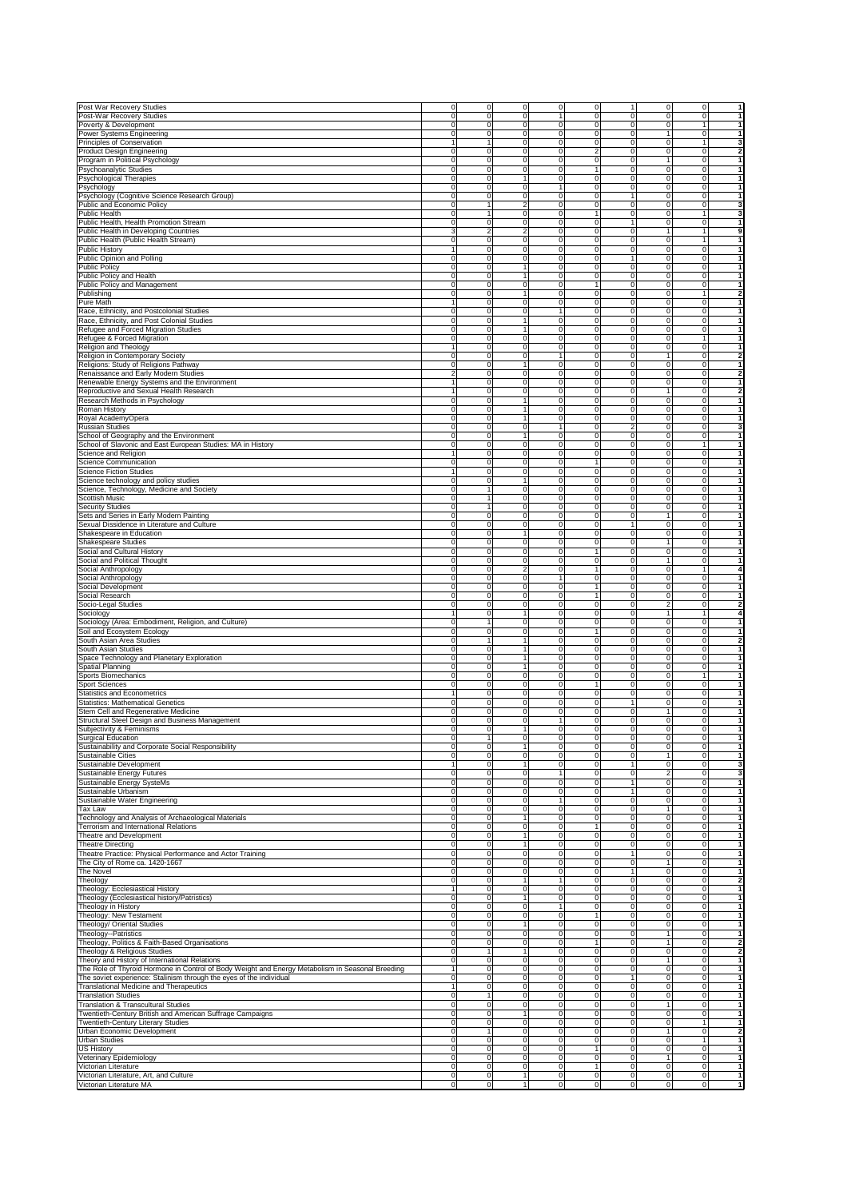| | | | | | | | | | |
|---|---|---|---|---|---|---|---|---|---|
| Post War Recovery Studies | 0 | 0 | 0 | 0 | 0 | 1 | 0 | 0 | 1 |
| Post-War Recovery Studies | 0 | 0 | 0 | 1 | 0 | 0 | 0 | 0 | 1 |
| Poverty & Development | 0 | 0 | 0 | 0 | 0 | 0 | 0 | 1 | 1 |
| Power Systems Engineering | 0 | 0 | 0 | 0 | 0 | 0 | 1 | 0 | 1 |
| Principles of Conservation | 1 | 1 | 0 | 0 | 0 | 0 | 0 | 1 | 3 |
| Product Design Engineering | 0 | 0 | 0 | 0 | 2 | 0 | 0 | 0 | 2 |
| Program in Political Psychology | 0 | 0 | 0 | 0 | 0 | 0 | 1 | 0 | 1 |
| Psychoanalytic Studies | 0 | 0 | 0 | 0 | 1 | 0 | 0 | 0 | 1 |
| Psychological Therapies | 0 | 0 | 1 | 0 | 0 | 0 | 0 | 0 | 1 |
| Psychology | 0 | 0 | 0 | 1 | 0 | 0 | 0 | 0 | 1 |
| Psychology (Cognitive Science Research Group) | 0 | 0 | 0 | 0 | 0 | 1 | 0 | 0 | 1 |
| Public and Economic Policy | 0 | 1 | 2 | 0 | 0 | 0 | 0 | 0 | 3 |
| Public Health | 0 | 1 | 0 | 0 | 1 | 0 | 0 | 1 | 3 |
| Public Health, Health Promotion Stream | 0 | 0 | 0 | 0 | 0 | 1 | 0 | 0 | 1 |
| Public Health in Developing Countries | 3 | 2 | 2 | 0 | 0 | 0 | 1 | 1 | 9 |
| Public Health (Public Health Stream) | 0 | 0 | 0 | 0 | 0 | 0 | 0 | 1 | 1 |
| Public History | 1 | 0 | 0 | 0 | 0 | 0 | 0 | 0 | 1 |
| Public Opinion and Polling | 0 | 0 | 0 | 0 | 0 | 1 | 0 | 0 | 1 |
| Public Policy | 0 | 0 | 1 | 0 | 0 | 0 | 0 | 0 | 1 |
| Public Policy and Health | 0 | 0 | 1 | 0 | 0 | 0 | 0 | 0 | 1 |
| Public Policy and Management | 0 | 0 | 0 | 0 | 1 | 0 | 0 | 0 | 1 |
| Publishing | 0 | 0 | 1 | 0 | 0 | 0 | 0 | 1 | 2 |
| Pure Math | 1 | 0 | 0 | 0 | 0 | 0 | 0 | 0 | 1 |
| Race, Ethnicity, and Postcolonial Studies | 0 | 0 | 0 | 1 | 0 | 0 | 0 | 0 | 1 |
| Race, Ethnicity, and Post Colonial Studies | 0 | 0 | 1 | 0 | 0 | 0 | 0 | 0 | 1 |
| Refugee and Forced Migration Studies | 0 | 0 | 1 | 0 | 0 | 0 | 0 | 0 | 1 |
| Refugee & Forced Migration | 0 | 0 | 0 | 0 | 0 | 0 | 0 | 1 | 1 |
| Religion and Theology | 1 | 0 | 0 | 0 | 0 | 0 | 0 | 0 | 1 |
| Religion in Contemporary Society | 0 | 0 | 0 | 1 | 0 | 0 | 1 | 0 | 2 |
| Religions: Study of Religions Pathway | 0 | 0 | 1 | 0 | 0 | 0 | 0 | 0 | 1 |
| Renaissance and Early Modern Studies | 2 | 0 | 0 | 0 | 0 | 0 | 0 | 0 | 2 |
| Renewable Energy Systems and the Environment | 1 | 0 | 0 | 0 | 0 | 0 | 0 | 0 | 1 |
| Reproductive and Sexual Health Research | 1 | 0 | 0 | 0 | 0 | 0 | 1 | 0 | 2 |
| Research Methods in Psychology | 0 | 0 | 1 | 0 | 0 | 0 | 0 | 0 | 1 |
| Roman History | 0 | 0 | 1 | 0 | 0 | 0 | 0 | 0 | 1 |
| Royal AcademyOpera | 0 | 0 | 1 | 0 | 0 | 0 | 0 | 0 | 1 |
| Russian Studies | 0 | 0 | 0 | 1 | 0 | 2 | 0 | 0 | 3 |
| School of Geography and the Environment | 0 | 0 | 1 | 0 | 0 | 0 | 0 | 0 | 1 |
| School of Slavonic and East European Studies: MA in History | 0 | 0 | 0 | 0 | 0 | 0 | 0 | 1 | 1 |
| Science and Religion | 1 | 0 | 0 | 0 | 0 | 0 | 0 | 0 | 1 |
| Science Communication | 0 | 0 | 0 | 0 | 1 | 0 | 0 | 0 | 1 |
| Science Fiction Studies | 1 | 0 | 0 | 0 | 0 | 0 | 0 | 0 | 1 |
| Science technology and policy studies | 0 | 0 | 1 | 0 | 0 | 0 | 0 | 0 | 1 |
| Science, Technology, Medicine and Society | 0 | 1 | 0 | 0 | 0 | 0 | 0 | 0 | 1 |
| Scottish Music | 0 | 1 | 0 | 0 | 0 | 0 | 0 | 0 | 1 |
| Security Studies | 0 | 1 | 0 | 0 | 0 | 0 | 0 | 0 | 1 |
| Sets and Series in Early Modern Painting | 0 | 0 | 0 | 0 | 0 | 0 | 1 | 0 | 1 |
| Sexual Dissidence in Literature and Culture | 0 | 0 | 0 | 0 | 0 | 1 | 0 | 0 | 1 |
| Shakespeare in Education | 0 | 0 | 1 | 0 | 0 | 0 | 0 | 0 | 1 |
| Shakespeare Studies | 0 | 0 | 0 | 0 | 0 | 0 | 1 | 0 | 1 |
| Social and Cultural History | 0 | 0 | 0 | 0 | 1 | 0 | 0 | 0 | 1 |
| Social and Political Thought | 0 | 0 | 0 | 0 | 0 | 0 | 1 | 0 | 1 |
| Social Anthropology | 0 | 0 | 2 | 0 | 1 | 0 | 0 | 1 | 4 |
| Social Anthropology | 0 | 0 | 0 | 1 | 0 | 0 | 0 | 0 | 1 |
| Social Development | 0 | 0 | 0 | 0 | 1 | 0 | 0 | 0 | 1 |
| Social Research | 0 | 0 | 0 | 0 | 1 | 0 | 0 | 0 | 1 |
| Socio-Legal Studies | 0 | 0 | 0 | 0 | 0 | 0 | 2 | 0 | 2 |
| Sociology | 1 | 0 | 1 | 0 | 0 | 0 | 1 | 1 | 4 |
| Sociology (Area: Embodiment, Religion, and Culture) | 0 | 1 | 0 | 0 | 0 | 0 | 0 | 0 | 1 |
| Soil and Ecosystem Ecology | 0 | 0 | 0 | 0 | 1 | 0 | 0 | 0 | 1 |
| South Asian Area Studies | 0 | 1 | 1 | 0 | 0 | 0 | 0 | 0 | 2 |
| South Asian Studies | 0 | 0 | 1 | 0 | 0 | 0 | 0 | 0 | 1 |
| Space Technology and Planetary Exploration | 0 | 0 | 1 | 0 | 0 | 0 | 0 | 0 | 1 |
| Spatial Planning | 0 | 0 | 1 | 0 | 0 | 0 | 0 | 0 | 1 |
| Sports Biomechanics | 0 | 0 | 0 | 0 | 0 | 0 | 0 | 1 | 1 |
| Sport Sciences | 0 | 0 | 0 | 0 | 1 | 0 | 0 | 0 | 1 |
| Statistics and Econometrics | 1 | 0 | 0 | 0 | 0 | 0 | 0 | 0 | 1 |
| Statistics: Mathematical Genetics | 0 | 0 | 0 | 0 | 0 | 1 | 0 | 0 | 1 |
| Stem Cell and Regenerative Medicine | 0 | 0 | 0 | 0 | 0 | 0 | 1 | 0 | 1 |
| Structural Steel Design and Business Management | 0 | 0 | 0 | 1 | 0 | 0 | 0 | 0 | 1 |
| Subjectivity & Feminisms | 0 | 0 | 1 | 0 | 0 | 0 | 0 | 0 | 1 |
| Surgical Education | 0 | 1 | 0 | 0 | 0 | 0 | 0 | 0 | 1 |
| Sustainability and Corporate Social Responsibility | 0 | 0 | 1 | 0 | 0 | 0 | 0 | 0 | 1 |
| Sustainable Cities | 0 | 0 | 0 | 0 | 0 | 0 | 1 | 0 | 1 |
| Sustainable Development | 1 | 0 | 1 | 0 | 0 | 1 | 0 | 0 | 3 |
| Sustainable Energy Futures | 0 | 0 | 0 | 1 | 0 | 0 | 2 | 0 | 3 |
| Sustainable Energy SysteMs | 0 | 0 | 0 | 0 | 0 | 1 | 0 | 0 | 1 |
| Sustainable Urbanism | 0 | 0 | 0 | 0 | 0 | 1 | 0 | 0 | 1 |
| Sustainable Water Engineering | 0 | 0 | 0 | 1 | 0 | 0 | 0 | 0 | 1 |
| Tax Law | 0 | 0 | 0 | 0 | 0 | 0 | 1 | 0 | 1 |
| Technology and Analysis of Archaeological Materials | 0 | 0 | 1 | 0 | 0 | 0 | 0 | 0 | 1 |
| Terrorism and International Relations | 0 | 0 | 0 | 0 | 1 | 0 | 0 | 0 | 1 |
| Theatre and Development | 0 | 0 | 1 | 0 | 0 | 0 | 0 | 0 | 1 |
| Theatre Directing | 0 | 0 | 1 | 0 | 0 | 0 | 0 | 0 | 1 |
| Theatre Practice: Physical Performance and Actor Training | 0 | 0 | 0 | 0 | 0 | 1 | 0 | 0 | 1 |
| The City of Rome ca. 1420-1667 | 0 | 0 | 0 | 0 | 0 | 0 | 1 | 0 | 1 |
| The Novel | 0 | 0 | 0 | 0 | 0 | 1 | 0 | 0 | 1 |
| Theology | 0 | 0 | 1 | 1 | 0 | 0 | 0 | 0 | 2 |
| Theology: Ecclesiastical History | 1 | 0 | 0 | 0 | 0 | 0 | 0 | 0 | 1 |
| Theology (Ecclesiastical history/Patristics) | 0 | 0 | 1 | 0 | 0 | 0 | 0 | 0 | 1 |
| Theology in History | 0 | 0 | 0 | 1 | 0 | 0 | 0 | 0 | 1 |
| Theology: New Testament | 0 | 0 | 0 | 0 | 1 | 0 | 0 | 0 | 1 |
| Theology/ Oriental Studies | 0 | 0 | 1 | 0 | 0 | 0 | 0 | 0 | 1 |
| Theology--Patristics | 0 | 0 | 0 | 0 | 0 | 0 | 1 | 0 | 1 |
| Theology, Politics & Faith-Based Organisations | 0 | 0 | 0 | 0 | 1 | 0 | 1 | 0 | 2 |
| Theology & Religious Studies | 0 | 1 | 1 | 0 | 0 | 0 | 0 | 0 | 2 |
| Theory and History of International Relations | 0 | 0 | 0 | 0 | 0 | 0 | 1 | 0 | 1 |
| The Role of Thyroid Hormone in Control of Body Weight and Energy Metabolism in Seasonal Breeding | 1 | 0 | 0 | 0 | 0 | 0 | 0 | 0 | 1 |
| The soviet experience: Stalinism through the eyes of the individual | 0 | 0 | 0 | 0 | 0 | 1 | 0 | 0 | 1 |
| Translational Medicine and Therapeutics | 1 | 0 | 0 | 0 | 0 | 0 | 0 | 0 | 1 |
| Translation Studies | 0 | 1 | 0 | 0 | 0 | 0 | 0 | 0 | 1 |
| Translation & Transcultural Studies | 0 | 0 | 0 | 0 | 0 | 0 | 1 | 0 | 1 |
| Twentieth-Century British and American Suffrage Campaigns | 0 | 0 | 1 | 0 | 0 | 0 | 0 | 0 | 1 |
| Twentieth-Century Literary Studies | 0 | 0 | 0 | 0 | 0 | 0 | 0 | 1 | 1 |
| Urban Economic Development | 0 | 1 | 0 | 0 | 0 | 0 | 1 | 0 | 2 |
| Urban Studies | 0 | 0 | 0 | 0 | 0 | 0 | 0 | 1 | 1 |
| US History | 0 | 0 | 0 | 0 | 1 | 0 | 0 | 0 | 1 |
| Veterinary Epidemiology | 0 | 0 | 0 | 0 | 0 | 0 | 1 | 0 | 1 |
| Victorian Literature | 0 | 0 | 0 | 0 | 1 | 0 | 0 | 0 | 1 |
| Victorian Literature, Art, and Culture | 0 | 0 | 1 | 0 | 0 | 0 | 0 | 0 | 1 |
| Victorian Literature MA | 0 | 0 | 1 | 0 | 0 | 0 | 0 | 0 | 1 |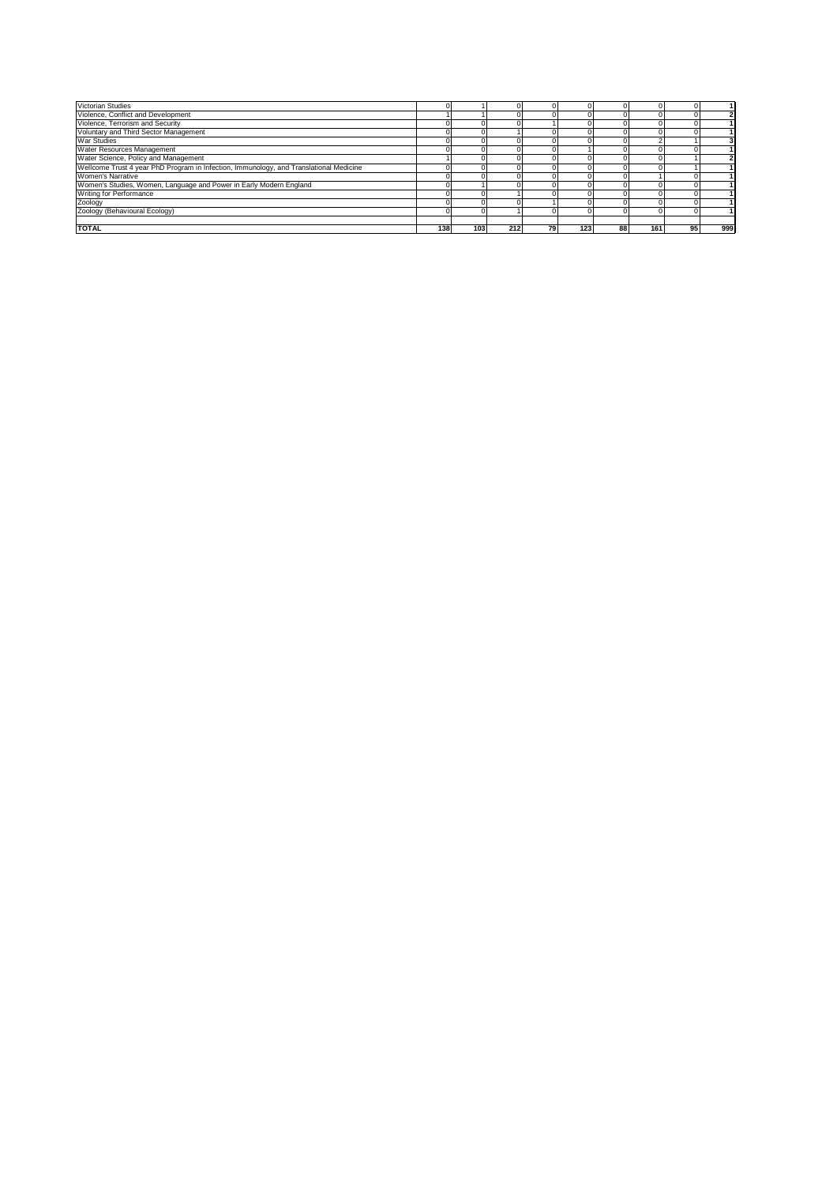| | | | | | | | | | |
|---|---|---|---|---|---|---|---|---|---|
| Victorian Studies | 0 | 1 | 0 | 0 | 0 | 0 | 0 | 0 | **1** |
| Violence, Conflict and Development | 1 | 1 | 0 | 0 | 0 | 0 | 0 | 0 | **2** |
| Violence, Terrorism and Security | 0 | 0 | 0 | 1 | 0 | 0 | 0 | 0 | **1** |
| Voluntary and Third Sector Management | 0 | 0 | 1 | 0 | 0 | 0 | 0 | 0 | **1** |
| War Studies | 0 | 0 | 0 | 0 | 0 | 0 | 2 | 1 | **3** |
| Water Resources Management | 0 | 0 | 0 | 0 | 1 | 0 | 0 | 0 | **1** |
| Water Science, Policy and Management | 1 | 0 | 0 | 0 | 0 | 0 | 0 | 1 | **2** |
| Wellcome Trust 4 year PhD Program in Infection, Immunology, and Translational Medicine | 0 | 0 | 0 | 0 | 0 | 0 | 0 | 1 | **1** |
| Women's Narrative | 0 | 0 | 0 | 0 | 0 | 0 | 1 | 0 | **1** |
| Women's Studies, Women, Language and Power in Early Modern England | 0 | 1 | 0 | 0 | 0 | 0 | 0 | 0 | **1** |
| Writing for Performance | 0 | 0 | 1 | 0 | 0 | 0 | 0 | 0 | **1** |
| Zoology | 0 | 0 | 0 | 1 | 0 | 0 | 0 | 0 | **1** |
| Zoology (Behavioural Ecology) | 0 | 0 | 1 | 0 | 0 | 0 | 0 | 0 | **1** |
| | | | | | | | | | |
| **TOTAL** | **138** | **103** | **212** | **79** | **123** | **88** | **161** | **95** | **999** |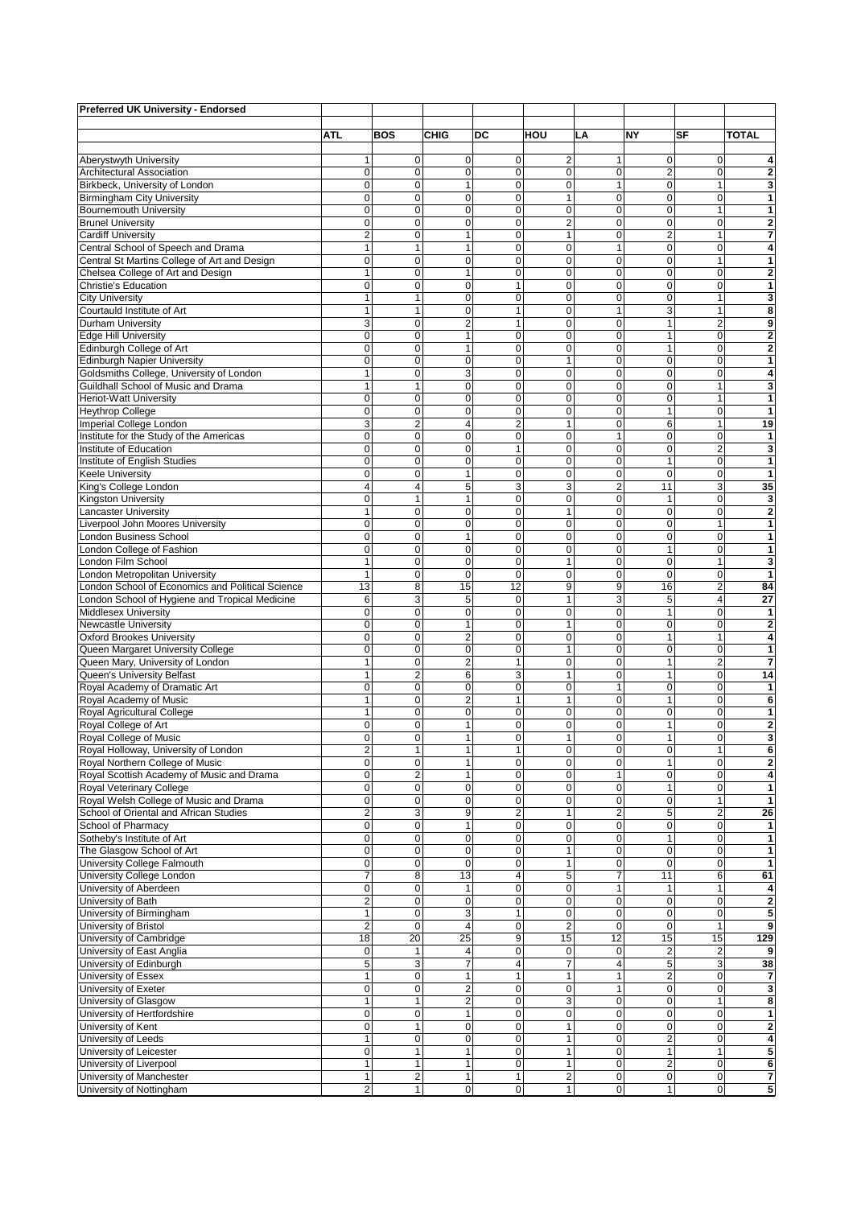| Preferred UK University - Endorsed | | | | | | | | | |
|---|---|---|---|---|---|---|---|---|---|
| | ATL | BOS | CHIG | DC | HOU | LA | NY | SF | TOTAL |
| Aberystwyth University | 1 | 0 | 0 | 0 | 2 | 1 | 0 | 0 | 4 |
| Architectural Association | 0 | 0 | 0 | 0 | 0 | 0 | 2 | 0 | 2 |
| Birkbeck, University of London | 0 | 0 | 1 | 0 | 0 | 1 | 0 | 1 | 3 |
| Birmingham City University | 0 | 0 | 0 | 0 | 1 | 0 | 0 | 0 | 1 |
| Bournemouth University | 0 | 0 | 0 | 0 | 0 | 0 | 0 | 1 | 1 |
| Brunel University | 0 | 0 | 0 | 0 | 2 | 0 | 0 | 0 | 2 |
| Cardiff University | 2 | 0 | 1 | 0 | 1 | 0 | 2 | 1 | 7 |
| Central School of Speech and Drama | 1 | 1 | 1 | 0 | 0 | 1 | 0 | 0 | 4 |
| Central St Martins College of Art and Design | 0 | 0 | 0 | 0 | 0 | 0 | 0 | 1 | 1 |
| Chelsea College of Art and Design | 1 | 0 | 1 | 0 | 0 | 0 | 0 | 0 | 2 |
| Christie's Education | 0 | 0 | 0 | 1 | 0 | 0 | 0 | 0 | 1 |
| City University | 1 | 1 | 0 | 0 | 0 | 0 | 0 | 1 | 3 |
| Courtauld Institute of Art | 1 | 1 | 0 | 1 | 0 | 1 | 3 | 1 | 8 |
| Durham University | 3 | 0 | 2 | 1 | 0 | 0 | 1 | 2 | 9 |
| Edge Hill University | 0 | 0 | 1 | 0 | 0 | 0 | 1 | 0 | 2 |
| Edinburgh College of Art | 0 | 0 | 1 | 0 | 0 | 0 | 1 | 0 | 2 |
| Edinburgh Napier University | 0 | 0 | 0 | 0 | 1 | 0 | 0 | 0 | 1 |
| Goldsmiths College, University of London | 1 | 0 | 3 | 0 | 0 | 0 | 0 | 0 | 4 |
| Guildhall School of Music and Drama | 1 | 1 | 0 | 0 | 0 | 0 | 0 | 1 | 3 |
| Heriot-Watt University | 0 | 0 | 0 | 0 | 0 | 0 | 0 | 1 | 1 |
| Heythrop College | 0 | 0 | 0 | 0 | 0 | 0 | 1 | 0 | 1 |
| Imperial College London | 3 | 2 | 4 | 2 | 1 | 0 | 6 | 1 | 19 |
| Institute for the Study of the Americas | 0 | 0 | 0 | 0 | 0 | 1 | 0 | 0 | 1 |
| Institute of Education | 0 | 0 | 0 | 1 | 0 | 0 | 0 | 2 | 3 |
| Institute of English Studies | 0 | 0 | 0 | 0 | 0 | 0 | 1 | 0 | 1 |
| Keele University | 0 | 0 | 1 | 0 | 0 | 0 | 0 | 0 | 1 |
| King's College London | 4 | 4 | 5 | 3 | 3 | 2 | 11 | 3 | 35 |
| Kingston University | 0 | 1 | 1 | 0 | 0 | 0 | 1 | 0 | 3 |
| Lancaster University | 1 | 0 | 0 | 0 | 1 | 0 | 0 | 0 | 2 |
| Liverpool John Moores University | 0 | 0 | 0 | 0 | 0 | 0 | 0 | 1 | 1 |
| London Business School | 0 | 0 | 1 | 0 | 0 | 0 | 0 | 0 | 1 |
| London College of Fashion | 0 | 0 | 0 | 0 | 0 | 0 | 1 | 0 | 1 |
| London Film School | 1 | 0 | 0 | 0 | 1 | 0 | 0 | 1 | 3 |
| London Metropolitan University | 1 | 0 | 0 | 0 | 0 | 0 | 0 | 0 | 1 |
| London School of Economics and Political Science | 13 | 8 | 15 | 12 | 9 | 9 | 16 | 2 | 84 |
| London School of Hygiene and Tropical Medicine | 6 | 3 | 5 | 0 | 1 | 3 | 5 | 4 | 27 |
| Middlesex University | 0 | 0 | 0 | 0 | 0 | 0 | 1 | 0 | 1 |
| Newcastle University | 0 | 0 | 1 | 0 | 1 | 0 | 0 | 0 | 2 |
| Oxford Brookes University | 0 | 0 | 2 | 0 | 0 | 0 | 1 | 1 | 4 |
| Queen Margaret University College | 0 | 0 | 0 | 0 | 1 | 0 | 0 | 0 | 1 |
| Queen Mary, University of London | 1 | 0 | 2 | 1 | 0 | 0 | 1 | 2 | 7 |
| Queen's University Belfast | 1 | 2 | 6 | 3 | 1 | 0 | 1 | 0 | 14 |
| Royal Academy of Dramatic Art | 0 | 0 | 0 | 0 | 0 | 1 | 0 | 0 | 1 |
| Royal Academy of Music | 1 | 0 | 2 | 1 | 1 | 0 | 1 | 0 | 6 |
| Royal Agricultural College | 1 | 0 | 0 | 0 | 0 | 0 | 0 | 0 | 1 |
| Royal College of Art | 0 | 0 | 1 | 0 | 0 | 0 | 1 | 0 | 2 |
| Royal College of Music | 0 | 0 | 1 | 0 | 1 | 0 | 1 | 0 | 3 |
| Royal Holloway, University of London | 2 | 1 | 1 | 1 | 0 | 0 | 0 | 1 | 6 |
| Royal Northern College of Music | 0 | 0 | 1 | 0 | 0 | 0 | 1 | 0 | 2 |
| Royal Scottish Academy of Music and Drama | 0 | 2 | 1 | 0 | 0 | 1 | 0 | 0 | 4 |
| Royal Veterinary College | 0 | 0 | 0 | 0 | 0 | 0 | 1 | 0 | 1 |
| Royal Welsh College of Music and Drama | 0 | 0 | 0 | 0 | 0 | 0 | 0 | 1 | 1 |
| School of Oriental and African Studies | 2 | 3 | 9 | 2 | 1 | 2 | 5 | 2 | 26 |
| School of Pharmacy | 0 | 0 | 1 | 0 | 0 | 0 | 0 | 0 | 1 |
| Sotheby's Institute of Art | 0 | 0 | 0 | 0 | 0 | 0 | 1 | 0 | 1 |
| The Glasgow School of Art | 0 | 0 | 0 | 0 | 1 | 0 | 0 | 0 | 1 |
| University College Falmouth | 0 | 0 | 0 | 0 | 1 | 0 | 0 | 0 | 1 |
| University College London | 7 | 8 | 13 | 4 | 5 | 7 | 11 | 6 | 61 |
| University of Aberdeen | 0 | 0 | 1 | 0 | 0 | 1 | 1 | 1 | 4 |
| University of Bath | 2 | 0 | 0 | 0 | 0 | 0 | 0 | 0 | 2 |
| University of Birmingham | 1 | 0 | 3 | 1 | 0 | 0 | 0 | 0 | 5 |
| University of Bristol | 2 | 0 | 4 | 0 | 2 | 0 | 0 | 1 | 9 |
| University of Cambridge | 18 | 20 | 25 | 9 | 15 | 12 | 15 | 15 | 129 |
| University of East Anglia | 0 | 1 | 4 | 0 | 0 | 0 | 2 | 2 | 9 |
| University of Edinburgh | 5 | 3 | 7 | 4 | 7 | 4 | 5 | 3 | 38 |
| University of Essex | 1 | 0 | 1 | 1 | 1 | 1 | 2 | 0 | 7 |
| University of Exeter | 0 | 0 | 2 | 0 | 0 | 1 | 0 | 0 | 3 |
| University of Glasgow | 1 | 1 | 2 | 0 | 3 | 0 | 0 | 1 | 8 |
| University of Hertfordshire | 0 | 0 | 1 | 0 | 0 | 0 | 0 | 0 | 1 |
| University of Kent | 0 | 1 | 0 | 0 | 1 | 0 | 0 | 0 | 2 |
| University of Leeds | 1 | 0 | 0 | 0 | 1 | 0 | 2 | 0 | 4 |
| University of Leicester | 0 | 1 | 1 | 0 | 1 | 0 | 1 | 1 | 5 |
| University of Liverpool | 1 | 1 | 1 | 0 | 1 | 0 | 2 | 0 | 6 |
| University of Manchester | 1 | 2 | 1 | 1 | 2 | 0 | 0 | 0 | 7 |
| University of Nottingham | 2 | 1 | 0 | 0 | 1 | 0 | 1 | 0 | 5 |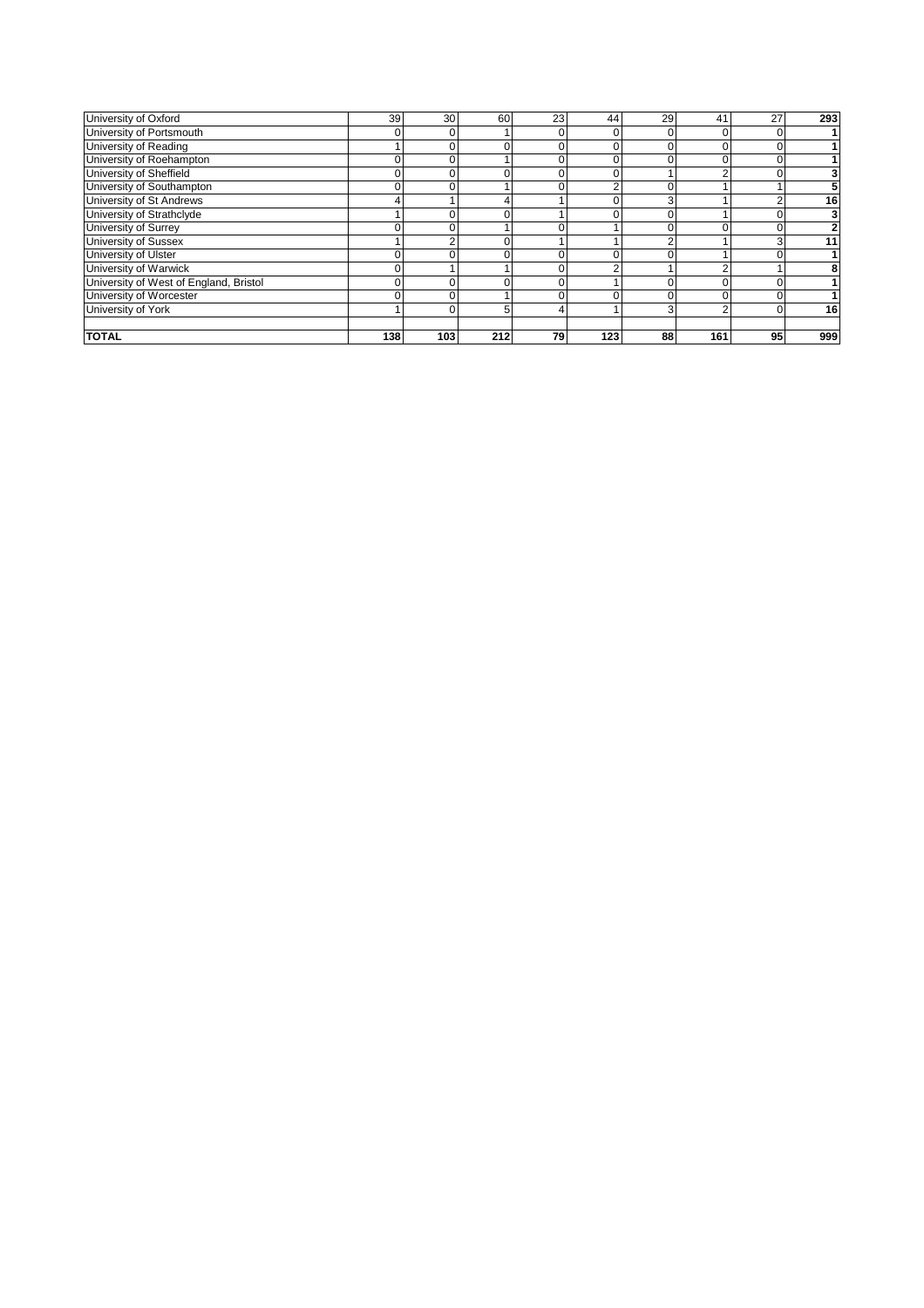| | | | | | | | | | |
|---|---|---|---|---|---|---|---|---|---|
| University of Oxford | 39 | 30 | 60 | 23 | 44 | 29 | 41 | 27 | **293** |
| University of Portsmouth | 0 | 0 | 1 | 0 | 0 | 0 | 0 | 0 | **1** |
| University of Reading | 1 | 0 | 0 | 0 | 0 | 0 | 0 | 0 | **1** |
| University of Roehampton | 0 | 0 | 1 | 0 | 0 | 0 | 0 | 0 | **1** |
| University of Sheffield | 0 | 0 | 0 | 0 | 0 | 1 | 2 | 0 | **3** |
| University of Southampton | 0 | 0 | 1 | 0 | 2 | 0 | 1 | 1 | **5** |
| University of St Andrews | 4 | 1 | 4 | 1 | 0 | 3 | 1 | 2 | **16** |
| University of Strathclyde | 1 | 0 | 0 | 1 | 0 | 0 | 1 | 0 | **3** |
| University of Surrey | 0 | 0 | 1 | 0 | 1 | 0 | 0 | 0 | **2** |
| University of Sussex | 1 | 2 | 0 | 1 | 1 | 2 | 1 | 3 | **11** |
| University of Ulster | 0 | 0 | 0 | 0 | 0 | 0 | 1 | 0 | **1** |
| University of Warwick | 0 | 1 | 1 | 0 | 2 | 1 | 2 | 1 | **8** |
| University of West of England, Bristol | 0 | 0 | 0 | 0 | 1 | 0 | 0 | 0 | **1** |
| University of Worcester | 0 | 0 | 1 | 0 | 0 | 0 | 0 | 0 | **1** |
| University of York | 1 | 0 | 5 | 4 | 1 | 3 | 2 | 0 | **16** |
| | | | | | | | | | |
| **TOTAL** | **138** | **103** | **212** | **79** | **123** | **88** | **161** | **95** | **999** |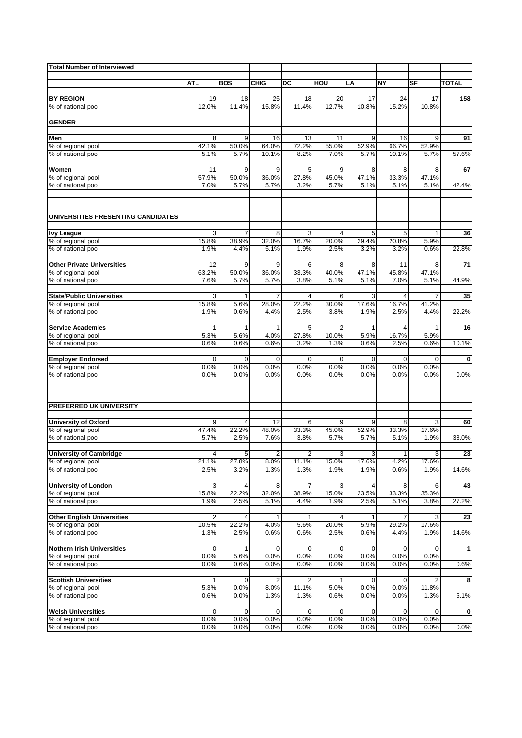| Total Number of Interviewed | | | | | | | | | |
|---|---|---|---|---|---|---|---|---|---|
| | ATL | BOS | CHIG | DC | HOU | LA | NY | SF | TOTAL |
| **BY REGION** | 19 | 18 | 25 | 18 | 20 | 17 | 24 | 17 | **158** |
| % of national pool | 12.0% | 11.4% | 15.8% | 11.4% | 12.7% | 10.8% | 15.2% | 10.8% | |
| **GENDER** | | | | | | | | | |
| **Men** | 8 | 9 | 16 | 13 | 11 | 9 | 16 | 9 | **91** |
| % of regional pool | 42.1% | 50.0% | 64.0% | 72.2% | 55.0% | 52.9% | 66.7% | 52.9% | |
| % of national pool | 5.1% | 5.7% | 10.1% | 8.2% | 7.0% | 5.7% | 10.1% | 5.7% | 57.6% |
| **Women** | 11 | 9 | 9 | 5 | 9 | 8 | 8 | 8 | **67** |
| % of regional pool | 57.9% | 50.0% | 36.0% | 27.8% | 45.0% | 47.1% | 33.3% | 47.1% | |
| % of national pool | 7.0% | 5.7% | 5.7% | 3.2% | 5.7% | 5.1% | 5.1% | 5.1% | 42.4% |
| **UNIVERSITIES PRESENTING CANDIDATES** | | | | | | | | | |
| **Ivy League** | 3 | 7 | 8 | 3 | 4 | 5 | 5 | 1 | **36** |
| % of regional pool | 15.8% | 38.9% | 32.0% | 16.7% | 20.0% | 29.4% | 20.8% | 5.9% | |
| % of national pool | 1.9% | 4.4% | 5.1% | 1.9% | 2.5% | 3.2% | 3.2% | 0.6% | 22.8% |
| **Other Private Universities** | 12 | 9 | 9 | 6 | 8 | 8 | 11 | 8 | **71** |
| % of regional pool | 63.2% | 50.0% | 36.0% | 33.3% | 40.0% | 47.1% | 45.8% | 47.1% | |
| % of national pool | 7.6% | 5.7% | 5.7% | 3.8% | 5.1% | 5.1% | 7.0% | 5.1% | 44.9% |
| **State/Public Universities** | 3 | 1 | 7 | 4 | 6 | 3 | 4 | 7 | **35** |
| % of regional pool | 15.8% | 5.6% | 28.0% | 22.2% | 30.0% | 17.6% | 16.7% | 41.2% | |
| % of national pool | 1.9% | 0.6% | 4.4% | 2.5% | 3.8% | 1.9% | 2.5% | 4.4% | 22.2% |
| **Service Academies** | 1 | 1 | 1 | 5 | 2 | 1 | 4 | 1 | **16** |
| % of regional pool | 5.3% | 5.6% | 4.0% | 27.8% | 10.0% | 5.9% | 16.7% | 5.9% | |
| % of national pool | 0.6% | 0.6% | 0.6% | 3.2% | 1.3% | 0.6% | 2.5% | 0.6% | 10.1% |
| **Employer Endorsed** | 0 | 0 | 0 | 0 | 0 | 0 | 0 | 0 | **0** |
| % of regional pool | 0.0% | 0.0% | 0.0% | 0.0% | 0.0% | 0.0% | 0.0% | 0.0% | |
| % of national pool | 0.0% | 0.0% | 0.0% | 0.0% | 0.0% | 0.0% | 0.0% | 0.0% | 0.0% |
| **PREFERRED UK UNIVERSITY** | | | | | | | | | |
| **University of Oxford** | 9 | 4 | 12 | 6 | 9 | 9 | 8 | 3 | **60** |
| % of regional pool | 47.4% | 22.2% | 48.0% | 33.3% | 45.0% | 52.9% | 33.3% | 17.6% | |
| % of national pool | 5.7% | 2.5% | 7.6% | 3.8% | 5.7% | 5.7% | 5.1% | 1.9% | 38.0% |
| **University of Cambridge** | 4 | 5 | 2 | 2 | 3 | 3 | 1 | 3 | **23** |
| % of regional pool | 21.1% | 27.8% | 8.0% | 11.1% | 15.0% | 17.6% | 4.2% | 17.6% | |
| % of national pool | 2.5% | 3.2% | 1.3% | 1.3% | 1.9% | 1.9% | 0.6% | 1.9% | 14.6% |
| **University of London** | 3 | 4 | 8 | 7 | 3 | 4 | 8 | 6 | **43** |
| % of regional pool | 15.8% | 22.2% | 32.0% | 38.9% | 15.0% | 23.5% | 33.3% | 35.3% | |
| % of national pool | 1.9% | 2.5% | 5.1% | 4.4% | 1.9% | 2.5% | 5.1% | 3.8% | 27.2% |
| **Other English Universities** | 2 | 4 | 1 | 1 | 4 | 1 | 7 | 3 | **23** |
| % of regional pool | 10.5% | 22.2% | 4.0% | 5.6% | 20.0% | 5.9% | 29.2% | 17.6% | |
| % of national pool | 1.3% | 2.5% | 0.6% | 0.6% | 2.5% | 0.6% | 4.4% | 1.9% | 14.6% |
| **Nothern Irish Universities** | 0 | 1 | 0 | 0 | 0 | 0 | 0 | 0 | **1** |
| % of regional pool | 0.0% | 5.6% | 0.0% | 0.0% | 0.0% | 0.0% | 0.0% | 0.0% | |
| % of national pool | 0.0% | 0.6% | 0.0% | 0.0% | 0.0% | 0.0% | 0.0% | 0.0% | 0.6% |
| **Scottish Universities** | 1 | 0 | 2 | 2 | 1 | 0 | 0 | 2 | **8** |
| % of regional pool | 5.3% | 0.0% | 8.0% | 11.1% | 5.0% | 0.0% | 0.0% | 11.8% | |
| % of national pool | 0.6% | 0.0% | 1.3% | 1.3% | 0.6% | 0.0% | 0.0% | 1.3% | 5.1% |
| **Welsh Universities** | 0 | 0 | 0 | 0 | 0 | 0 | 0 | 0 | **0** |
| % of regional pool | 0.0% | 0.0% | 0.0% | 0.0% | 0.0% | 0.0% | 0.0% | 0.0% | |
| % of national pool | 0.0% | 0.0% | 0.0% | 0.0% | 0.0% | 0.0% | 0.0% | 0.0% | 0.0% |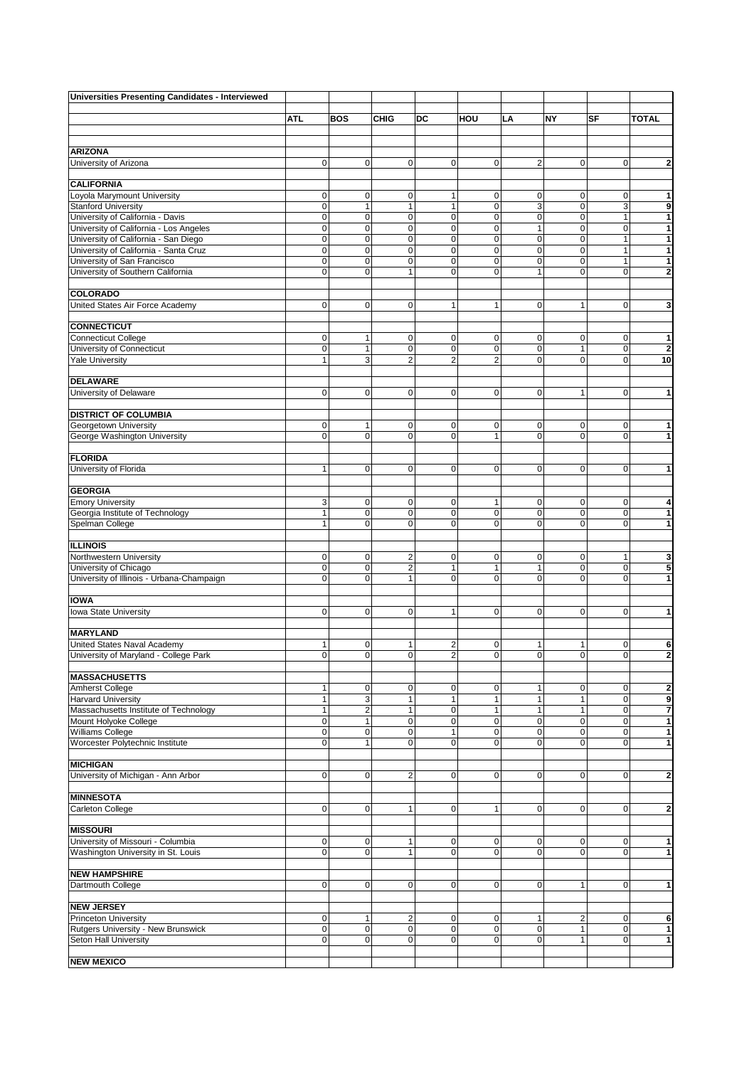| Universities Presenting Candidates - Interviewed | | | | | | | | | |
|---|---|---|---|---|---|---|---|---|---|
| | ATL | BOS | CHIG | DC | HOU | LA | NY | SF | TOTAL |
| **ARIZONA** | | | | | | | | | |
| University of Arizona | 0 | 0 | 0 | 0 | 0 | 2 | 0 | 0 | 2 |
| **CALIFORNIA** | | | | | | | | | |
| Loyola Marymount University | 0 | 0 | 0 | 1 | 0 | 0 | 0 | 0 | 1 |
| Stanford University | 0 | 1 | 1 | 1 | 0 | 3 | 0 | 3 | 9 |
| University of California - Davis | 0 | 0 | 0 | 0 | 0 | 0 | 0 | 1 | 1 |
| University of California - Los Angeles | 0 | 0 | 0 | 0 | 0 | 1 | 0 | 0 | 1 |
| University of California - San Diego | 0 | 0 | 0 | 0 | 0 | 0 | 0 | 1 | 1 |
| University of California - Santa Cruz | 0 | 0 | 0 | 0 | 0 | 0 | 0 | 1 | 1 |
| University of San Francisco | 0 | 0 | 0 | 0 | 0 | 0 | 0 | 1 | 1 |
| University of Southern California | 0 | 0 | 1 | 0 | 0 | 1 | 0 | 0 | 2 |
| **COLORADO** | | | | | | | | | |
| United States Air Force Academy | 0 | 0 | 0 | 1 | 1 | 0 | 1 | 0 | 3 |
| **CONNECTICUT** | | | | | | | | | |
| Connecticut College | 0 | 1 | 0 | 0 | 0 | 0 | 0 | 0 | 1 |
| University of Connecticut | 0 | 1 | 0 | 0 | 0 | 0 | 1 | 0 | 2 |
| Yale University | 1 | 3 | 2 | 2 | 2 | 0 | 0 | 0 | 10 |
| **DELAWARE** | | | | | | | | | |
| University of Delaware | 0 | 0 | 0 | 0 | 0 | 0 | 1 | 0 | 1 |
| **DISTRICT OF COLUMBIA** | | | | | | | | | |
| Georgetown University | 0 | 1 | 0 | 0 | 0 | 0 | 0 | 0 | 1 |
| George Washington University | 0 | 0 | 0 | 0 | 1 | 0 | 0 | 0 | 1 |
| **FLORIDA** | | | | | | | | | |
| University of Florida | 1 | 0 | 0 | 0 | 0 | 0 | 0 | 0 | 1 |
| **GEORGIA** | | | | | | | | | |
| Emory University | 3 | 0 | 0 | 0 | 1 | 0 | 0 | 0 | 4 |
| Georgia Institute of Technology | 1 | 0 | 0 | 0 | 0 | 0 | 0 | 0 | 1 |
| Spelman College | 1 | 0 | 0 | 0 | 0 | 0 | 0 | 0 | 1 |
| **ILLINOIS** | | | | | | | | | |
| Northwestern University | 0 | 0 | 2 | 0 | 0 | 0 | 0 | 1 | 3 |
| University of Chicago | 0 | 0 | 2 | 1 | 1 | 1 | 0 | 0 | 5 |
| University of Illinois - Urbana-Champaign | 0 | 0 | 1 | 0 | 0 | 0 | 0 | 0 | 1 |
| **IOWA** | | | | | | | | | |
| Iowa State University | 0 | 0 | 0 | 1 | 0 | 0 | 0 | 0 | 1 |
| **MARYLAND** | | | | | | | | | |
| United States Naval Academy | 1 | 0 | 1 | 2 | 0 | 1 | 1 | 0 | 6 |
| University of Maryland - College Park | 0 | 0 | 0 | 2 | 0 | 0 | 0 | 0 | 2 |
| **MASSACHUSETTS** | | | | | | | | | |
| Amherst College | 1 | 0 | 0 | 0 | 0 | 1 | 0 | 0 | 2 |
| Harvard University | 1 | 3 | 1 | 1 | 1 | 1 | 1 | 0 | 9 |
| Massachusetts Institute of Technology | 1 | 2 | 1 | 0 | 1 | 1 | 1 | 0 | 7 |
| Mount Holyoke College | 0 | 1 | 0 | 0 | 0 | 0 | 0 | 0 | 1 |
| Williams College | 0 | 0 | 0 | 1 | 0 | 0 | 0 | 0 | 1 |
| Worcester Polytechnic Institute | 0 | 1 | 0 | 0 | 0 | 0 | 0 | 0 | 1 |
| **MICHIGAN** | | | | | | | | | |
| University of Michigan - Ann Arbor | 0 | 0 | 2 | 0 | 0 | 0 | 0 | 0 | 2 |
| **MINNESOTA** | | | | | | | | | |
| Carleton College | 0 | 0 | 1 | 0 | 1 | 0 | 0 | 0 | 2 |
| **MISSOURI** | | | | | | | | | |
| University of Missouri - Columbia | 0 | 0 | 1 | 0 | 0 | 0 | 0 | 0 | 1 |
| Washington University in St. Louis | 0 | 0 | 1 | 0 | 0 | 0 | 0 | 0 | 1 |
| **NEW HAMPSHIRE** | | | | | | | | | |
| Dartmouth College | 0 | 0 | 0 | 0 | 0 | 0 | 1 | 0 | 1 |
| **NEW JERSEY** | | | | | | | | | |
| Princeton University | 0 | 1 | 2 | 0 | 0 | 1 | 2 | 0 | 6 |
| Rutgers University - New Brunswick | 0 | 0 | 0 | 0 | 0 | 0 | 1 | 0 | 1 |
| Seton Hall University | 0 | 0 | 0 | 0 | 0 | 0 | 1 | 0 | 1 |
| **NEW MEXICO** | | | | | | | | | |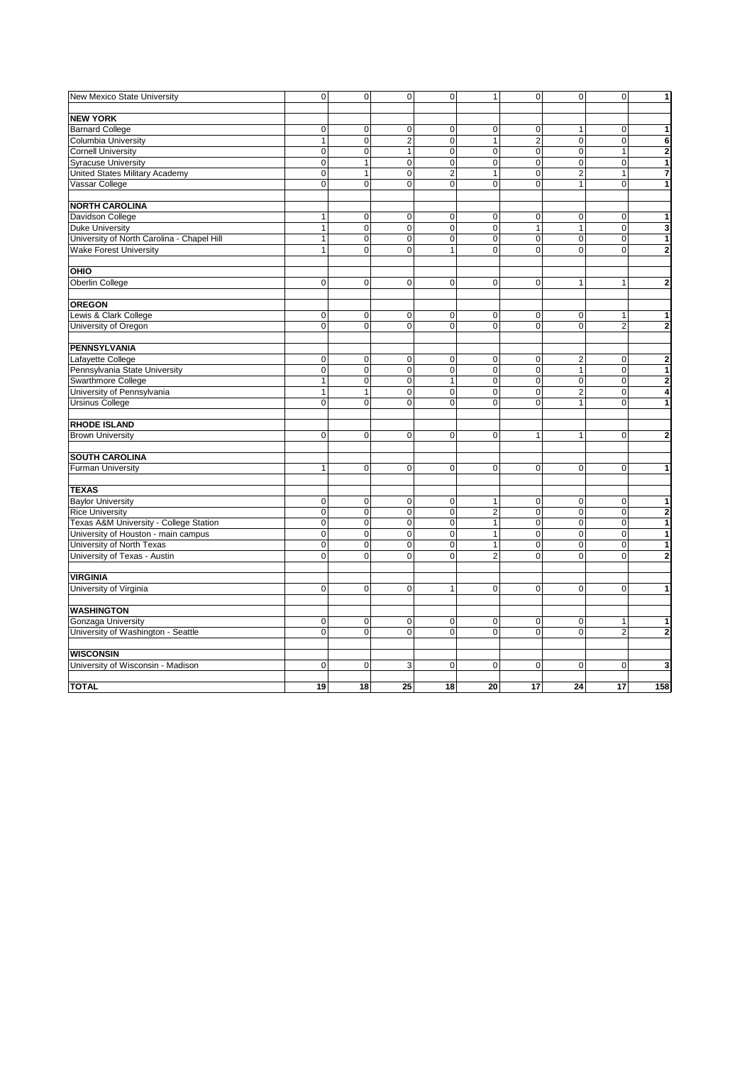| | | | | | | | | | |
|---|---|---|---|---|---|---|---|---|---|
| New Mexico State University | 0 | 0 | 0 | 0 | 1 | 0 | 0 | 0 | 1 |
| | | | | | | | | | |
| **NEW YORK** | | | | | | | | | |
| Barnard College | 0 | 0 | 0 | 0 | 0 | 0 | 1 | 0 | 1 |
| Columbia University | 1 | 0 | 2 | 0 | 1 | 2 | 0 | 0 | 6 |
| Cornell University | 0 | 0 | 1 | 0 | 0 | 0 | 0 | 1 | 2 |
| Syracuse University | 0 | 1 | 0 | 0 | 0 | 0 | 0 | 0 | 1 |
| United States Military Academy | 0 | 1 | 0 | 2 | 1 | 0 | 2 | 1 | 7 |
| Vassar College | 0 | 0 | 0 | 0 | 0 | 0 | 1 | 0 | 1 |
| | | | | | | | | | |
| **NORTH CAROLINA** | | | | | | | | | |
| Davidson College | 1 | 0 | 0 | 0 | 0 | 0 | 0 | 0 | 1 |
| Duke University | 1 | 0 | 0 | 0 | 0 | 1 | 1 | 0 | 3 |
| University of North Carolina - Chapel Hill | 1 | 0 | 0 | 0 | 0 | 0 | 0 | 0 | 1 |
| Wake Forest University | 1 | 0 | 0 | 1 | 0 | 0 | 0 | 0 | 2 |
| | | | | | | | | | |
| **OHIO** | | | | | | | | | |
| Oberlin College | 0 | 0 | 0 | 0 | 0 | 0 | 1 | 1 | 2 |
| | | | | | | | | | |
| **OREGON** | | | | | | | | | |
| Lewis & Clark College | 0 | 0 | 0 | 0 | 0 | 0 | 0 | 1 | 1 |
| University of Oregon | 0 | 0 | 0 | 0 | 0 | 0 | 0 | 2 | 2 |
| | | | | | | | | | |
| **PENNSYLVANIA** | | | | | | | | | |
| Lafayette College | 0 | 0 | 0 | 0 | 0 | 0 | 2 | 0 | 2 |
| Pennsylvania State University | 0 | 0 | 0 | 0 | 0 | 0 | 1 | 0 | 1 |
| Swarthmore College | 1 | 0 | 0 | 1 | 0 | 0 | 0 | 0 | 2 |
| University of Pennsylvania | 1 | 1 | 0 | 0 | 0 | 0 | 2 | 0 | 4 |
| Ursinus College | 0 | 0 | 0 | 0 | 0 | 0 | 1 | 0 | 1 |
| | | | | | | | | | |
| **RHODE ISLAND** | | | | | | | | | |
| Brown University | 0 | 0 | 0 | 0 | 0 | 1 | 1 | 0 | 2 |
| | | | | | | | | | |
| **SOUTH CAROLINA** | | | | | | | | | |
| Furman University | 1 | 0 | 0 | 0 | 0 | 0 | 0 | 0 | 1 |
| | | | | | | | | | |
| **TEXAS** | | | | | | | | | |
| Baylor University | 0 | 0 | 0 | 0 | 1 | 0 | 0 | 0 | 1 |
| Rice University | 0 | 0 | 0 | 0 | 2 | 0 | 0 | 0 | 2 |
| Texas A&M University - College Station | 0 | 0 | 0 | 0 | 1 | 0 | 0 | 0 | 1 |
| University of Houston - main campus | 0 | 0 | 0 | 0 | 1 | 0 | 0 | 0 | 1 |
| University of North Texas | 0 | 0 | 0 | 0 | 1 | 0 | 0 | 0 | 1 |
| University of Texas - Austin | 0 | 0 | 0 | 0 | 2 | 0 | 0 | 0 | 2 |
| | | | | | | | | | |
| **VIRGINIA** | | | | | | | | | |
| University of Virginia | 0 | 0 | 0 | 1 | 0 | 0 | 0 | 0 | 1 |
| | | | | | | | | | |
| **WASHINGTON** | | | | | | | | | |
| Gonzaga University | 0 | 0 | 0 | 0 | 0 | 0 | 0 | 1 | 1 |
| University of Washington - Seattle | 0 | 0 | 0 | 0 | 0 | 0 | 0 | 2 | 2 |
| | | | | | | | | | |
| **WISCONSIN** | | | | | | | | | |
| University of Wisconsin - Madison | 0 | 0 | 3 | 0 | 0 | 0 | 0 | 0 | 3 |
| | | | | | | | | | |
| **TOTAL** | **19** | **18** | **25** | **18** | **20** | **17** | **24** | **17** | **158** |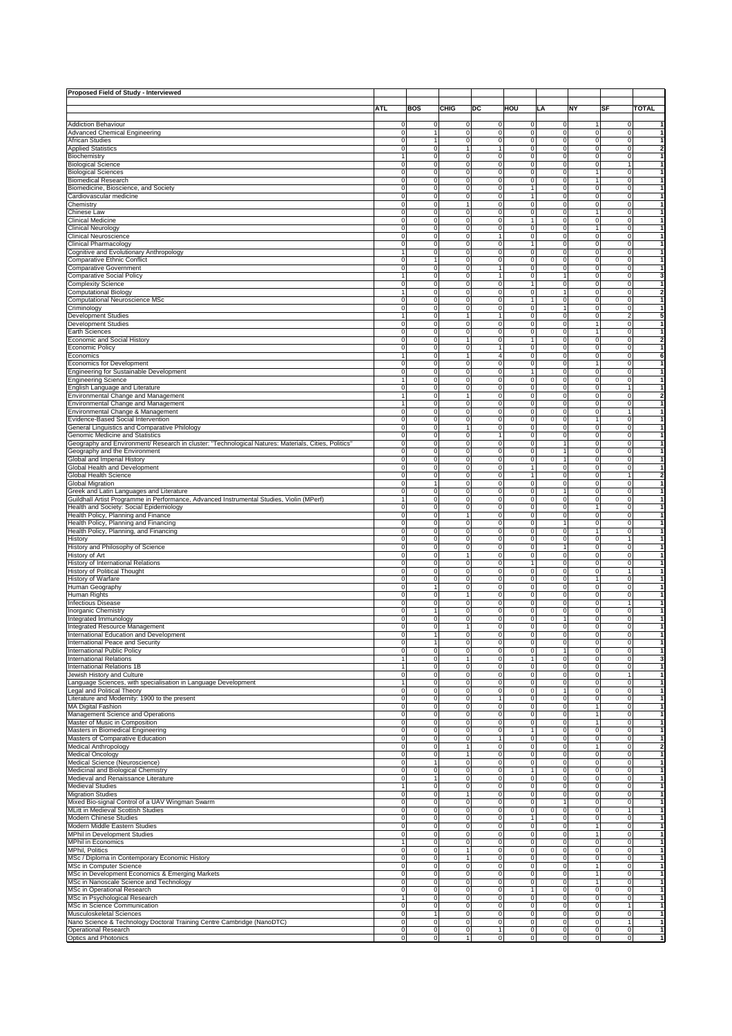**Proposed Field of Study - Interviewed**

| | ATL | BOS | CHIG | DC | HOU | LA | NY | SF | TOTAL |
|---|---|---|---|---|---|---|---|---|---|
| Addiction Behaviour | 0 | 0 | 0 | 0 | 0 | 0 | 1 | 0 | 1 |
| Advanced Chemical Engineering | 0 | 1 | 0 | 0 | 0 | 0 | 0 | 0 | 1 |
| African Studies | 0 | 1 | 0 | 0 | 0 | 0 | 0 | 0 | 1 |
| Applied Statistics | 0 | 0 | 1 | 1 | 0 | 0 | 0 | 0 | 2 |
| Biochemistry | 1 | 0 | 0 | 0 | 0 | 0 | 0 | 0 | 1 |
| Biological Science | 0 | 0 | 0 | 0 | 0 | 0 | 0 | 1 | 1 |
| Biological Sciences | 0 | 0 | 0 | 0 | 0 | 0 | 1 | 0 | 1 |
| Biomedical Research | 0 | 0 | 0 | 0 | 0 | 0 | 1 | 0 | 1 |
| Biomedicine, Bioscience, and Society | 0 | 0 | 0 | 0 | 1 | 0 | 0 | 0 | 1 |
| Cardiovascular medicine | 0 | 0 | 0 | 0 | 1 | 0 | 0 | 0 | 1 |
| Chemistry | 0 | 0 | 1 | 0 | 0 | 0 | 0 | 0 | 1 |
| Chinese Law | 0 | 0 | 0 | 0 | 0 | 0 | 1 | 0 | 1 |
| Clinical Medicine | 0 | 0 | 0 | 0 | 1 | 0 | 0 | 0 | 1 |
| Clinical Neurology | 0 | 0 | 0 | 0 | 0 | 0 | 1 | 0 | 1 |
| Clinical Neuroscience | 0 | 0 | 0 | 1 | 0 | 0 | 0 | 0 | 1 |
| Clinical Pharmacology | 0 | 0 | 0 | 0 | 1 | 0 | 0 | 0 | 1 |
| Cognitive and Evolutionary Anthropology | 1 | 0 | 0 | 0 | 0 | 0 | 0 | 0 | 1 |
| Comparative Ethnic Conflict | 0 | 1 | 0 | 0 | 0 | 0 | 0 | 0 | 1 |
| Comparative Government | 0 | 0 | 0 | 1 | 0 | 0 | 0 | 0 | 1 |
| Comparative Social Policy | 1 | 0 | 0 | 1 | 0 | 1 | 0 | 0 | 3 |
| Complexity Science | 0 | 0 | 0 | 0 | 1 | 0 | 0 | 0 | 1 |
| Computational Biology | 1 | 0 | 0 | 0 | 0 | 1 | 0 | 0 | 2 |
| Computational Neuroscience MSc | 0 | 0 | 0 | 0 | 1 | 0 | 0 | 0 | 1 |
| Criminology | 0 | 0 | 0 | 0 | 0 | 1 | 0 | 0 | 1 |
| Development Studies | 1 | 0 | 1 | 1 | 0 | 0 | 0 | 2 | 5 |
| Development Studies | 0 | 0 | 0 | 0 | 0 | 0 | 1 | 0 | 1 |
| Earth Sciences | 0 | 0 | 0 | 0 | 0 | 0 | 1 | 0 | 1 |
| Economic and Social History | 0 | 0 | 1 | 0 | 1 | 0 | 0 | 0 | 2 |
| Economic Policy | 0 | 0 | 0 | 1 | 0 | 0 | 0 | 0 | 1 |
| Economics | 1 | 0 | 1 | 4 | 0 | 0 | 0 | 0 | 6 |
| Economics for Development | 0 | 0 | 0 | 0 | 0 | 0 | 1 | 0 | 1 |
| Engineering for Sustainable Development | 0 | 0 | 0 | 0 | 1 | 0 | 0 | 0 | 1 |
| Engineering Science | 1 | 0 | 0 | 0 | 0 | 0 | 0 | 0 | 1 |
| English Language and Literature | 0 | 0 | 0 | 0 | 0 | 0 | 0 | 1 | 1 |
| Environmental Change and Management | 1 | 0 | 1 | 0 | 0 | 0 | 0 | 0 | 2 |
| Environmental Change and Management | 1 | 0 | 0 | 0 | 0 | 0 | 0 | 0 | 1 |
| Environmental Change & Management | 0 | 0 | 0 | 0 | 0 | 0 | 0 | 1 | 1 |
| Evidence-Based Social Intervention | 0 | 0 | 0 | 0 | 0 | 0 | 1 | 0 | 1 |
| General Linguistics and Comparative Philology | 0 | 0 | 1 | 0 | 0 | 0 | 0 | 0 | 1 |
| Genomic Medicine and Statistics | 0 | 0 | 0 | 1 | 0 | 0 | 0 | 0 | 1 |
| Geography and Environment/ Research in cluster: "Technological Natures: Materials, Cities, Politics" | 0 | 0 | 0 | 0 | 0 | 1 | 0 | 0 | 1 |
| Geography and the Environment | 0 | 0 | 0 | 0 | 0 | 1 | 0 | 0 | 1 |
| Global and Imperial History | 0 | 0 | 0 | 0 | 0 | 1 | 0 | 0 | 1 |
| Global Health and Development | 0 | 0 | 0 | 0 | 1 | 0 | 0 | 0 | 1 |
| Global Health Science | 0 | 0 | 0 | 0 | 1 | 0 | 0 | 1 | 2 |
| Global Migration | 0 | 1 | 0 | 0 | 0 | 0 | 0 | 0 | 1 |
| Greek and Latin Languages and Literature | 0 | 0 | 0 | 0 | 0 | 1 | 0 | 0 | 1 |
| Guildhall Artist Programme in Performance, Advanced Instrumental Studies, Violin (MPerf) | 1 | 0 | 0 | 0 | 0 | 0 | 0 | 0 | 1 |
| Health and Society: Social Epidemiology | 0 | 0 | 0 | 0 | 0 | 0 | 1 | 0 | 1 |
| Health Policy, Planning and Finance | 0 | 0 | 1 | 0 | 0 | 0 | 0 | 0 | 1 |
| Health Policy, Planning and Financing | 0 | 0 | 0 | 0 | 0 | 1 | 0 | 0 | 1 |
| Health Policy, Planning, and Financing | 0 | 0 | 0 | 0 | 0 | 0 | 1 | 0 | 1 |
| History | 0 | 0 | 0 | 0 | 0 | 0 | 0 | 1 | 1 |
| History and Philosophy of Science | 0 | 0 | 0 | 0 | 0 | 1 | 0 | 0 | 1 |
| History of Art | 0 | 0 | 1 | 0 | 0 | 0 | 0 | 0 | 1 |
| History of International Relations | 0 | 0 | 0 | 0 | 1 | 0 | 0 | 0 | 1 |
| History of Political Thought | 0 | 0 | 0 | 0 | 0 | 0 | 0 | 1 | 1 |
| History of Warfare | 0 | 0 | 0 | 0 | 0 | 0 | 1 | 0 | 1 |
| Human Geography | 0 | 1 | 0 | 0 | 0 | 0 | 0 | 0 | 1 |
| Human Rights | 0 | 0 | 1 | 0 | 0 | 0 | 0 | 0 | 1 |
| Infectious Disease | 0 | 0 | 0 | 0 | 0 | 0 | 0 | 1 | 1 |
| Inorganic Chemistry | 0 | 1 | 0 | 0 | 0 | 0 | 0 | 0 | 1 |
| Integrated Immunology | 0 | 0 | 0 | 0 | 0 | 1 | 0 | 0 | 1 |
| Integrated Resource Management | 0 | 0 | 1 | 0 | 0 | 0 | 0 | 0 | 1 |
| International Education and Development | 0 | 1 | 0 | 0 | 0 | 0 | 0 | 0 | 1 |
| International Peace and Security | 0 | 1 | 0 | 0 | 0 | 0 | 0 | 0 | 1 |
| International Public Policy | 0 | 0 | 0 | 0 | 0 | 1 | 0 | 0 | 1 |
| International Relations | 1 | 0 | 1 | 0 | 1 | 0 | 0 | 0 | 3 |
| International Relations 1B | 1 | 0 | 0 | 0 | 0 | 0 | 0 | 0 | 1 |
| Jewish History and Culture | 0 | 0 | 0 | 0 | 0 | 0 | 0 | 1 | 1 |
| Language Sciences, with specialisation in Language Development | 1 | 0 | 0 | 0 | 0 | 0 | 0 | 0 | 1 |
| Legal and Political Theory | 0 | 0 | 0 | 0 | 0 | 1 | 0 | 0 | 1 |
| Literature and Modernity: 1900 to the present | 0 | 0 | 0 | 1 | 0 | 0 | 0 | 0 | 1 |
| MA Digital Fashion | 0 | 0 | 0 | 0 | 0 | 0 | 1 | 0 | 1 |
| Management Science and Operations | 0 | 0 | 0 | 0 | 0 | 0 | 1 | 0 | 1 |
| Master of Music in Composition | 0 | 0 | 0 | 0 | 0 | 0 | 1 | 0 | 1 |
| Masters in Biomedical Engineering | 0 | 0 | 0 | 0 | 1 | 0 | 0 | 0 | 1 |
| Masters of Comparative Education | 0 | 0 | 0 | 1 | 0 | 0 | 0 | 0 | 1 |
| Medical Anthropology | 0 | 0 | 1 | 0 | 0 | 0 | 1 | 0 | 2 |
| Medical Oncology | 0 | 0 | 1 | 0 | 0 | 0 | 0 | 0 | 1 |
| Medical Science (Neuroscience) | 0 | 1 | 0 | 0 | 0 | 0 | 0 | 0 | 1 |
| Medicinal and Biological Chemistry | 0 | 0 | 0 | 0 | 1 | 0 | 0 | 0 | 1 |
| Medieval and Renaissance Literature | 0 | 1 | 0 | 0 | 0 | 0 | 0 | 0 | 1 |
| Medieval Studies | 1 | 0 | 0 | 0 | 0 | 0 | 0 | 0 | 1 |
| Migration Studies | 0 | 0 | 1 | 0 | 0 | 0 | 0 | 0 | 1 |
| Mixed Bio-signal Control of a UAV Wingman Swarm | 0 | 0 | 0 | 0 | 0 | 1 | 0 | 0 | 1 |
| MLitt in Medieval Scottish Studies | 0 | 0 | 0 | 0 | 0 | 0 | 0 | 1 | 1 |
| Modern Chinese Studies | 0 | 0 | 0 | 0 | 1 | 0 | 0 | 0 | 1 |
| Modern Middle Eastern Studies | 0 | 0 | 0 | 0 | 0 | 0 | 1 | 0 | 1 |
| MPhil in Development Studies | 0 | 0 | 0 | 0 | 0 | 0 | 1 | 0 | 1 |
| MPhil in Economics | 1 | 0 | 0 | 0 | 0 | 0 | 0 | 0 | 1 |
| MPhil, Politics | 0 | 0 | 1 | 0 | 0 | 0 | 0 | 0 | 1 |
| MSc / Diploma in Contemporary Economic History | 0 | 0 | 1 | 0 | 0 | 0 | 0 | 0 | 1 |
| MSc in Computer Science | 0 | 0 | 0 | 0 | 0 | 0 | 1 | 0 | 1 |
| MSc in Development Economics & Emerging Markets | 0 | 0 | 0 | 0 | 0 | 0 | 1 | 0 | 1 |
| MSc in Nanoscale Science and Technology | 0 | 0 | 0 | 0 | 0 | 0 | 1 | 0 | 1 |
| MSc in Operational Research | 0 | 0 | 0 | 0 | 1 | 0 | 0 | 0 | 1 |
| MSc in Psychological Research | 1 | 0 | 0 | 0 | 0 | 0 | 0 | 0 | 1 |
| MSc in Science Communication | 0 | 0 | 0 | 0 | 0 | 0 | 0 | 1 | 1 |
| Musculoskeletal Sciences | 0 | 1 | 0 | 0 | 0 | 0 | 0 | 0 | 1 |
| Nano Science & Technology Doctoral Training Centre Cambridge (NanoDTC) | 0 | 0 | 0 | 0 | 0 | 0 | 0 | 1 | 1 |
| Operational Research | 0 | 0 | 0 | 1 | 0 | 0 | 0 | 0 | 1 |
| Optics and Photonics | 0 | 0 | 1 | 0 | 0 | 0 | 0 | 0 | 1 |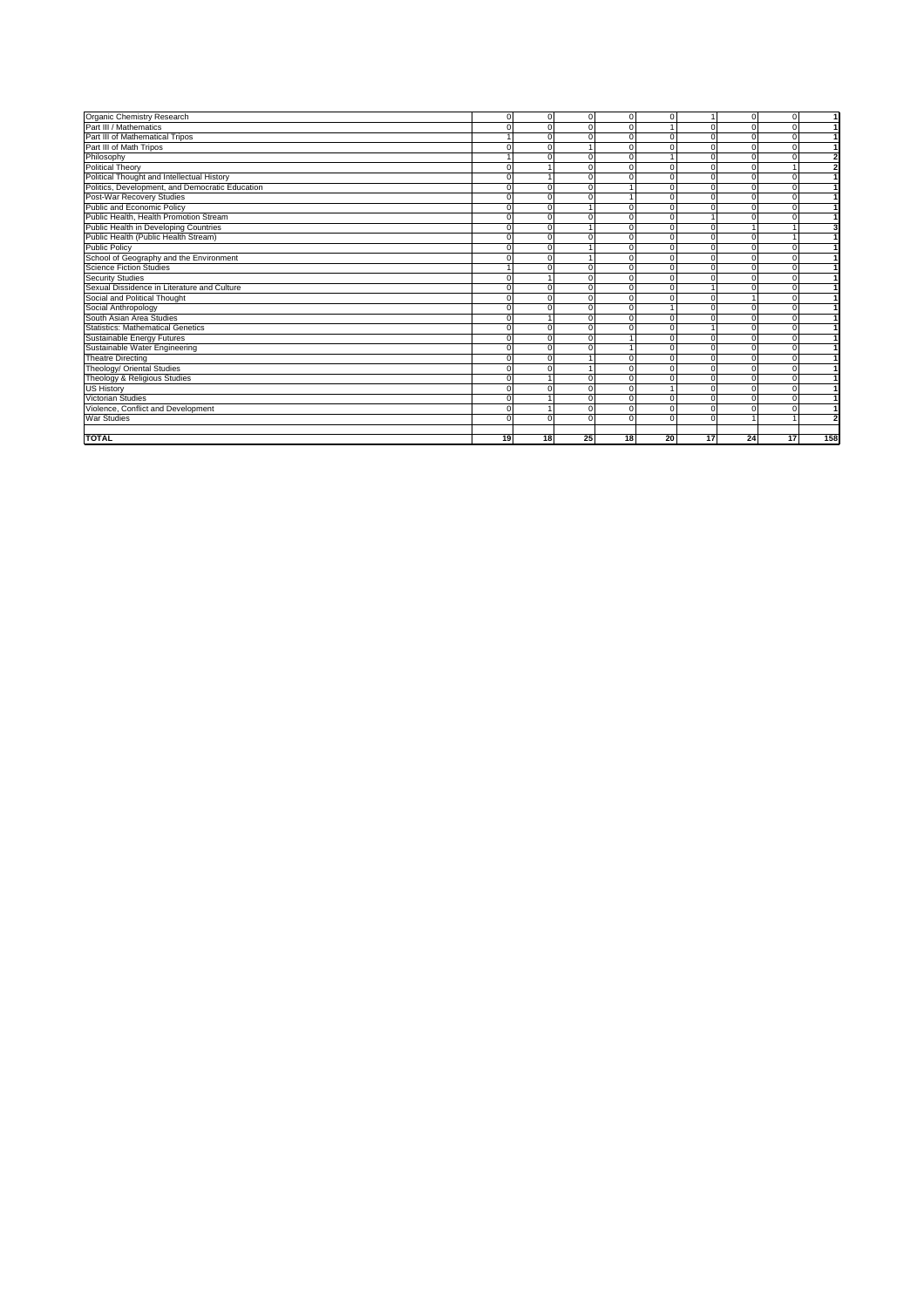| | | | | | | | | | |
|---|---|---|---|---|---|---|---|---|---|
| Organic Chemistry Research | 0 | 0 | 0 | 0 | 0 | 1 | 0 | 0 | 1 |
| Part III / Mathematics | 0 | 0 | 0 | 0 | 1 | 0 | 0 | 0 | 1 |
| Part III of Mathematical Tripos | 1 | 0 | 0 | 0 | 0 | 0 | 0 | 0 | 1 |
| Part III of Math Tripos | 0 | 0 | 1 | 0 | 0 | 0 | 0 | 0 | 1 |
| Philosophy | 1 | 0 | 0 | 0 | 1 | 0 | 0 | 0 | 2 |
| Political Theory | 0 | 1 | 0 | 0 | 0 | 0 | 0 | 1 | 2 |
| Political Thought and Intellectual History | 0 | 1 | 0 | 0 | 0 | 0 | 0 | 0 | 1 |
| Politics, Development, and Democratic Education | 0 | 0 | 0 | 1 | 0 | 0 | 0 | 0 | 1 |
| Post-War Recovery Studies | 0 | 0 | 0 | 1 | 0 | 0 | 0 | 0 | 1 |
| Public and Economic Policy | 0 | 0 | 1 | 0 | 0 | 0 | 0 | 0 | 1 |
| Public Health, Health Promotion Stream | 0 | 0 | 0 | 0 | 0 | 1 | 0 | 0 | 1 |
| Public Health in Developing Countries | 0 | 0 | 1 | 0 | 0 | 0 | 1 | 1 | 3 |
| Public Health (Public Health Stream) | 0 | 0 | 0 | 0 | 0 | 0 | 0 | 1 | 1 |
| Public Policy | 0 | 0 | 1 | 0 | 0 | 0 | 0 | 0 | 1 |
| School of Geography and the Environment | 0 | 0 | 1 | 0 | 0 | 0 | 0 | 0 | 1 |
| Science Fiction Studies | 1 | 0 | 0 | 0 | 0 | 0 | 0 | 0 | 1 |
| Security Studies | 0 | 1 | 0 | 0 | 0 | 0 | 0 | 0 | 1 |
| Sexual Dissidence in Literature and Culture | 0 | 0 | 0 | 0 | 0 | 1 | 0 | 0 | 1 |
| Social and Political Thought | 0 | 0 | 0 | 0 | 0 | 0 | 1 | 0 | 1 |
| Social Anthropology | 0 | 0 | 0 | 0 | 1 | 0 | 0 | 0 | 1 |
| South Asian Area Studies | 0 | 1 | 0 | 0 | 0 | 0 | 0 | 0 | 1 |
| Statistics: Mathematical Genetics | 0 | 0 | 0 | 0 | 0 | 1 | 0 | 0 | 1 |
| Sustainable Energy Futures | 0 | 0 | 0 | 1 | 0 | 0 | 0 | 0 | 1 |
| Sustainable Water Engineering | 0 | 0 | 0 | 1 | 0 | 0 | 0 | 0 | 1 |
| Theatre Directing | 0 | 0 | 1 | 0 | 0 | 0 | 0 | 0 | 1 |
| Theology/ Oriental Studies | 0 | 0 | 1 | 0 | 0 | 0 | 0 | 0 | 1 |
| Theology & Religious Studies | 0 | 1 | 0 | 0 | 0 | 0 | 0 | 0 | 1 |
| US History | 0 | 0 | 0 | 0 | 1 | 0 | 0 | 0 | 1 |
| Victorian Studies | 0 | 1 | 0 | 0 | 0 | 0 | 0 | 0 | 1 |
| Violence, Conflict and Development | 0 | 1 | 0 | 0 | 0 | 0 | 0 | 0 | 1 |
| War Studies | 0 | 0 | 0 | 0 | 0 | 0 | 1 | 1 | 2 |
| | | | | | | | | | |
| **TOTAL** | **19** | **18** | **25** | **18** | **20** | **17** | **24** | **17** | **158** |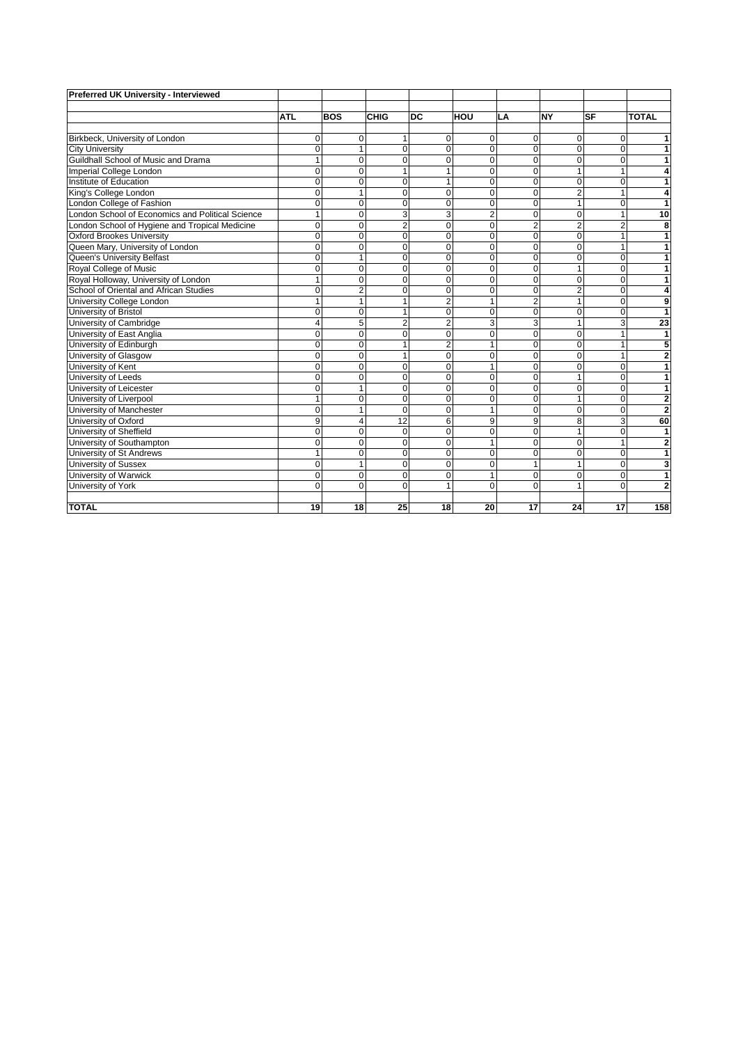**Preferred UK University - Interviewed**

| | ATL | BOS | CHIG | DC | HOU | LA | NY | SF | TOTAL |
|---|---|---|---|---|---|---|---|---|---|
| Birkbeck, University of London | 0 | 0 | 1 | 0 | 0 | 0 | 0 | 0 | **1** |
| City University | 0 | 1 | 0 | 0 | 0 | 0 | 0 | 0 | **1** |
| Guildhall School of Music and Drama | 1 | 0 | 0 | 0 | 0 | 0 | 0 | 0 | **1** |
| Imperial College London | 0 | 0 | 1 | 1 | 0 | 0 | 1 | 1 | **4** |
| Institute of Education | 0 | 0 | 0 | 1 | 0 | 0 | 0 | 0 | **1** |
| King's College London | 0 | 1 | 0 | 0 | 0 | 0 | 2 | 1 | **4** |
| London College of Fashion | 0 | 0 | 0 | 0 | 0 | 0 | 1 | 0 | **1** |
| London School of Economics and Political Science | 1 | 0 | 3 | 3 | 2 | 0 | 0 | 1 | **10** |
| London School of Hygiene and Tropical Medicine | 0 | 0 | 2 | 0 | 0 | 2 | 2 | 2 | **8** |
| Oxford Brookes University | 0 | 0 | 0 | 0 | 0 | 0 | 0 | 1 | **1** |
| Queen Mary, University of London | 0 | 0 | 0 | 0 | 0 | 0 | 0 | 1 | **1** |
| Queen's University Belfast | 0 | 1 | 0 | 0 | 0 | 0 | 0 | 0 | **1** |
| Royal College of Music | 0 | 0 | 0 | 0 | 0 | 0 | 1 | 0 | **1** |
| Royal Holloway, University of London | 1 | 0 | 0 | 0 | 0 | 0 | 0 | 0 | **1** |
| School of Oriental and African Studies | 0 | 2 | 0 | 0 | 0 | 0 | 2 | 0 | **4** |
| University College London | 1 | 1 | 1 | 2 | 1 | 2 | 1 | 0 | **9** |
| University of Bristol | 0 | 0 | 1 | 0 | 0 | 0 | 0 | 0 | **1** |
| University of Cambridge | 4 | 5 | 2 | 2 | 3 | 3 | 1 | 3 | **23** |
| University of East Anglia | 0 | 0 | 0 | 0 | 0 | 0 | 0 | 1 | **1** |
| University of Edinburgh | 0 | 0 | 1 | 2 | 1 | 0 | 0 | 1 | **5** |
| University of Glasgow | 0 | 0 | 1 | 0 | 0 | 0 | 0 | 1 | **2** |
| University of Kent | 0 | 0 | 0 | 0 | 1 | 0 | 0 | 0 | **1** |
| University of Leeds | 0 | 0 | 0 | 0 | 0 | 0 | 1 | 0 | **1** |
| University of Leicester | 0 | 1 | 0 | 0 | 0 | 0 | 0 | 0 | **1** |
| University of Liverpool | 1 | 0 | 0 | 0 | 0 | 0 | 1 | 0 | **2** |
| University of Manchester | 0 | 1 | 0 | 0 | 1 | 0 | 0 | 0 | **2** |
| University of Oxford | 9 | 4 | 12 | 6 | 9 | 9 | 8 | 3 | **60** |
| University of Sheffield | 0 | 0 | 0 | 0 | 0 | 0 | 1 | 0 | **1** |
| University of Southampton | 0 | 0 | 0 | 0 | 1 | 0 | 0 | 1 | **2** |
| University of St Andrews | 1 | 0 | 0 | 0 | 0 | 0 | 0 | 0 | **1** |
| University of Sussex | 0 | 1 | 0 | 0 | 0 | 1 | 1 | 0 | **3** |
| University of Warwick | 0 | 0 | 0 | 0 | 1 | 0 | 0 | 0 | **1** |
| University of York | 0 | 0 | 0 | 1 | 0 | 0 | 1 | 0 | **2** |
| **TOTAL** | **19** | **18** | **25** | **18** | **20** | **17** | **24** | **17** | **158** |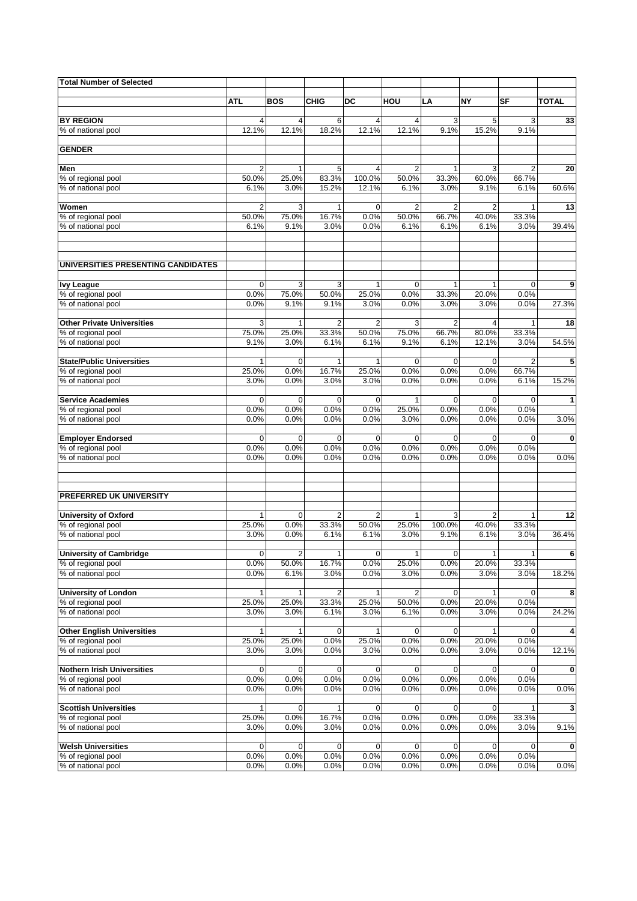| Total Number of Selected | | | | | | | | | |
|---|---|---|---|---|---|---|---|---|---|
| | ATL | BOS | CHIG | DC | HOU | LA | NY | SF | TOTAL |
| **BY REGION** | 4 | 4 | 6 | 4 | 4 | 3 | 5 | 3 | 33 |
| % of national pool | 12.1% | 12.1% | 18.2% | 12.1% | 12.1% | 9.1% | 15.2% | 9.1% | |
| **GENDER** | | | | | | | | | |
| **Men** | 2 | 1 | 5 | 4 | 2 | 1 | 3 | 2 | 20 |
| % of regional pool | 50.0% | 25.0% | 83.3% | 100.0% | 50.0% | 33.3% | 60.0% | 66.7% | |
| % of national pool | 6.1% | 3.0% | 15.2% | 12.1% | 6.1% | 3.0% | 9.1% | 6.1% | 60.6% |
| **Women** | 2 | 3 | 1 | 0 | 2 | 2 | 2 | 1 | 13 |
| % of regional pool | 50.0% | 75.0% | 16.7% | 0.0% | 50.0% | 66.7% | 40.0% | 33.3% | |
| % of national pool | 6.1% | 9.1% | 3.0% | 0.0% | 6.1% | 6.1% | 6.1% | 3.0% | 39.4% |
| **UNIVERSITIES PRESENTING CANDIDATES** | | | | | | | | | |
| **Ivy League** | 0 | 3 | 3 | 1 | 0 | 1 | 1 | 0 | 9 |
| % of regional pool | 0.0% | 75.0% | 50.0% | 25.0% | 0.0% | 33.3% | 20.0% | 0.0% | |
| % of national pool | 0.0% | 9.1% | 9.1% | 3.0% | 0.0% | 3.0% | 3.0% | 0.0% | 27.3% |
| **Other Private Universities** | 3 | 1 | 2 | 2 | 3 | 2 | 4 | 1 | 18 |
| % of regional pool | 75.0% | 25.0% | 33.3% | 50.0% | 75.0% | 66.7% | 80.0% | 33.3% | |
| % of national pool | 9.1% | 3.0% | 6.1% | 6.1% | 9.1% | 6.1% | 12.1% | 3.0% | 54.5% |
| **State/Public Universities** | 1 | 0 | 1 | 1 | 0 | 0 | 0 | 2 | 5 |
| % of regional pool | 25.0% | 0.0% | 16.7% | 25.0% | 0.0% | 0.0% | 0.0% | 66.7% | |
| % of national pool | 3.0% | 0.0% | 3.0% | 3.0% | 0.0% | 0.0% | 0.0% | 6.1% | 15.2% |
| **Service Academies** | 0 | 0 | 0 | 0 | 1 | 0 | 0 | 0 | 1 |
| % of regional pool | 0.0% | 0.0% | 0.0% | 0.0% | 25.0% | 0.0% | 0.0% | 0.0% | |
| % of national pool | 0.0% | 0.0% | 0.0% | 0.0% | 3.0% | 0.0% | 0.0% | 0.0% | 3.0% |
| **Employer Endorsed** | 0 | 0 | 0 | 0 | 0 | 0 | 0 | 0 | 0 |
| % of regional pool | 0.0% | 0.0% | 0.0% | 0.0% | 0.0% | 0.0% | 0.0% | 0.0% | |
| % of national pool | 0.0% | 0.0% | 0.0% | 0.0% | 0.0% | 0.0% | 0.0% | 0.0% | 0.0% |
| **PREFERRED UK UNIVERSITY** | | | | | | | | | |
| **University of Oxford** | 1 | 0 | 2 | 2 | 1 | 3 | 2 | 1 | 12 |
| % of regional pool | 25.0% | 0.0% | 33.3% | 50.0% | 25.0% | 100.0% | 40.0% | 33.3% | |
| % of national pool | 3.0% | 0.0% | 6.1% | 6.1% | 3.0% | 9.1% | 6.1% | 3.0% | 36.4% |
| **University of Cambridge** | 0 | 2 | 1 | 0 | 1 | 0 | 1 | 1 | 6 |
| % of regional pool | 0.0% | 50.0% | 16.7% | 0.0% | 25.0% | 0.0% | 20.0% | 33.3% | |
| % of national pool | 0.0% | 6.1% | 3.0% | 0.0% | 3.0% | 0.0% | 3.0% | 3.0% | 18.2% |
| **University of London** | 1 | 1 | 2 | 1 | 2 | 0 | 1 | 0 | 8 |
| % of regional pool | 25.0% | 25.0% | 33.3% | 25.0% | 50.0% | 0.0% | 20.0% | 0.0% | |
| % of national pool | 3.0% | 3.0% | 6.1% | 3.0% | 6.1% | 0.0% | 3.0% | 0.0% | 24.2% |
| **Other English Universities** | 1 | 1 | 0 | 1 | 0 | 0 | 1 | 0 | 4 |
| % of regional pool | 25.0% | 25.0% | 0.0% | 25.0% | 0.0% | 0.0% | 20.0% | 0.0% | |
| % of national pool | 3.0% | 3.0% | 0.0% | 3.0% | 0.0% | 0.0% | 3.0% | 0.0% | 12.1% |
| **Nothern Irish Universities** | 0 | 0 | 0 | 0 | 0 | 0 | 0 | 0 | 0 |
| % of regional pool | 0.0% | 0.0% | 0.0% | 0.0% | 0.0% | 0.0% | 0.0% | 0.0% | |
| % of national pool | 0.0% | 0.0% | 0.0% | 0.0% | 0.0% | 0.0% | 0.0% | 0.0% | 0.0% |
| **Scottish Universities** | 1 | 0 | 1 | 0 | 0 | 0 | 0 | 1 | 3 |
| % of regional pool | 25.0% | 0.0% | 16.7% | 0.0% | 0.0% | 0.0% | 0.0% | 33.3% | |
| % of national pool | 3.0% | 0.0% | 3.0% | 0.0% | 0.0% | 0.0% | 0.0% | 3.0% | 9.1% |
| **Welsh Universities** | 0 | 0 | 0 | 0 | 0 | 0 | 0 | 0 | 0 |
| % of regional pool | 0.0% | 0.0% | 0.0% | 0.0% | 0.0% | 0.0% | 0.0% | 0.0% | |
| % of national pool | 0.0% | 0.0% | 0.0% | 0.0% | 0.0% | 0.0% | 0.0% | 0.0% | 0.0% |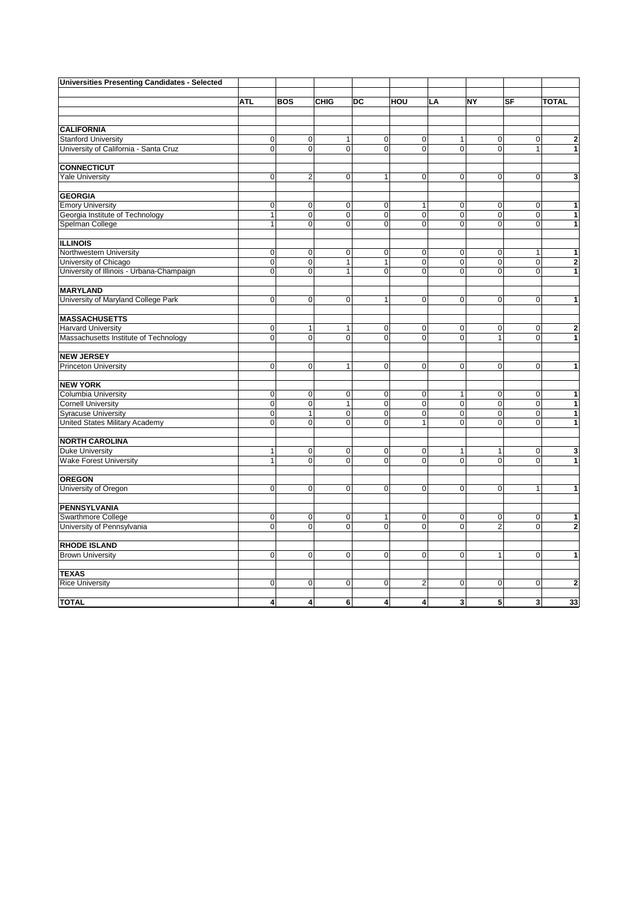| Universities Presenting Candidates - Selected | | | | | | | | | |
|---|---|---|---|---|---|---|---|---|---|
| | ATL | BOS | CHIG | DC | HOU | LA | NY | SF | TOTAL |
| **CALIFORNIA** | | | | | | | | | |
| Stanford University | 0 | 0 | 1 | 0 | 0 | 1 | 0 | 0 | **2** |
| University of California - Santa Cruz | 0 | 0 | 0 | 0 | 0 | 0 | 0 | 1 | **1** |
| **CONNECTICUT** | | | | | | | | | |
| Yale University | 0 | 2 | 0 | 1 | 0 | 0 | 0 | 0 | **3** |
| **GEORGIA** | | | | | | | | | |
| Emory University | 0 | 0 | 0 | 0 | 1 | 0 | 0 | 0 | **1** |
| Georgia Institute of Technology | 1 | 0 | 0 | 0 | 0 | 0 | 0 | 0 | **1** |
| Spelman College | 1 | 0 | 0 | 0 | 0 | 0 | 0 | 0 | **1** |
| **ILLINOIS** | | | | | | | | | |
| Northwestern University | 0 | 0 | 0 | 0 | 0 | 0 | 0 | 1 | **1** |
| University of Chicago | 0 | 0 | 1 | 1 | 0 | 0 | 0 | 0 | **2** |
| University of Illinois - Urbana-Champaign | 0 | 0 | 1 | 0 | 0 | 0 | 0 | 0 | **1** |
| **MARYLAND** | | | | | | | | | |
| University of Maryland College Park | 0 | 0 | 0 | 1 | 0 | 0 | 0 | 0 | **1** |
| **MASSACHUSETTS** | | | | | | | | | |
| Harvard University | 0 | 1 | 1 | 0 | 0 | 0 | 0 | 0 | **2** |
| Massachusetts Institute of Technology | 0 | 0 | 0 | 0 | 0 | 0 | 1 | 0 | **1** |
| **NEW JERSEY** | | | | | | | | | |
| Princeton University | 0 | 0 | 1 | 0 | 0 | 0 | 0 | 0 | **1** |
| **NEW YORK** | | | | | | | | | |
| Columbia University | 0 | 0 | 0 | 0 | 0 | 1 | 0 | 0 | **1** |
| Cornell University | 0 | 0 | 1 | 0 | 0 | 0 | 0 | 0 | **1** |
| Syracuse University | 0 | 1 | 0 | 0 | 0 | 0 | 0 | 0 | **1** |
| United States Military Academy | 0 | 0 | 0 | 0 | 1 | 0 | 0 | 0 | **1** |
| **NORTH CAROLINA** | | | | | | | | | |
| Duke University | 1 | 0 | 0 | 0 | 0 | 1 | 1 | 0 | **3** |
| Wake Forest University | 1 | 0 | 0 | 0 | 0 | 0 | 0 | 0 | **1** |
| **OREGON** | | | | | | | | | |
| University of Oregon | 0 | 0 | 0 | 0 | 0 | 0 | 0 | 1 | **1** |
| **PENNSYLVANIA** | | | | | | | | | |
| Swarthmore College | 0 | 0 | 0 | 1 | 0 | 0 | 0 | 0 | **1** |
| University of Pennsylvania | 0 | 0 | 0 | 0 | 0 | 0 | 2 | 0 | **2** |
| **RHODE ISLAND** | | | | | | | | | |
| Brown University | 0 | 0 | 0 | 0 | 0 | 0 | 1 | 0 | **1** |
| **TEXAS** | | | | | | | | | |
| Rice University | 0 | 0 | 0 | 0 | 2 | 0 | 0 | 0 | **2** |
| **TOTAL** | **4** | **4** | **6** | **4** | **4** | **3** | **5** | **3** | **33** |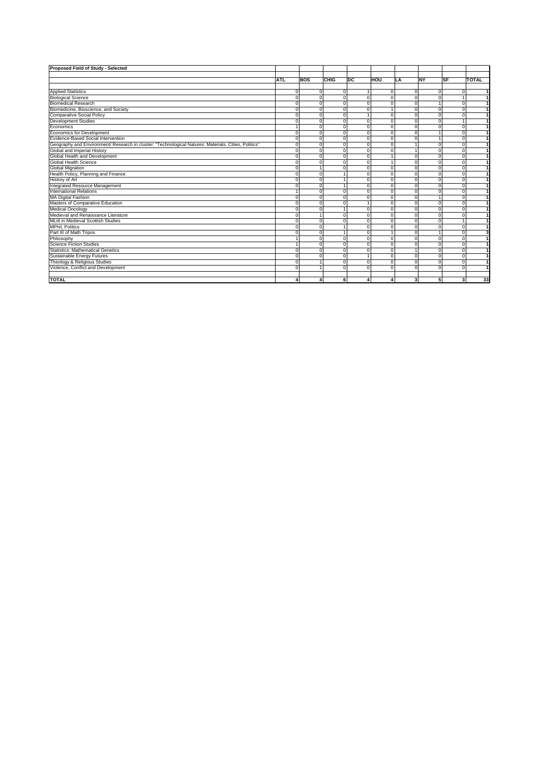| Proposed Field of Study - Selected | | | | | | | | | |
|---|---|---|---|---|---|---|---|---|---|
| | ATL | BOS | CHIG | DC | HOU | LA | NY | SF | TOTAL |
| Applied Statistics | 0 | 0 | 0 | 1 | 0 | 0 | 0 | 0 | 1 |
| Biological Science | 0 | 0 | 0 | 0 | 0 | 0 | 0 | 1 | 1 |
| Biomedical Research | 0 | 0 | 0 | 0 | 0 | 0 | 1 | 0 | 1 |
| Biomedicine, Bioscience, and Society | 0 | 0 | 0 | 0 | 1 | 0 | 0 | 0 | 1 |
| Comparative Social Policy | 0 | 0 | 0 | 1 | 0 | 0 | 0 | 0 | 1 |
| Development Studies | 0 | 0 | 0 | 0 | 0 | 0 | 0 | 1 | 1 |
| Economics | 1 | 0 | 0 | 0 | 0 | 0 | 0 | 0 | 1 |
| Economics for Development | 0 | 0 | 0 | 0 | 0 | 0 | 1 | 0 | 1 |
| Evidence-Based Social Intervention | 0 | 0 | 0 | 0 | 0 | 0 | 1 | 0 | 1 |
| Geography and Environment/ Research in cluster: "Technological Natures: Materials, Cities, Politics" | 0 | 0 | 0 | 0 | 0 | 1 | 0 | 0 | 1 |
| Global and Imperial History | 0 | 0 | 0 | 0 | 0 | 1 | 0 | 0 | 1 |
| Global Health and Development | 0 | 0 | 0 | 0 | 1 | 0 | 0 | 0 | 1 |
| Global Health Science | 0 | 0 | 0 | 0 | 1 | 0 | 0 | 0 | 1 |
| Global Migration | 0 | 1 | 0 | 0 | 0 | 0 | 0 | 0 | 1 |
| Health Policy, Planning and Finance | 0 | 0 | 1 | 0 | 0 | 0 | 0 | 0 | 1 |
| History of Art | 0 | 0 | 1 | 0 | 0 | 0 | 0 | 0 | 1 |
| Integrated Resource Management | 0 | 0 | 1 | 0 | 0 | 0 | 0 | 0 | 1 |
| International Relations | 1 | 0 | 0 | 0 | 0 | 0 | 0 | 0 | 1 |
| MA Digital Fashion | 0 | 0 | 0 | 0 | 0 | 0 | 1 | 0 | 1 |
| Masters of Comparative Education | 0 | 0 | 0 | 1 | 0 | 0 | 0 | 0 | 1 |
| Medical Oncology | 0 | 0 | 1 | 0 | 0 | 0 | 0 | 0 | 1 |
| Medieval and Renaissance Literature | 0 | 1 | 0 | 0 | 0 | 0 | 0 | 0 | 1 |
| MLitt in Medieval Scottish Studies | 0 | 0 | 0 | 0 | 0 | 0 | 0 | 1 | 1 |
| MPhil, Politics | 0 | 0 | 1 | 0 | 0 | 0 | 0 | 0 | 1 |
| Part III of Math Tripos | 0 | 0 | 1 | 0 | 1 | 0 | 1 | 0 | 3 |
| Philosophy | 1 | 0 | 0 | 0 | 0 | 0 | 0 | 0 | 1 |
| Science Fiction Studies | 1 | 0 | 0 | 0 | 0 | 0 | 0 | 0 | 1 |
| Statistics: Mathematical Genetics | 0 | 0 | 0 | 0 | 0 | 1 | 0 | 0 | 1 |
| Sustainable Energy Futures | 0 | 0 | 0 | 1 | 0 | 0 | 0 | 0 | 1 |
| Theology & Religious Studies | 0 | 1 | 0 | 0 | 0 | 0 | 0 | 0 | 1 |
| Violence, Conflict and Development | 0 | 1 | 0 | 0 | 0 | 0 | 0 | 0 | 1 |
| TOTAL | 4 | 4 | 6 | 4 | 4 | 3 | 5 | 3 | 33 |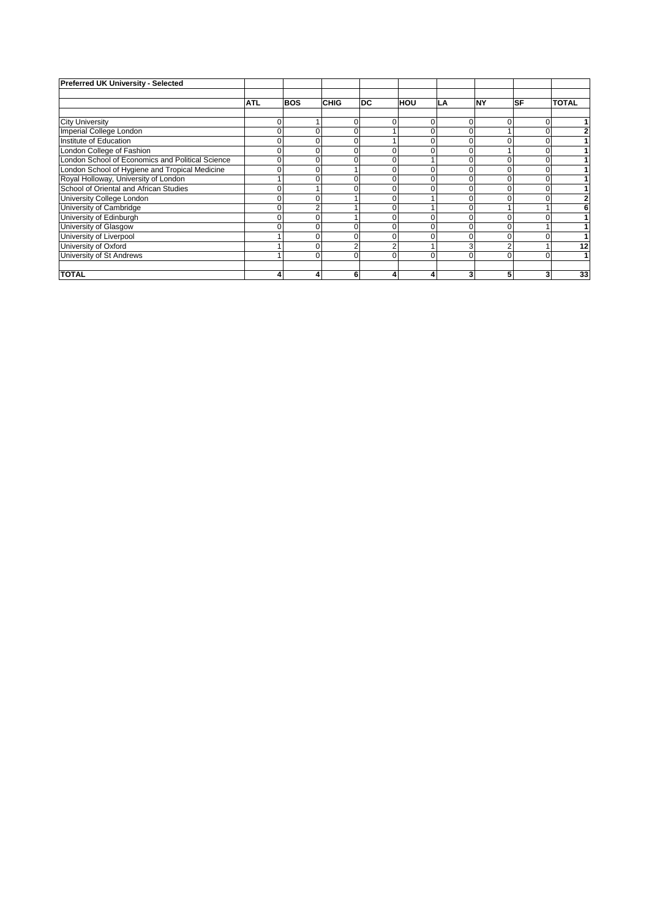| Preferred UK University - Selected | | | | | | | | | |
|---|---|---|---|---|---|---|---|---|---|
| | ATL | BOS | CHIG | DC | HOU | LA | NY | SF | TOTAL |
| City University | 0 | 1 | 0 | 0 | 0 | 0 | 0 | 0 | 1 |
| Imperial College London | 0 | 0 | 0 | 1 | 0 | 0 | 1 | 0 | 2 |
| Institute of Education | 0 | 0 | 0 | 1 | 0 | 0 | 0 | 0 | 1 |
| London College of Fashion | 0 | 0 | 0 | 0 | 0 | 0 | 1 | 0 | 1 |
| London School of Economics and Political Science | 0 | 0 | 0 | 0 | 1 | 0 | 0 | 0 | 1 |
| London School of Hygiene and Tropical Medicine | 0 | 0 | 1 | 0 | 0 | 0 | 0 | 0 | 1 |
| Royal Holloway, University of London | 1 | 0 | 0 | 0 | 0 | 0 | 0 | 0 | 1 |
| School of Oriental and African Studies | 0 | 1 | 0 | 0 | 0 | 0 | 0 | 0 | 1 |
| University College London | 0 | 0 | 1 | 0 | 1 | 0 | 0 | 0 | 2 |
| University of Cambridge | 0 | 2 | 1 | 0 | 1 | 0 | 1 | 1 | 6 |
| University of Edinburgh | 0 | 0 | 1 | 0 | 0 | 0 | 0 | 0 | 1 |
| University of Glasgow | 0 | 0 | 0 | 0 | 0 | 0 | 0 | 1 | 1 |
| University of Liverpool | 1 | 0 | 0 | 0 | 0 | 0 | 0 | 0 | 1 |
| University of Oxford | 1 | 0 | 2 | 2 | 1 | 3 | 2 | 1 | 12 |
| University of St Andrews | 1 | 0 | 0 | 0 | 0 | 0 | 0 | 0 | 1 |
| **TOTAL** | **4** | **4** | **6** | **4** | **4** | **3** | **5** | **3** | **33** |